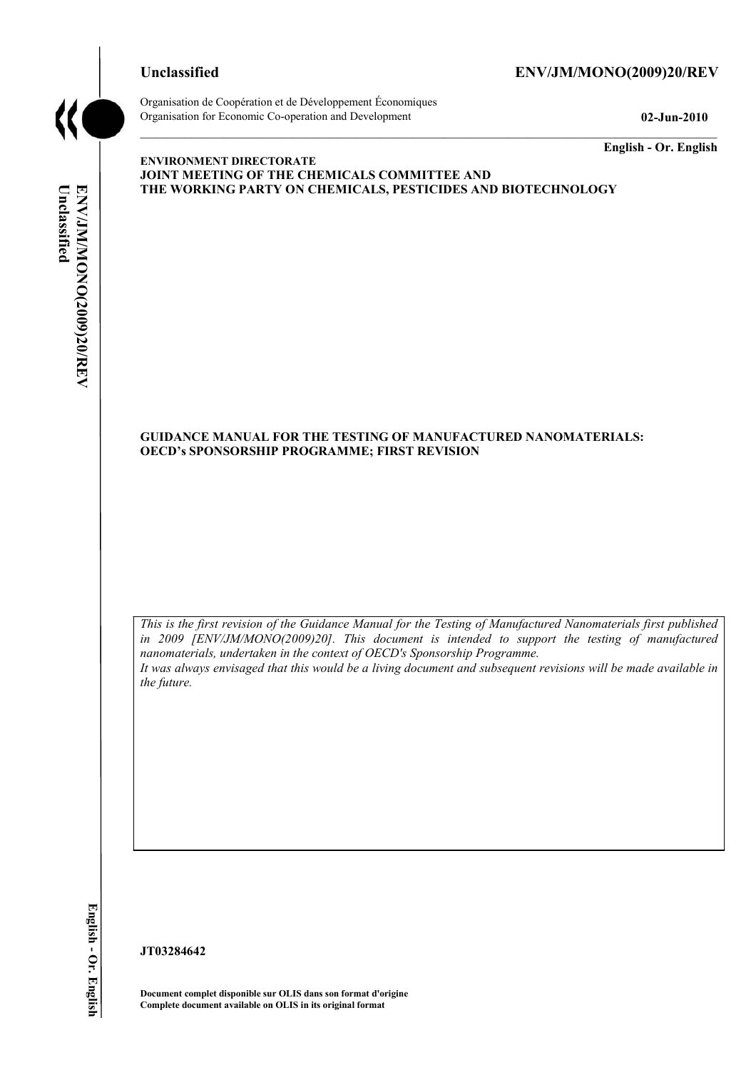**Unclassified** **ENV/JM/MONO(2009)20/REV**

Organisation de Coopération et de Développement Économiques
Organisation for Economic Co-operation and Development **02-Jun-2010**

**English - Or. English**

**ENVIRONMENT DIRECTORATE**
**JOINT MEETING OF THE CHEMICALS COMMITTEE AND**
**THE WORKING PARTY ON CHEMICALS, PESTICIDES AND BIOTECHNOLOGY**

**GUIDANCE MANUAL FOR THE TESTING OF MANUFACTURED NANOMATERIALS: OECD's SPONSORSHIP PROGRAMME; FIRST REVISION**

*This is the first revision of the Guidance Manual for the Testing of Manufactured Nanomaterials first published in 2009 [ENV/JM/MONO(2009)20]. This document is intended to support the testing of manufactured nanomaterials, undertaken in the context of OECD's Sponsorship Programme.*
*It was always envisaged that this would be a living document and subsequent revisions will be made available in the future.*

**JT03284642**

**Document complet disponible sur OLIS dans son format d'origine**
**Complete document available on OLIS in its original format**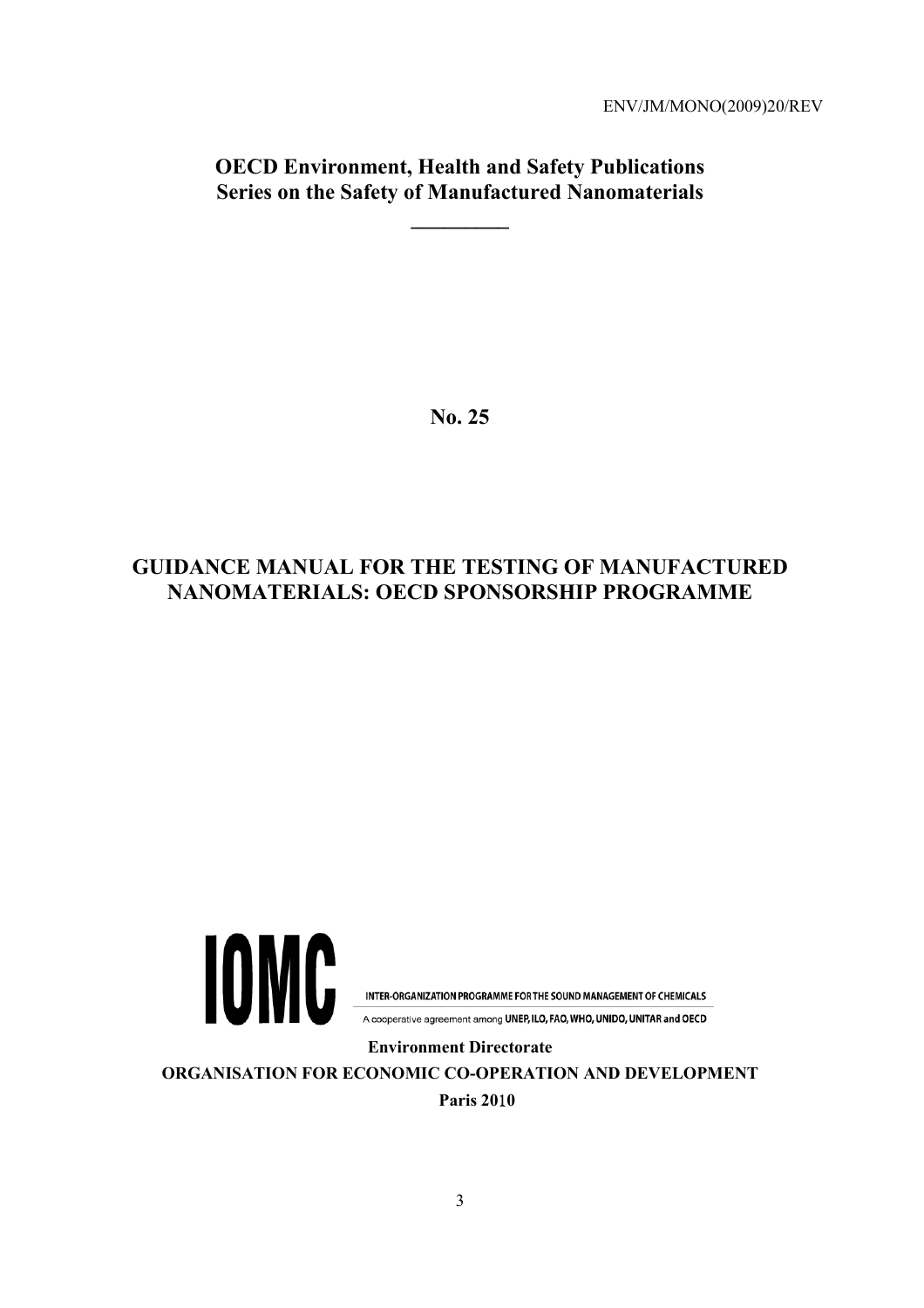ENV/JM/MONO(2009)20/REV

**OECD Environment, Health and Safety Publications**
**Series on the Safety of Manufactured Nanomaterials**

**No. 25**

# GUIDANCE MANUAL FOR THE TESTING OF MANUFACTURED NANOMATERIALS: OECD SPONSORSHIP PROGRAMME

IOMC

INTER-ORGANIZATION PROGRAMME FOR THE SOUND MANAGEMENT OF CHEMICALS

A cooperative agreement among UNEP, ILO, FAO, WHO, UNIDO, UNITAR and OECD

**Environment Directorate**

**ORGANISATION FOR ECONOMIC CO-OPERATION AND DEVELOPMENT**

**Paris 2010**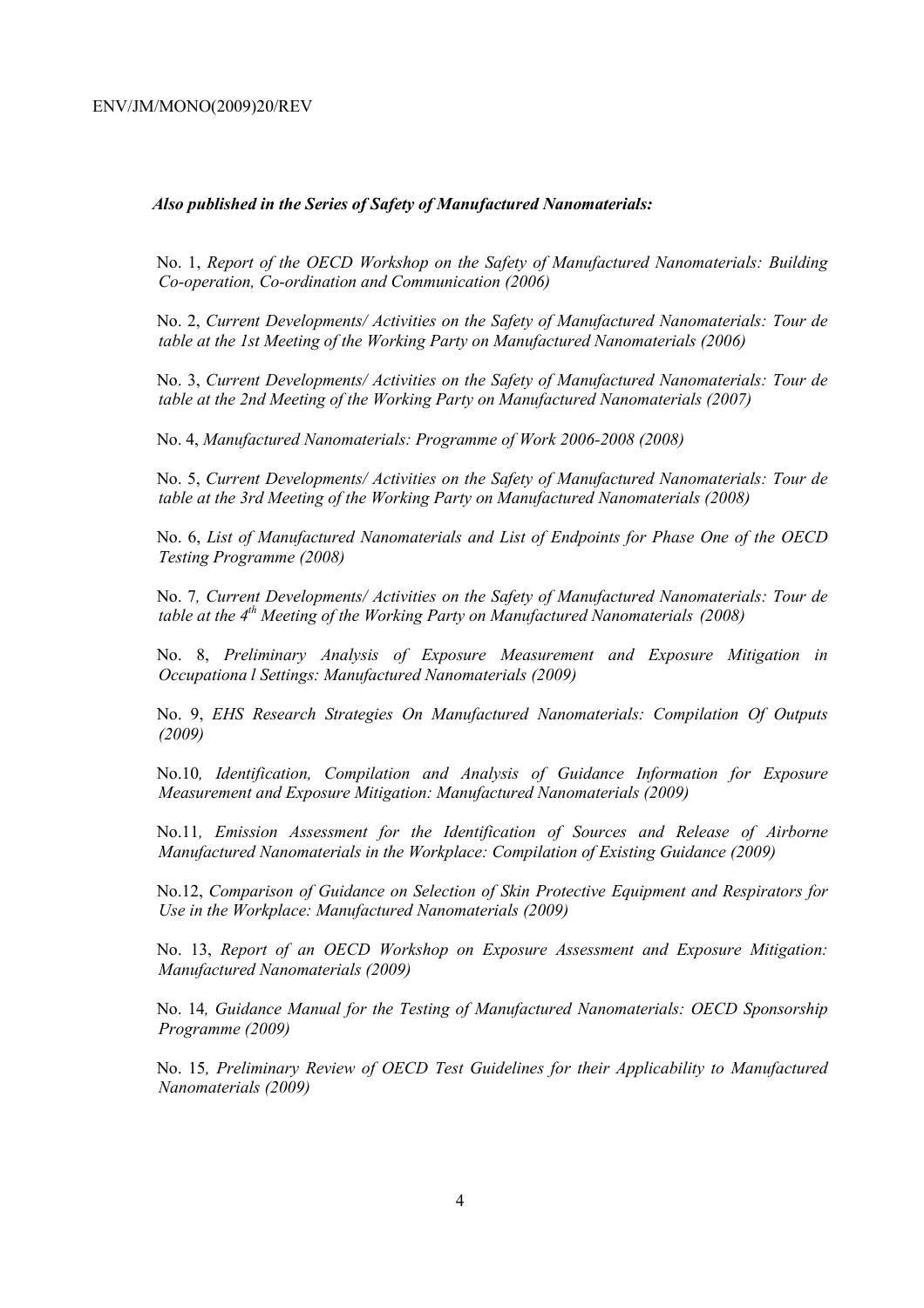***Also published in the Series of Safety of Manufactured Nanomaterials:***

No. 1, *Report of the OECD Workshop on the Safety of Manufactured Nanomaterials: Building Co-operation, Co-ordination and Communication (2006)*

No. 2, *Current Developments/ Activities on the Safety of Manufactured Nanomaterials: Tour de table at the 1st Meeting of the Working Party on Manufactured Nanomaterials (2006)*

No. 3, *Current Developments/ Activities on the Safety of Manufactured Nanomaterials: Tour de table at the 2nd Meeting of the Working Party on Manufactured Nanomaterials (2007)*

No. 4, *Manufactured Nanomaterials: Programme of Work 2006-2008 (2008)*

No. 5, *Current Developments/ Activities on the Safety of Manufactured Nanomaterials: Tour de table at the 3rd Meeting of the Working Party on Manufactured Nanomaterials (2008)*

No. 6, *List of Manufactured Nanomaterials and List of Endpoints for Phase One of the OECD Testing Programme (2008)*

No. 7*, Current Developments/ Activities on the Safety of Manufactured Nanomaterials: Tour de table at the 4th Meeting of the Working Party on Manufactured Nanomaterials (2008)*

No. 8, *Preliminary Analysis of Exposure Measurement and Exposure Mitigation in Occupationa l Settings: Manufactured Nanomaterials (2009)*

No. 9, *EHS Research Strategies On Manufactured Nanomaterials: Compilation Of Outputs (2009)*

No.10*, Identification, Compilation and Analysis of Guidance Information for Exposure Measurement and Exposure Mitigation: Manufactured Nanomaterials (2009)*

No.11*, Emission Assessment for the Identification of Sources and Release of Airborne Manufactured Nanomaterials in the Workplace: Compilation of Existing Guidance (2009)*

No.12, *Comparison of Guidance on Selection of Skin Protective Equipment and Respirators for Use in the Workplace: Manufactured Nanomaterials (2009)*

No. 13, *Report of an OECD Workshop on Exposure Assessment and Exposure Mitigation: Manufactured Nanomaterials (2009)*

No. 14*, Guidance Manual for the Testing of Manufactured Nanomaterials: OECD Sponsorship Programme (2009)*

No. 15*, Preliminary Review of OECD Test Guidelines for their Applicability to Manufactured Nanomaterials (2009)*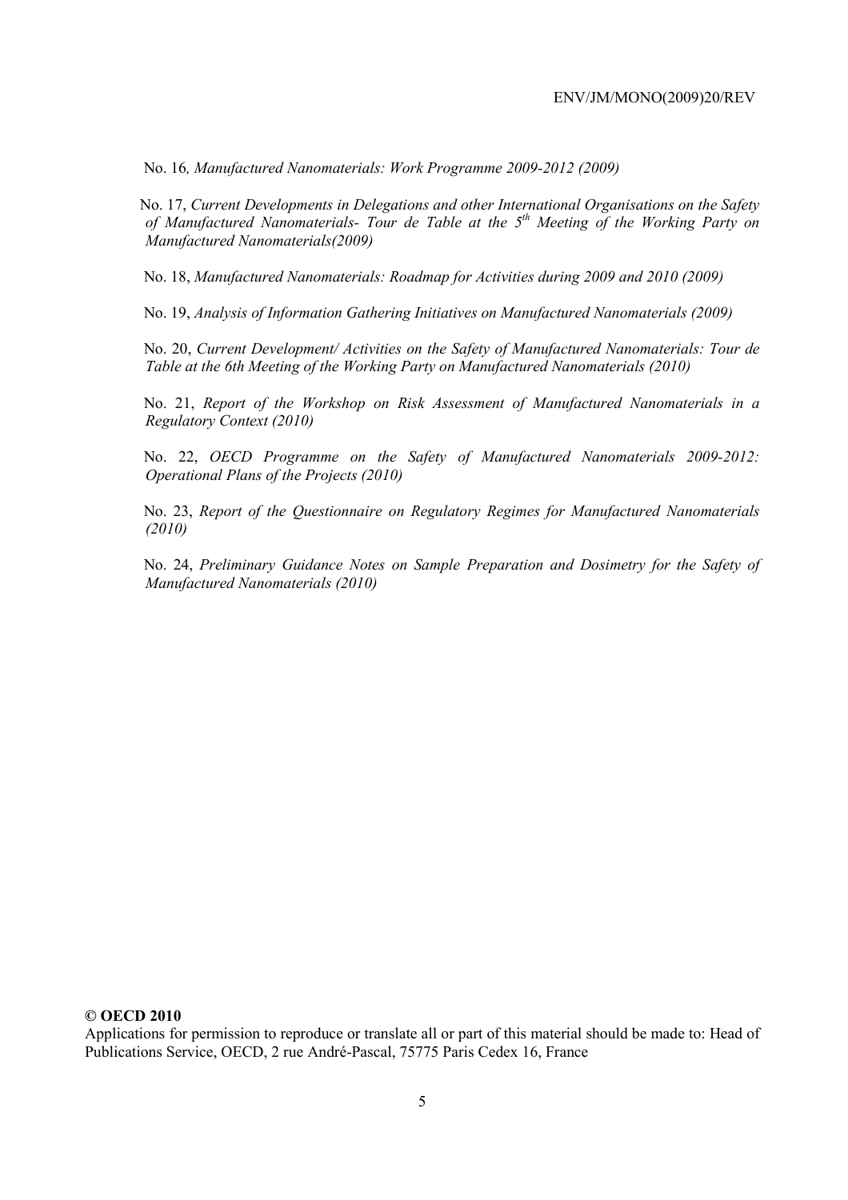No. 16*, Manufactured Nanomaterials: Work Programme 2009-2012 (2009)*

No. 17, *Current Developments in Delegations and other International Organisations on the Safety of Manufactured Nanomaterials- Tour de Table at the 5th Meeting of the Working Party on Manufactured Nanomaterials(2009)*

No. 18, *Manufactured Nanomaterials: Roadmap for Activities during 2009 and 2010 (2009)*

No. 19, *Analysis of Information Gathering Initiatives on Manufactured Nanomaterials (2009)*

No. 20, *Current Development/ Activities on the Safety of Manufactured Nanomaterials: Tour de Table at the 6th Meeting of the Working Party on Manufactured Nanomaterials (2010)*

No. 21, *Report of the Workshop on Risk Assessment of Manufactured Nanomaterials in a Regulatory Context (2010)*

No. 22, *OECD Programme on the Safety of Manufactured Nanomaterials 2009-2012: Operational Plans of the Projects (2010)*

No. 23, *Report of the Questionnaire on Regulatory Regimes for Manufactured Nanomaterials (2010)*

No. 24, *Preliminary Guidance Notes on Sample Preparation and Dosimetry for the Safety of Manufactured Nanomaterials (2010)*

**© OECD 2010**

Applications for permission to reproduce or translate all or part of this material should be made to: Head of Publications Service, OECD, 2 rue André-Pascal, 75775 Paris Cedex 16, France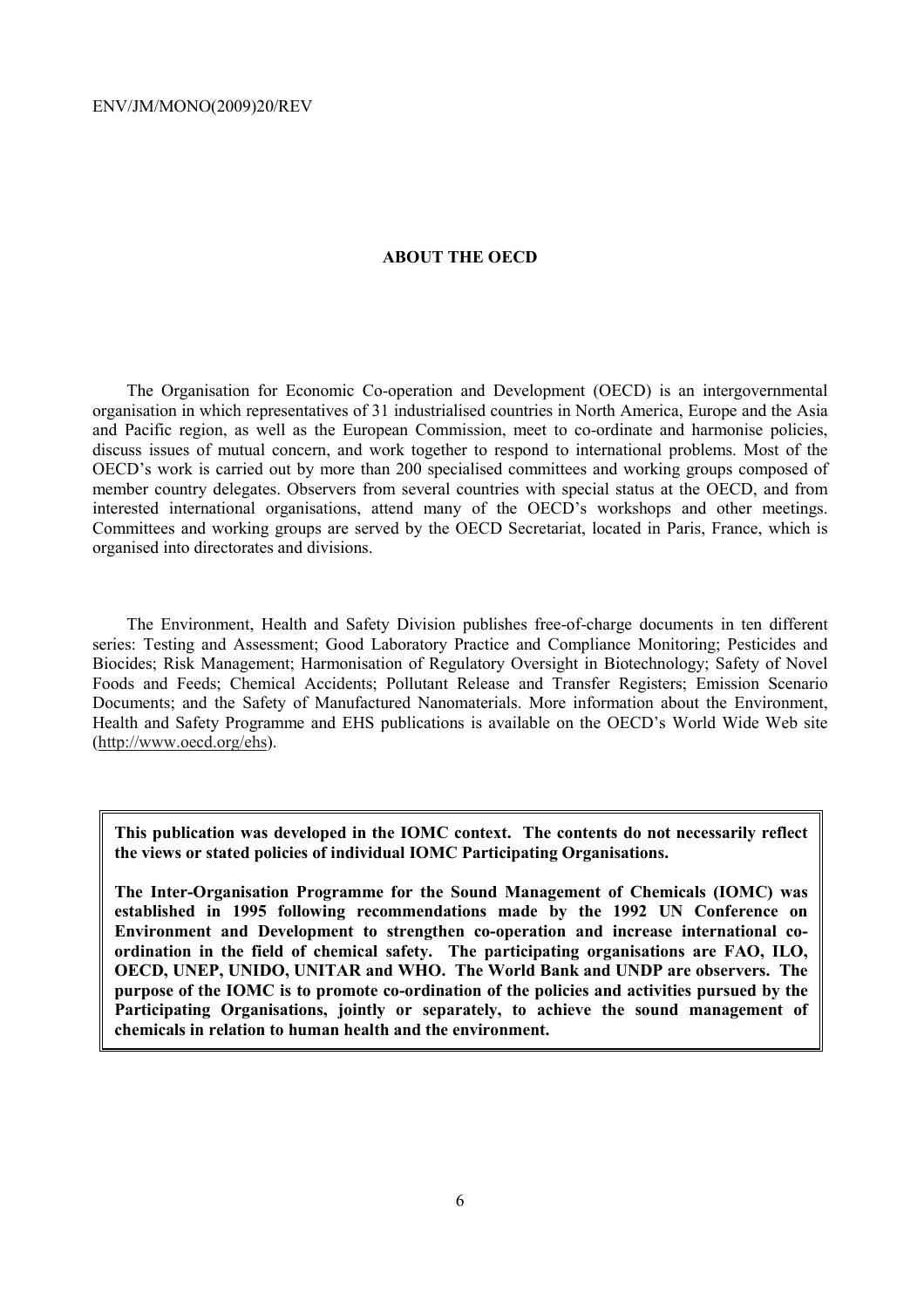**ABOUT THE OECD**

The Organisation for Economic Co-operation and Development (OECD) is an intergovernmental organisation in which representatives of 31 industrialised countries in North America, Europe and the Asia and Pacific region, as well as the European Commission, meet to co-ordinate and harmonise policies, discuss issues of mutual concern, and work together to respond to international problems. Most of the OECD's work is carried out by more than 200 specialised committees and working groups composed of member country delegates. Observers from several countries with special status at the OECD, and from interested international organisations, attend many of the OECD's workshops and other meetings. Committees and working groups are served by the OECD Secretariat, located in Paris, France, which is organised into directorates and divisions.

The Environment, Health and Safety Division publishes free-of-charge documents in ten different series: Testing and Assessment; Good Laboratory Practice and Compliance Monitoring; Pesticides and Biocides; Risk Management; Harmonisation of Regulatory Oversight in Biotechnology; Safety of Novel Foods and Feeds; Chemical Accidents; Pollutant Release and Transfer Registers; Emission Scenario Documents; and the Safety of Manufactured Nanomaterials. More information about the Environment, Health and Safety Programme and EHS publications is available on the OECD's World Wide Web site (http://www.oecd.org/ehs).

**This publication was developed in the IOMC context. The contents do not necessarily reflect the views or stated policies of individual IOMC Participating Organisations.**

**The Inter-Organisation Programme for the Sound Management of Chemicals (IOMC) was established in 1995 following recommendations made by the 1992 UN Conference on Environment and Development to strengthen co-operation and increase international co-ordination in the field of chemical safety. The participating organisations are FAO, ILO, OECD, UNEP, UNIDO, UNITAR and WHO. The World Bank and UNDP are observers. The purpose of the IOMC is to promote co-ordination of the policies and activities pursued by the Participating Organisations, jointly or separately, to achieve the sound management of chemicals in relation to human health and the environment.**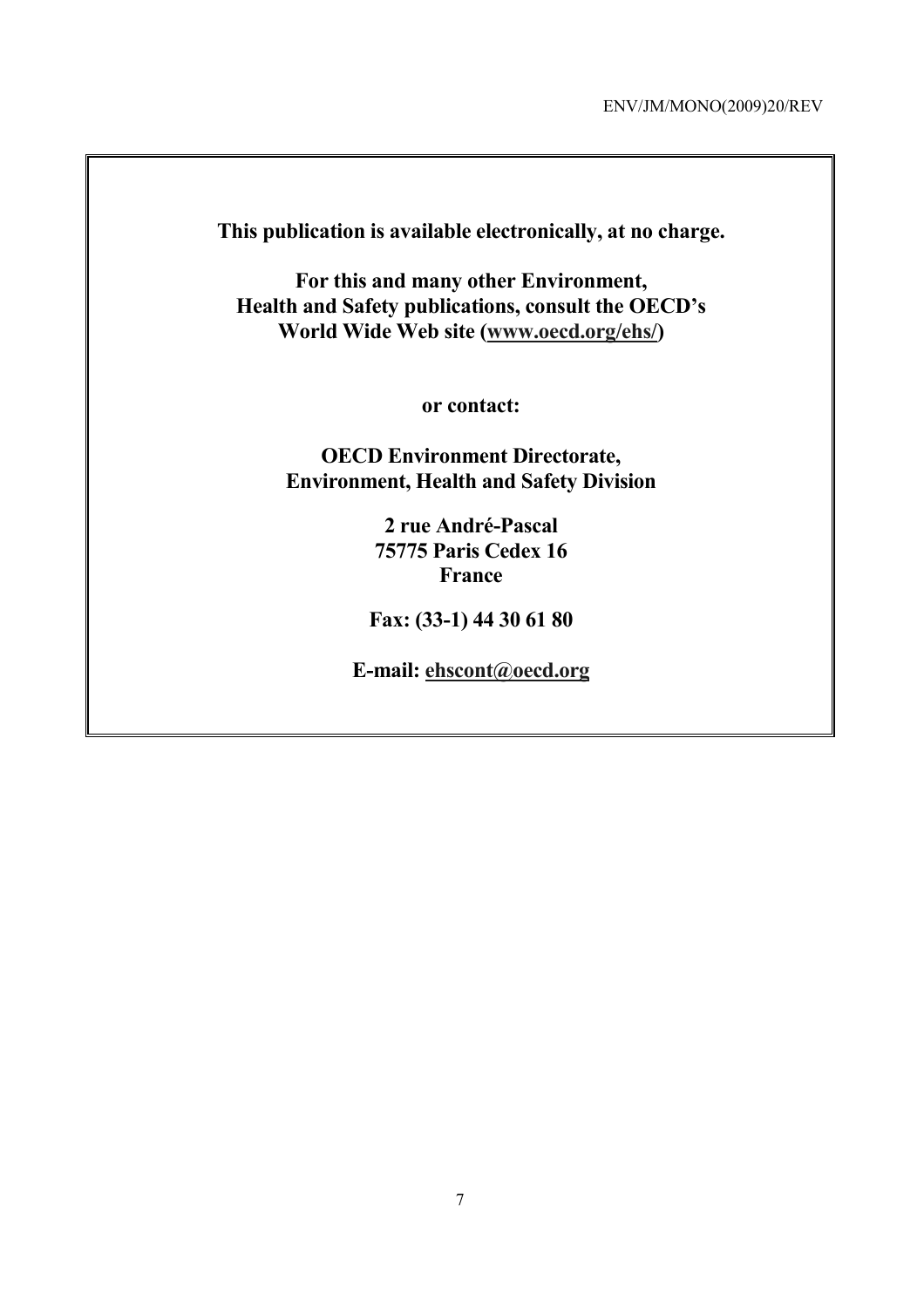**This publication is available electronically, at no charge.**

**For this and many other Environment, Health and Safety publications, consult the OECD's World Wide Web site (www.oecd.org/ehs/)**

**or contact:**

**OECD Environment Directorate, Environment, Health and Safety Division**

**2 rue André-Pascal 75775 Paris Cedex 16 France**

**Fax: (33-1) 44 30 61 80**

**E-mail: ehscont@oecd.org**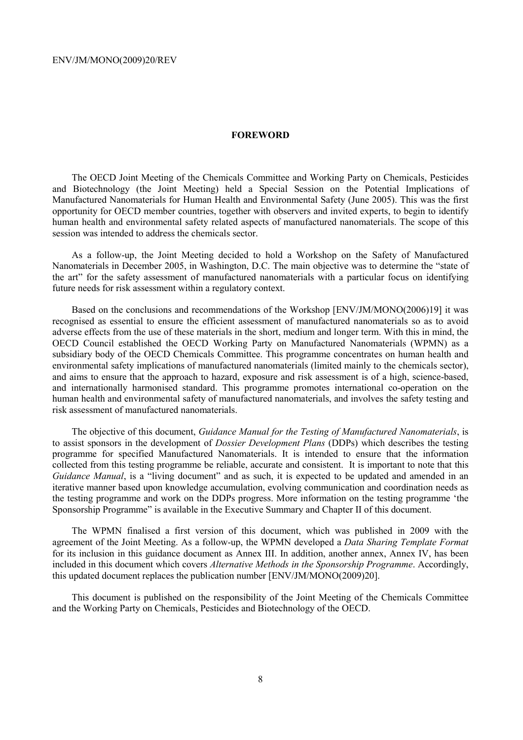## FOREWORD

The OECD Joint Meeting of the Chemicals Committee and Working Party on Chemicals, Pesticides and Biotechnology (the Joint Meeting) held a Special Session on the Potential Implications of Manufactured Nanomaterials for Human Health and Environmental Safety (June 2005). This was the first opportunity for OECD member countries, together with observers and invited experts, to begin to identify human health and environmental safety related aspects of manufactured nanomaterials. The scope of this session was intended to address the chemicals sector.

As a follow-up, the Joint Meeting decided to hold a Workshop on the Safety of Manufactured Nanomaterials in December 2005, in Washington, D.C. The main objective was to determine the "state of the art" for the safety assessment of manufactured nanomaterials with a particular focus on identifying future needs for risk assessment within a regulatory context.

Based on the conclusions and recommendations of the Workshop [ENV/JM/MONO(2006)19] it was recognised as essential to ensure the efficient assessment of manufactured nanomaterials so as to avoid adverse effects from the use of these materials in the short, medium and longer term. With this in mind, the OECD Council established the OECD Working Party on Manufactured Nanomaterials (WPMN) as a subsidiary body of the OECD Chemicals Committee. This programme concentrates on human health and environmental safety implications of manufactured nanomaterials (limited mainly to the chemicals sector), and aims to ensure that the approach to hazard, exposure and risk assessment is of a high, science-based, and internationally harmonised standard. This programme promotes international co-operation on the human health and environmental safety of manufactured nanomaterials, and involves the safety testing and risk assessment of manufactured nanomaterials.

The objective of this document, *Guidance Manual for the Testing of Manufactured Nanomaterials*, is to assist sponsors in the development of *Dossier Development Plans* (DDPs) which describes the testing programme for specified Manufactured Nanomaterials. It is intended to ensure that the information collected from this testing programme be reliable, accurate and consistent. It is important to note that this *Guidance Manual*, is a "living document" and as such, it is expected to be updated and amended in an iterative manner based upon knowledge accumulation, evolving communication and coordination needs as the testing programme and work on the DDPs progress. More information on the testing programme 'the Sponsorship Programme" is available in the Executive Summary and Chapter II of this document.

The WPMN finalised a first version of this document, which was published in 2009 with the agreement of the Joint Meeting. As a follow-up, the WPMN developed a *Data Sharing Template Format* for its inclusion in this guidance document as Annex III. In addition, another annex, Annex IV, has been included in this document which covers *Alternative Methods in the Sponsorship Programme*. Accordingly, this updated document replaces the publication number [ENV/JM/MONO(2009)20].

This document is published on the responsibility of the Joint Meeting of the Chemicals Committee and the Working Party on Chemicals, Pesticides and Biotechnology of the OECD.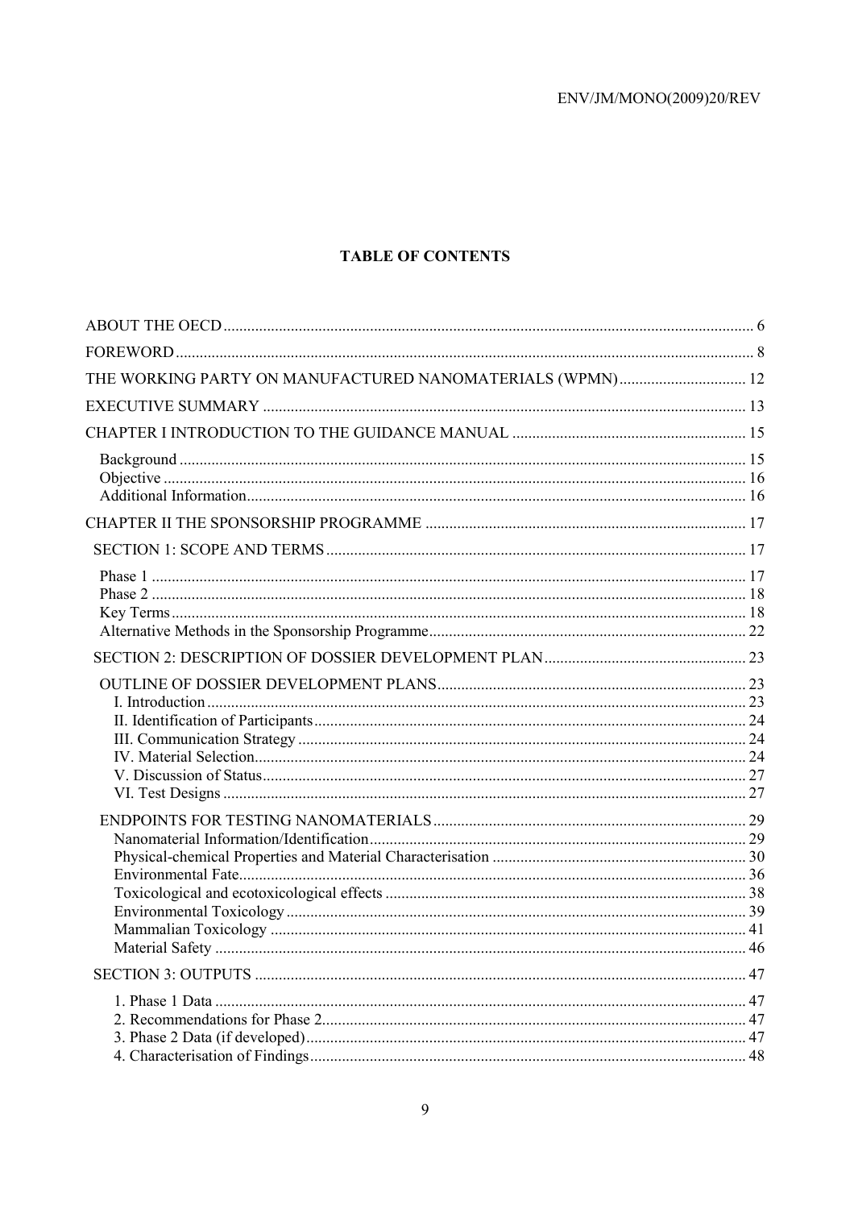# TABLE OF CONTENTS

ABOUT THE OECD ... 6

FOREWORD ... 8

THE WORKING PARTY ON MANUFACTURED NANOMATERIALS (WPMN) ... 12

EXECUTIVE SUMMARY ... 13

CHAPTER I INTRODUCTION TO THE GUIDANCE MANUAL ... 15

- Background ... 15
- Objective ... 16
- Additional Information ... 16

CHAPTER II THE SPONSORSHIP PROGRAMME ... 17

SECTION 1: SCOPE AND TERMS ... 17

- Phase 1 ... 17
- Phase 2 ... 18
- Key Terms ... 18
- Alternative Methods in the Sponsorship Programme ... 22

SECTION 2: DESCRIPTION OF DOSSIER DEVELOPMENT PLAN ... 23

OUTLINE OF DOSSIER DEVELOPMENT PLANS ... 23

- I. Introduction ... 23
- II. Identification of Participants ... 24
- III. Communication Strategy ... 24
- IV. Material Selection ... 24
- V. Discussion of Status ... 27
- VI. Test Designs ... 27

ENDPOINTS FOR TESTING NANOMATERIALS ... 29

- Nanomaterial Information/Identification ... 29
- Physical-chemical Properties and Material Characterisation ... 30
- Environmental Fate ... 36
- Toxicological and ecotoxicological effects ... 38
- Environmental Toxicology ... 39
- Mammalian Toxicology ... 41
- Material Safety ... 46

SECTION 3: OUTPUTS ... 47

- 1. Phase 1 Data ... 47
- 2. Recommendations for Phase 2 ... 47
- 3. Phase 2 Data (if developed) ... 47
- 4. Characterisation of Findings ... 48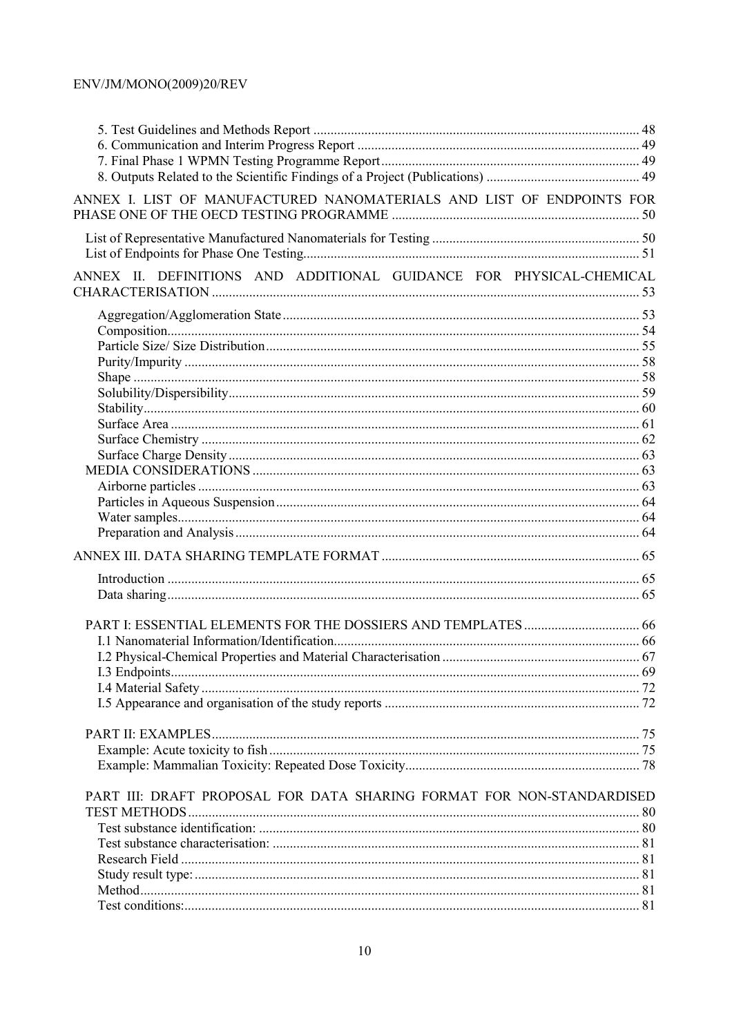5. Test Guidelines and Methods Report ..... 48
6. Communication and Interim Progress Report ..... 49
7. Final Phase 1 WPMN Testing Programme Report ..... 49
8. Outputs Related to the Scientific Findings of a Project (Publications) ..... 49

ANNEX I. LIST OF MANUFACTURED NANOMATERIALS AND LIST OF ENDPOINTS FOR PHASE ONE OF THE OECD TESTING PROGRAMME ..... 50

List of Representative Manufactured Nanomaterials for Testing ..... 50
List of Endpoints for Phase One Testing ..... 51

ANNEX II. DEFINITIONS AND ADDITIONAL GUIDANCE FOR PHYSICAL-CHEMICAL CHARACTERISATION ..... 53

Aggregation/Agglomeration State ..... 53
Composition ..... 54
Particle Size/ Size Distribution ..... 55
Purity/Impurity ..... 58
Shape ..... 58
Solubility/Dispersibility ..... 59
Stability ..... 60
Surface Area ..... 61
Surface Chemistry ..... 62
Surface Charge Density ..... 63
MEDIA CONSIDERATIONS ..... 63
Airborne particles ..... 63
Particles in Aqueous Suspension ..... 64
Water samples ..... 64
Preparation and Analysis ..... 64

ANNEX III. DATA SHARING TEMPLATE FORMAT ..... 65

Introduction ..... 65
Data sharing ..... 65

PART I: ESSENTIAL ELEMENTS FOR THE DOSSIERS AND TEMPLATES ..... 66
I.1 Nanomaterial Information/Identification ..... 66
I.2 Physical-Chemical Properties and Material Characterisation ..... 67
I.3 Endpoints ..... 69
I.4 Material Safety ..... 72
I.5 Appearance and organisation of the study reports ..... 72

PART II: EXAMPLES ..... 75
Example: Acute toxicity to fish ..... 75
Example: Mammalian Toxicity: Repeated Dose Toxicity ..... 78

PART III: DRAFT PROPOSAL FOR DATA SHARING FORMAT FOR NON-STANDARDISED TEST METHODS ..... 80
Test substance identification: ..... 80
Test substance characterisation: ..... 81
Research Field ..... 81
Study result type: ..... 81
Method ..... 81
Test conditions: ..... 81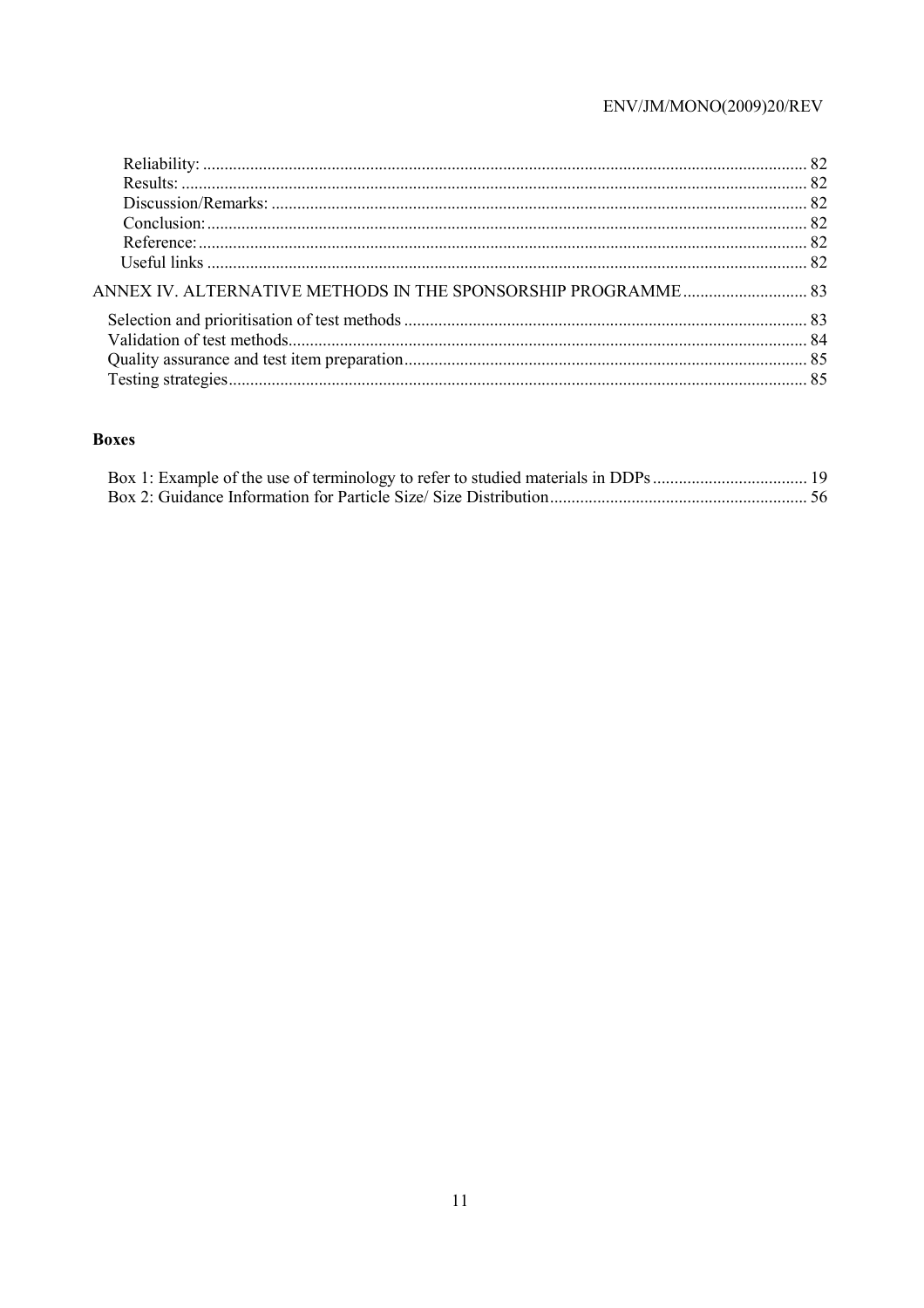Reliability: ........................................................................................................................................ 82
Results: .............................................................................................................................................. 82
Discussion/Remarks: ......................................................................................................................... 82
Conclusion: ........................................................................................................................................ 82
Reference: .......................................................................................................................................... 82
Useful links ........................................................................................................................................ 82

ANNEX IV. ALTERNATIVE METHODS IN THE SPONSORSHIP PROGRAMME ............................ 83

Selection and prioritisation of test methods ............................................................................................ 83
Validation of test methods ........................................................................................................................ 84
Quality assurance and test item preparation ............................................................................................ 85
Testing strategies ...................................................................................................................................... 85

**Boxes**

Box 1: Example of the use of terminology to refer to studied materials in DDPs .................................... 19
Box 2: Guidance Information for Particle Size/ Size Distribution ........................................................... 56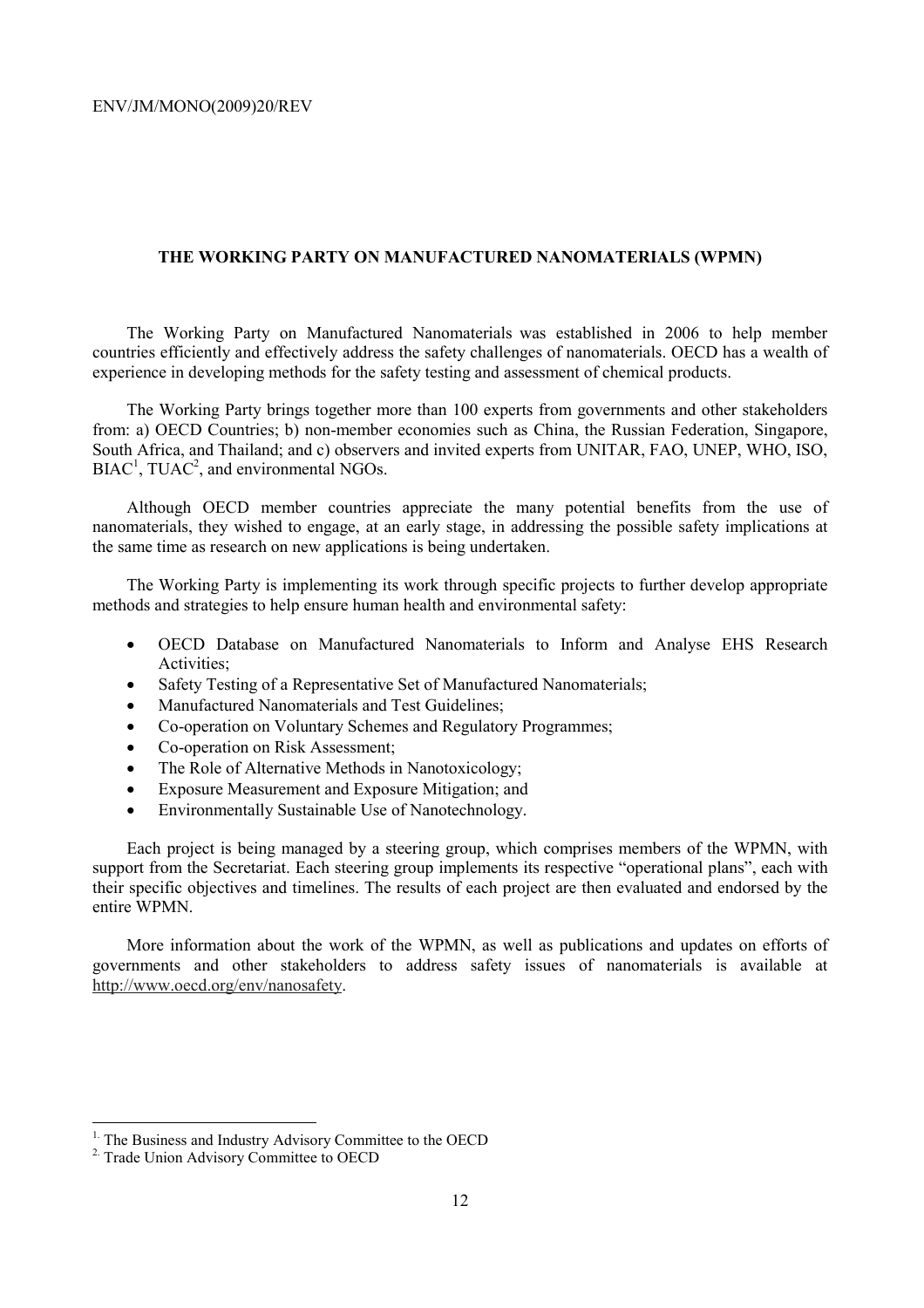## THE WORKING PARTY ON MANUFACTURED NANOMATERIALS (WPMN)

The Working Party on Manufactured Nanomaterials was established in 2006 to help member countries efficiently and effectively address the safety challenges of nanomaterials. OECD has a wealth of experience in developing methods for the safety testing and assessment of chemical products.

The Working Party brings together more than 100 experts from governments and other stakeholders from: a) OECD Countries; b) non-member economies such as China, the Russian Federation, Singapore, South Africa, and Thailand; and c) observers and invited experts from UNITAR, FAO, UNEP, WHO, ISO, BIAC[1], TUAC[2], and environmental NGOs.

Although OECD member countries appreciate the many potential benefits from the use of nanomaterials, they wished to engage, at an early stage, in addressing the possible safety implications at the same time as research on new applications is being undertaken.

The Working Party is implementing its work through specific projects to further develop appropriate methods and strategies to help ensure human health and environmental safety:

- OECD Database on Manufactured Nanomaterials to Inform and Analyse EHS Research Activities;
- Safety Testing of a Representative Set of Manufactured Nanomaterials;
- Manufactured Nanomaterials and Test Guidelines;
- Co-operation on Voluntary Schemes and Regulatory Programmes;
- Co-operation on Risk Assessment;
- The Role of Alternative Methods in Nanotoxicology;
- Exposure Measurement and Exposure Mitigation; and
- Environmentally Sustainable Use of Nanotechnology.

Each project is being managed by a steering group, which comprises members of the WPMN, with support from the Secretariat. Each steering group implements its respective "operational plans", each with their specific objectives and timelines. The results of each project are then evaluated and endorsed by the entire WPMN.

More information about the work of the WPMN, as well as publications and updates on efforts of governments and other stakeholders to address safety issues of nanomaterials is available at http://www.oecd.org/env/nanosafety.

---

[1] The Business and Industry Advisory Committee to the OECD

[2] Trade Union Advisory Committee to OECD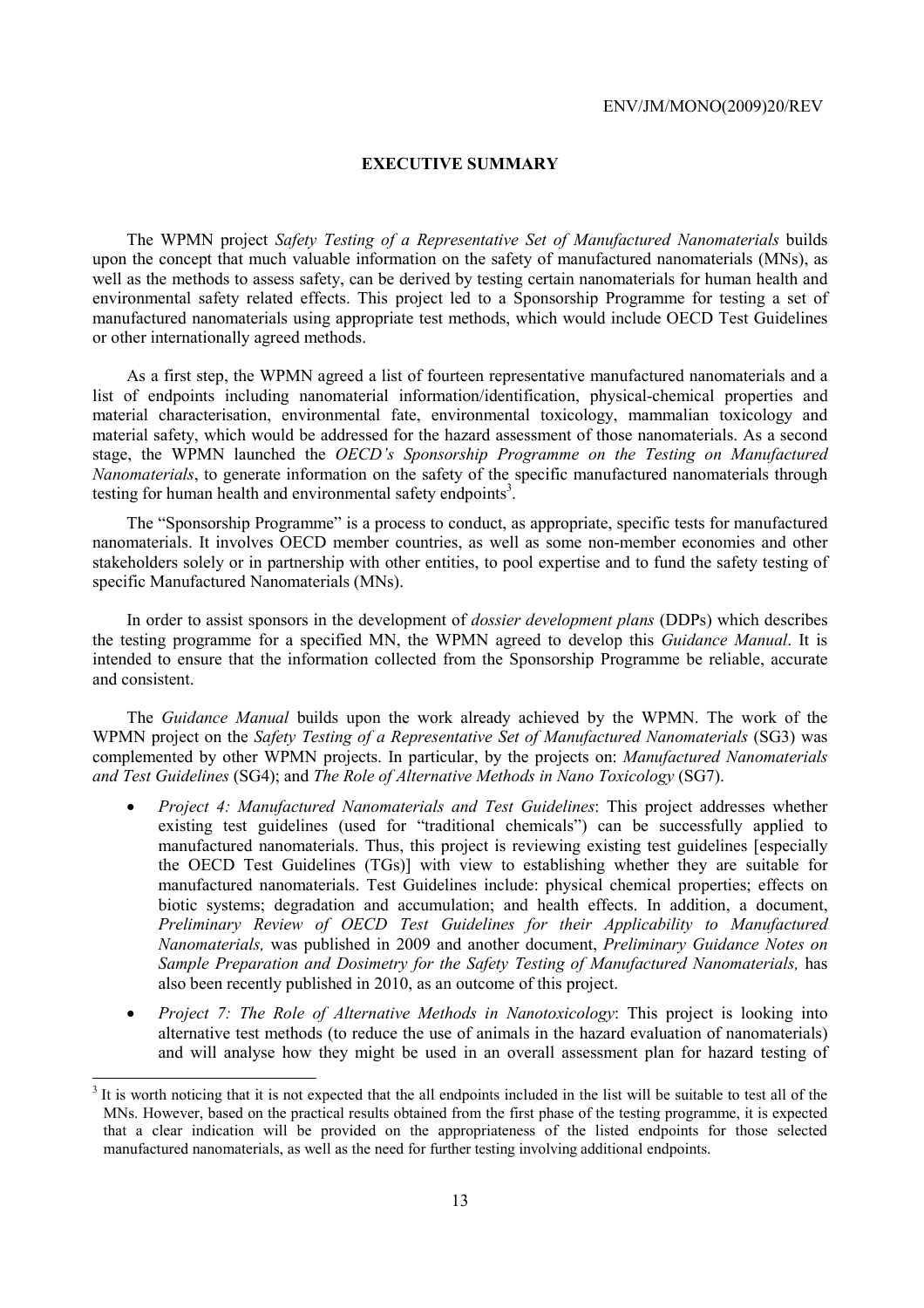## EXECUTIVE SUMMARY

The WPMN project *Safety Testing of a Representative Set of Manufactured Nanomaterials* builds upon the concept that much valuable information on the safety of manufactured nanomaterials (MNs), as well as the methods to assess safety, can be derived by testing certain nanomaterials for human health and environmental safety related effects. This project led to a Sponsorship Programme for testing a set of manufactured nanomaterials using appropriate test methods, which would include OECD Test Guidelines or other internationally agreed methods.

As a first step, the WPMN agreed a list of fourteen representative manufactured nanomaterials and a list of endpoints including nanomaterial information/identification, physical-chemical properties and material characterisation, environmental fate, environmental toxicology, mammalian toxicology and material safety, which would be addressed for the hazard assessment of those nanomaterials. As a second stage, the WPMN launched the *OECD's Sponsorship Programme on the Testing on Manufactured Nanomaterials*, to generate information on the safety of the specific manufactured nanomaterials through testing for human health and environmental safety endpoints[3].

The "Sponsorship Programme" is a process to conduct, as appropriate, specific tests for manufactured nanomaterials. It involves OECD member countries, as well as some non-member economies and other stakeholders solely or in partnership with other entities, to pool expertise and to fund the safety testing of specific Manufactured Nanomaterials (MNs).

In order to assist sponsors in the development of *dossier development plans* (DDPs) which describes the testing programme for a specified MN, the WPMN agreed to develop this *Guidance Manual*. It is intended to ensure that the information collected from the Sponsorship Programme be reliable, accurate and consistent.

The *Guidance Manual* builds upon the work already achieved by the WPMN. The work of the WPMN project on the *Safety Testing of a Representative Set of Manufactured Nanomaterials* (SG3) was complemented by other WPMN projects. In particular, by the projects on: *Manufactured Nanomaterials and Test Guidelines* (SG4); and *The Role of Alternative Methods in Nano Toxicology* (SG7).

- *Project 4: Manufactured Nanomaterials and Test Guidelines*: This project addresses whether existing test guidelines (used for "traditional chemicals") can be successfully applied to manufactured nanomaterials. Thus, this project is reviewing existing test guidelines [especially the OECD Test Guidelines (TGs)] with view to establishing whether they are suitable for manufactured nanomaterials. Test Guidelines include: physical chemical properties; effects on biotic systems; degradation and accumulation; and health effects. In addition, a document, *Preliminary Review of OECD Test Guidelines for their Applicability to Manufactured Nanomaterials,* was published in 2009 and another document, *Preliminary Guidance Notes on Sample Preparation and Dosimetry for the Safety Testing of Manufactured Nanomaterials,* has also been recently published in 2010, as an outcome of this project.
- *Project 7: The Role of Alternative Methods in Nanotoxicology*: This project is looking into alternative test methods (to reduce the use of animals in the hazard evaluation of nanomaterials) and will analyse how they might be used in an overall assessment plan for hazard testing of

[3] It is worth noticing that it is not expected that the all endpoints included in the list will be suitable to test all of the MNs. However, based on the practical results obtained from the first phase of the testing programme, it is expected that a clear indication will be provided on the appropriateness of the listed endpoints for those selected manufactured nanomaterials, as well as the need for further testing involving additional endpoints.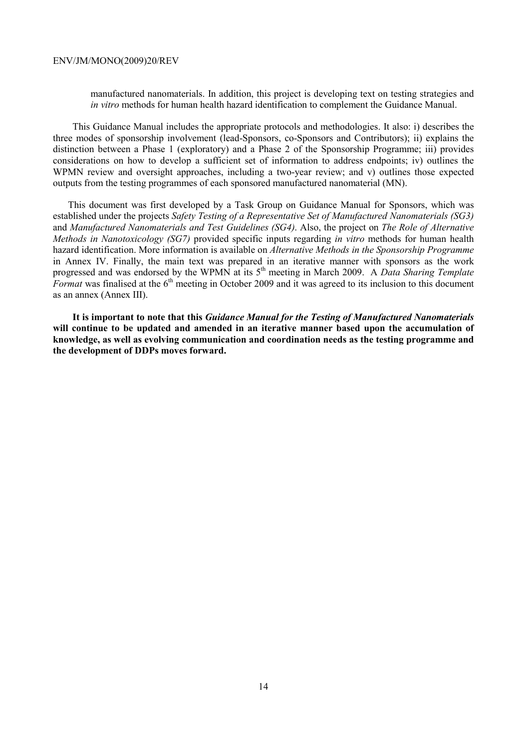manufactured nanomaterials. In addition, this project is developing text on testing strategies and *in vitro* methods for human health hazard identification to complement the Guidance Manual.

This Guidance Manual includes the appropriate protocols and methodologies. It also: i) describes the three modes of sponsorship involvement (lead-Sponsors, co-Sponsors and Contributors); ii) explains the distinction between a Phase 1 (exploratory) and a Phase 2 of the Sponsorship Programme; iii) provides considerations on how to develop a sufficient set of information to address endpoints; iv) outlines the WPMN review and oversight approaches, including a two-year review; and v) outlines those expected outputs from the testing programmes of each sponsored manufactured nanomaterial (MN).

This document was first developed by a Task Group on Guidance Manual for Sponsors, which was established under the projects *Safety Testing of a Representative Set of Manufactured Nanomaterials (SG3)* and *Manufactured Nanomaterials and Test Guidelines (SG4)*. Also, the project on *The Role of Alternative Methods in Nanotoxicology (SG7)* provided specific inputs regarding *in vitro* methods for human health hazard identification. More information is available on *Alternative Methods in the Sponsorship Programme* in Annex IV. Finally, the main text was prepared in an iterative manner with sponsors as the work progressed and was endorsed by the WPMN at its 5th meeting in March 2009. A *Data Sharing Template Format* was finalised at the 6th meeting in October 2009 and it was agreed to its inclusion to this document as an annex (Annex III).

**It is important to note that this *Guidance Manual for the Testing of Manufactured Nanomaterials* will continue to be updated and amended in an iterative manner based upon the accumulation of knowledge, as well as evolving communication and coordination needs as the testing programme and the development of DDPs moves forward.**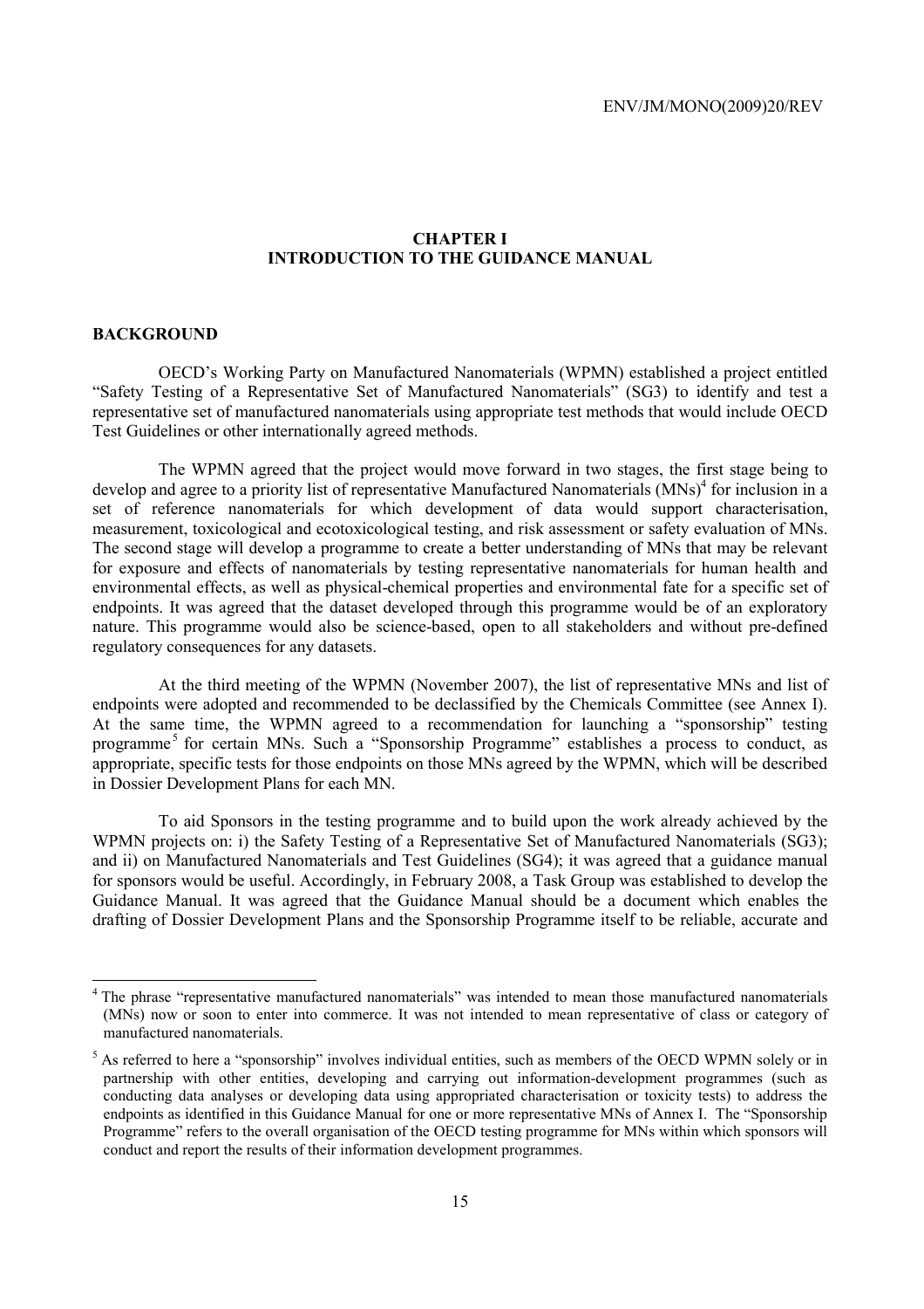# CHAPTER I
# INTRODUCTION TO THE GUIDANCE MANUAL

## BACKGROUND

OECD's Working Party on Manufactured Nanomaterials (WPMN) established a project entitled "Safety Testing of a Representative Set of Manufactured Nanomaterials" (SG3) to identify and test a representative set of manufactured nanomaterials using appropriate test methods that would include OECD Test Guidelines or other internationally agreed methods.

The WPMN agreed that the project would move forward in two stages, the first stage being to develop and agree to a priority list of representative Manufactured Nanomaterials (MNs)[4] for inclusion in a set of reference nanomaterials for which development of data would support characterisation, measurement, toxicological and ecotoxicological testing, and risk assessment or safety evaluation of MNs. The second stage will develop a programme to create a better understanding of MNs that may be relevant for exposure and effects of nanomaterials by testing representative nanomaterials for human health and environmental effects, as well as physical-chemical properties and environmental fate for a specific set of endpoints. It was agreed that the dataset developed through this programme would be of an exploratory nature. This programme would also be science-based, open to all stakeholders and without pre-defined regulatory consequences for any datasets.

At the third meeting of the WPMN (November 2007), the list of representative MNs and list of endpoints were adopted and recommended to be declassified by the Chemicals Committee (see Annex I). At the same time, the WPMN agreed to a recommendation for launching a "sponsorship" testing programme[5] for certain MNs. Such a "Sponsorship Programme" establishes a process to conduct, as appropriate, specific tests for those endpoints on those MNs agreed by the WPMN, which will be described in Dossier Development Plans for each MN.

To aid Sponsors in the testing programme and to build upon the work already achieved by the WPMN projects on: i) the Safety Testing of a Representative Set of Manufactured Nanomaterials (SG3); and ii) on Manufactured Nanomaterials and Test Guidelines (SG4); it was agreed that a guidance manual for sponsors would be useful. Accordingly, in February 2008, a Task Group was established to develop the Guidance Manual. It was agreed that the Guidance Manual should be a document which enables the drafting of Dossier Development Plans and the Sponsorship Programme itself to be reliable, accurate and

---

[4] The phrase "representative manufactured nanomaterials" was intended to mean those manufactured nanomaterials (MNs) now or soon to enter into commerce. It was not intended to mean representative of class or category of manufactured nanomaterials.

[5] As referred to here a "sponsorship" involves individual entities, such as members of the OECD WPMN solely or in partnership with other entities, developing and carrying out information-development programmes (such as conducting data analyses or developing data using appropriated characterisation or toxicity tests) to address the endpoints as identified in this Guidance Manual for one or more representative MNs of Annex I. The "Sponsorship Programme" refers to the overall organisation of the OECD testing programme for MNs within which sponsors will conduct and report the results of their information development programmes.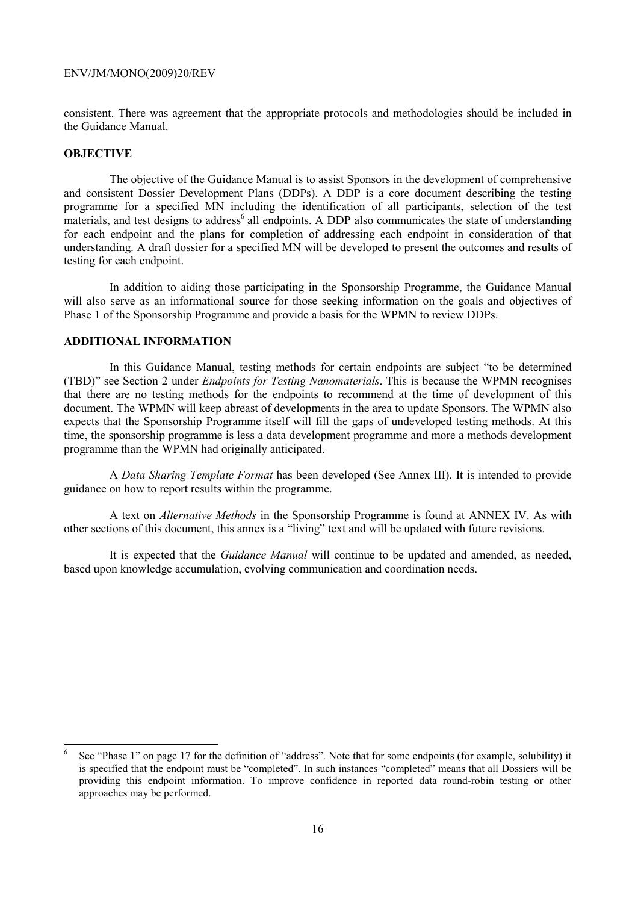consistent. There was agreement that the appropriate protocols and methodologies should be included in the Guidance Manual.

## OBJECTIVE

The objective of the Guidance Manual is to assist Sponsors in the development of comprehensive and consistent Dossier Development Plans (DDPs). A DDP is a core document describing the testing programme for a specified MN including the identification of all participants, selection of the test materials, and test designs to address[6] all endpoints. A DDP also communicates the state of understanding for each endpoint and the plans for completion of addressing each endpoint in consideration of that understanding. A draft dossier for a specified MN will be developed to present the outcomes and results of testing for each endpoint.

In addition to aiding those participating in the Sponsorship Programme, the Guidance Manual will also serve as an informational source for those seeking information on the goals and objectives of Phase 1 of the Sponsorship Programme and provide a basis for the WPMN to review DDPs.

## ADDITIONAL INFORMATION

In this Guidance Manual, testing methods for certain endpoints are subject "to be determined (TBD)" see Section 2 under *Endpoints for Testing Nanomaterials*. This is because the WPMN recognises that there are no testing methods for the endpoints to recommend at the time of development of this document. The WPMN will keep abreast of developments in the area to update Sponsors. The WPMN also expects that the Sponsorship Programme itself will fill the gaps of undeveloped testing methods. At this time, the sponsorship programme is less a data development programme and more a methods development programme than the WPMN had originally anticipated.

A *Data Sharing Template Format* has been developed (See Annex III). It is intended to provide guidance on how to report results within the programme.

A text on *Alternative Methods* in the Sponsorship Programme is found at ANNEX IV. As with other sections of this document, this annex is a "living" text and will be updated with future revisions.

It is expected that the *Guidance Manual* will continue to be updated and amended, as needed, based upon knowledge accumulation, evolving communication and coordination needs.

---

[6] See "Phase 1" on page 17 for the definition of "address". Note that for some endpoints (for example, solubility) it is specified that the endpoint must be "completed". In such instances "completed" means that all Dossiers will be providing this endpoint information. To improve confidence in reported data round-robin testing or other approaches may be performed.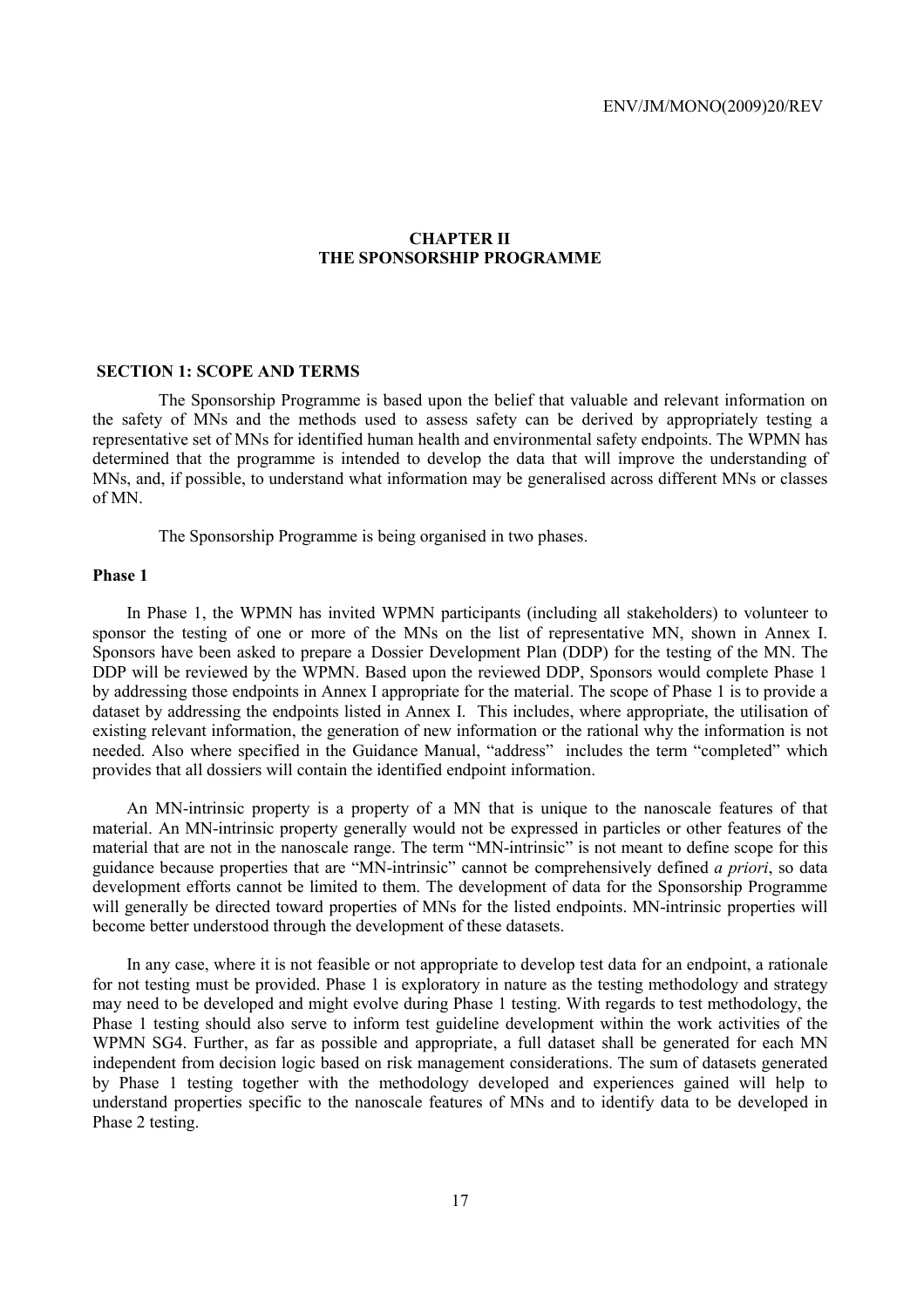# CHAPTER II
# THE SPONSORSHIP PROGRAMME

## SECTION 1: SCOPE AND TERMS

The Sponsorship Programme is based upon the belief that valuable and relevant information on the safety of MNs and the methods used to assess safety can be derived by appropriately testing a representative set of MNs for identified human health and environmental safety endpoints. The WPMN has determined that the programme is intended to develop the data that will improve the understanding of MNs, and, if possible, to understand what information may be generalised across different MNs or classes of MN.

The Sponsorship Programme is being organised in two phases.

### Phase 1

In Phase 1, the WPMN has invited WPMN participants (including all stakeholders) to volunteer to sponsor the testing of one or more of the MNs on the list of representative MN, shown in Annex I. Sponsors have been asked to prepare a Dossier Development Plan (DDP) for the testing of the MN. The DDP will be reviewed by the WPMN. Based upon the reviewed DDP, Sponsors would complete Phase 1 by addressing those endpoints in Annex I appropriate for the material. The scope of Phase 1 is to provide a dataset by addressing the endpoints listed in Annex I. This includes, where appropriate, the utilisation of existing relevant information, the generation of new information or the rational why the information is not needed. Also where specified in the Guidance Manual, "address" includes the term "completed" which provides that all dossiers will contain the identified endpoint information.

An MN-intrinsic property is a property of a MN that is unique to the nanoscale features of that material. An MN-intrinsic property generally would not be expressed in particles or other features of the material that are not in the nanoscale range. The term "MN-intrinsic" is not meant to define scope for this guidance because properties that are "MN-intrinsic" cannot be comprehensively defined *a priori*, so data development efforts cannot be limited to them. The development of data for the Sponsorship Programme will generally be directed toward properties of MNs for the listed endpoints. MN-intrinsic properties will become better understood through the development of these datasets.

In any case, where it is not feasible or not appropriate to develop test data for an endpoint, a rationale for not testing must be provided. Phase 1 is exploratory in nature as the testing methodology and strategy may need to be developed and might evolve during Phase 1 testing. With regards to test methodology, the Phase 1 testing should also serve to inform test guideline development within the work activities of the WPMN SG4. Further, as far as possible and appropriate, a full dataset shall be generated for each MN independent from decision logic based on risk management considerations. The sum of datasets generated by Phase 1 testing together with the methodology developed and experiences gained will help to understand properties specific to the nanoscale features of MNs and to identify data to be developed in Phase 2 testing.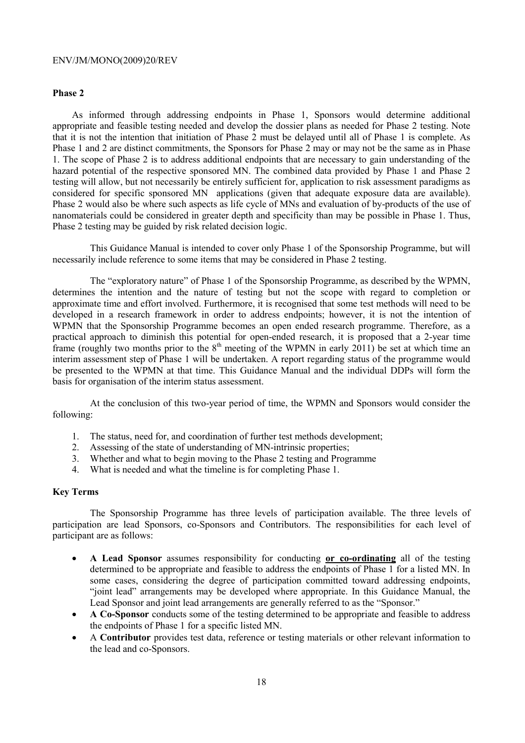### Phase 2

As informed through addressing endpoints in Phase 1, Sponsors would determine additional appropriate and feasible testing needed and develop the dossier plans as needed for Phase 2 testing. Note that it is not the intention that initiation of Phase 2 must be delayed until all of Phase 1 is complete. As Phase 1 and 2 are distinct commitments, the Sponsors for Phase 2 may or may not be the same as in Phase 1. The scope of Phase 2 is to address additional endpoints that are necessary to gain understanding of the hazard potential of the respective sponsored MN. The combined data provided by Phase 1 and Phase 2 testing will allow, but not necessarily be entirely sufficient for, application to risk assessment paradigms as considered for specific sponsored MN applications (given that adequate exposure data are available). Phase 2 would also be where such aspects as life cycle of MNs and evaluation of by-products of the use of nanomaterials could be considered in greater depth and specificity than may be possible in Phase 1. Thus, Phase 2 testing may be guided by risk related decision logic.

This Guidance Manual is intended to cover only Phase 1 of the Sponsorship Programme, but will necessarily include reference to some items that may be considered in Phase 2 testing.

The "exploratory nature" of Phase 1 of the Sponsorship Programme, as described by the WPMN, determines the intention and the nature of testing but not the scope with regard to completion or approximate time and effort involved. Furthermore, it is recognised that some test methods will need to be developed in a research framework in order to address endpoints; however, it is not the intention of WPMN that the Sponsorship Programme becomes an open ended research programme. Therefore, as a practical approach to diminish this potential for open-ended research, it is proposed that a 2-year time frame (roughly two months prior to the 8th meeting of the WPMN in early 2011) be set at which time an interim assessment step of Phase 1 will be undertaken. A report regarding status of the programme would be presented to the WPMN at that time. This Guidance Manual and the individual DDPs will form the basis for organisation of the interim status assessment.

At the conclusion of this two-year period of time, the WPMN and Sponsors would consider the following:

1. The status, need for, and coordination of further test methods development;
2. Assessing of the state of understanding of MN-intrinsic properties;
3. Whether and what to begin moving to the Phase 2 testing and Programme
4. What is needed and what the timeline is for completing Phase 1.

### Key Terms

The Sponsorship Programme has three levels of participation available. The three levels of participation are lead Sponsors, co-Sponsors and Contributors. The responsibilities for each level of participant are as follows:

- **A Lead Sponsor** assumes responsibility for conducting **or co-ordinating** all of the testing determined to be appropriate and feasible to address the endpoints of Phase 1 for a listed MN. In some cases, considering the degree of participation committed toward addressing endpoints, "joint lead" arrangements may be developed where appropriate. In this Guidance Manual, the Lead Sponsor and joint lead arrangements are generally referred to as the "Sponsor."
- **A Co-Sponsor** conducts some of the testing determined to be appropriate and feasible to address the endpoints of Phase 1 for a specific listed MN.
- A **Contributor** provides test data, reference or testing materials or other relevant information to the lead and co-Sponsors.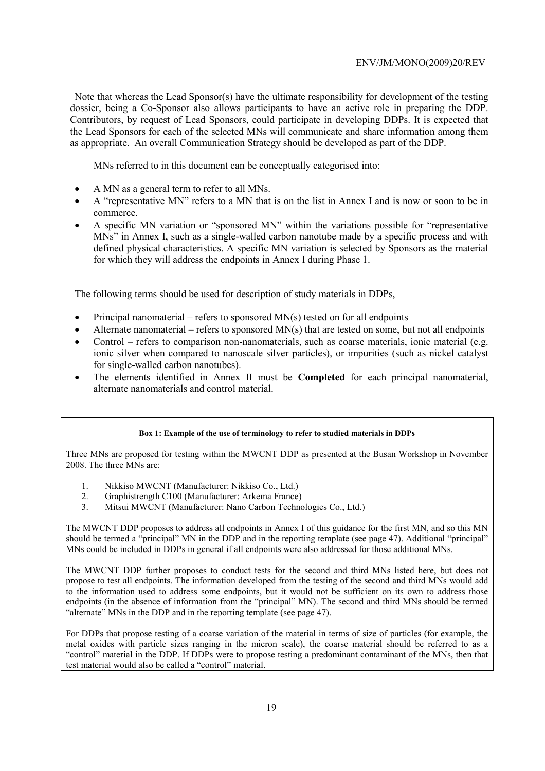Note that whereas the Lead Sponsor(s) have the ultimate responsibility for development of the testing dossier, being a Co-Sponsor also allows participants to have an active role in preparing the DDP. Contributors, by request of Lead Sponsors, could participate in developing DDPs. It is expected that the Lead Sponsors for each of the selected MNs will communicate and share information among them as appropriate. An overall Communication Strategy should be developed as part of the DDP.

MNs referred to in this document can be conceptually categorised into:

- A MN as a general term to refer to all MNs.
- A "representative MN" refers to a MN that is on the list in Annex I and is now or soon to be in commerce.
- A specific MN variation or "sponsored MN" within the variations possible for "representative MNs" in Annex I, such as a single-walled carbon nanotube made by a specific process and with defined physical characteristics. A specific MN variation is selected by Sponsors as the material for which they will address the endpoints in Annex I during Phase 1.

The following terms should be used for description of study materials in DDPs,

- Principal nanomaterial – refers to sponsored MN(s) tested on for all endpoints
- Alternate nanomaterial – refers to sponsored MN(s) that are tested on some, but not all endpoints
- Control – refers to comparison non-nanomaterials, such as coarse materials, ionic material (e.g. ionic silver when compared to nanoscale silver particles), or impurities (such as nickel catalyst for single-walled carbon nanotubes).
- The elements identified in Annex II must be **Completed** for each principal nanomaterial, alternate nanomaterials and control material.

**Box 1: Example of the use of terminology to refer to studied materials in DDPs**

Three MNs are proposed for testing within the MWCNT DDP as presented at the Busan Workshop in November 2008. The three MNs are:

1. Nikkiso MWCNT (Manufacturer: Nikkiso Co., Ltd.)
2. Graphistrength C100 (Manufacturer: Arkema France)
3. Mitsui MWCNT (Manufacturer: Nano Carbon Technologies Co., Ltd.)

The MWCNT DDP proposes to address all endpoints in Annex I of this guidance for the first MN, and so this MN should be termed a "principal" MN in the DDP and in the reporting template (see page 47). Additional "principal" MNs could be included in DDPs in general if all endpoints were also addressed for those additional MNs.

The MWCNT DDP further proposes to conduct tests for the second and third MNs listed here, but does not propose to test all endpoints. The information developed from the testing of the second and third MNs would add to the information used to address some endpoints, but it would not be sufficient on its own to address those endpoints (in the absence of information from the "principal" MN). The second and third MNs should be termed "alternate" MNs in the DDP and in the reporting template (see page 47).

For DDPs that propose testing of a coarse variation of the material in terms of size of particles (for example, the metal oxides with particle sizes ranging in the micron scale), the coarse material should be referred to as a "control" material in the DDP. If DDPs were to propose testing a predominant contaminant of the MNs, then that test material would also be called a "control" material.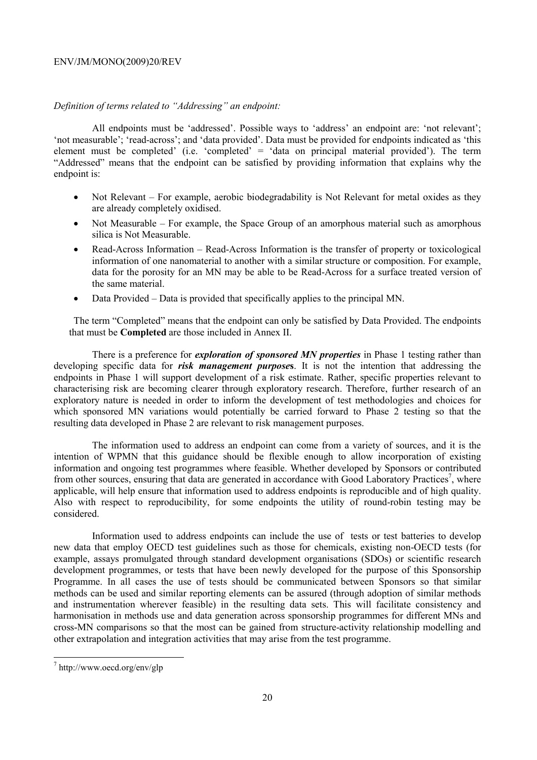*Definition of terms related to "Addressing" an endpoint:*

All endpoints must be 'addressed'. Possible ways to 'address' an endpoint are: 'not relevant'; 'not measurable'; 'read-across'; and 'data provided'. Data must be provided for endpoints indicated as 'this element must be completed' (i.e. 'completed' = 'data on principal material provided'). The term "Addressed" means that the endpoint can be satisfied by providing information that explains why the endpoint is:

- Not Relevant – For example, aerobic biodegradability is Not Relevant for metal oxides as they are already completely oxidised.
- Not Measurable – For example, the Space Group of an amorphous material such as amorphous silica is Not Measurable.
- Read-Across Information – Read-Across Information is the transfer of property or toxicological information of one nanomaterial to another with a similar structure or composition. For example, data for the porosity for an MN may be able to be Read-Across for a surface treated version of the same material.
- Data Provided – Data is provided that specifically applies to the principal MN.

The term "Completed" means that the endpoint can only be satisfied by Data Provided. The endpoints that must be **Completed** are those included in Annex II.

There is a preference for ***exploration of sponsored MN properties*** in Phase 1 testing rather than developing specific data for ***risk management purposes***. It is not the intention that addressing the endpoints in Phase 1 will support development of a risk estimate. Rather, specific properties relevant to characterising risk are becoming clearer through exploratory research. Therefore, further research of an exploratory nature is needed in order to inform the development of test methodologies and choices for which sponsored MN variations would potentially be carried forward to Phase 2 testing so that the resulting data developed in Phase 2 are relevant to risk management purposes.

The information used to address an endpoint can come from a variety of sources, and it is the intention of WPMN that this guidance should be flexible enough to allow incorporation of existing information and ongoing test programmes where feasible. Whether developed by Sponsors or contributed from other sources, ensuring that data are generated in accordance with Good Laboratory Practices[7], where applicable, will help ensure that information used to address endpoints is reproducible and of high quality. Also with respect to reproducibility, for some endpoints the utility of round-robin testing may be considered.

Information used to address endpoints can include the use of tests or test batteries to develop new data that employ OECD test guidelines such as those for chemicals, existing non-OECD tests (for example, assays promulgated through standard development organisations (SDOs) or scientific research development programmes, or tests that have been newly developed for the purpose of this Sponsorship Programme. In all cases the use of tests should be communicated between Sponsors so that similar methods can be used and similar reporting elements can be assured (through adoption of similar methods and instrumentation wherever feasible) in the resulting data sets. This will facilitate consistency and harmonisation in methods use and data generation across sponsorship programmes for different MNs and cross-MN comparisons so that the most can be gained from structure-activity relationship modelling and other extrapolation and integration activities that may arise from the test programme.

[7] http://www.oecd.org/env/glp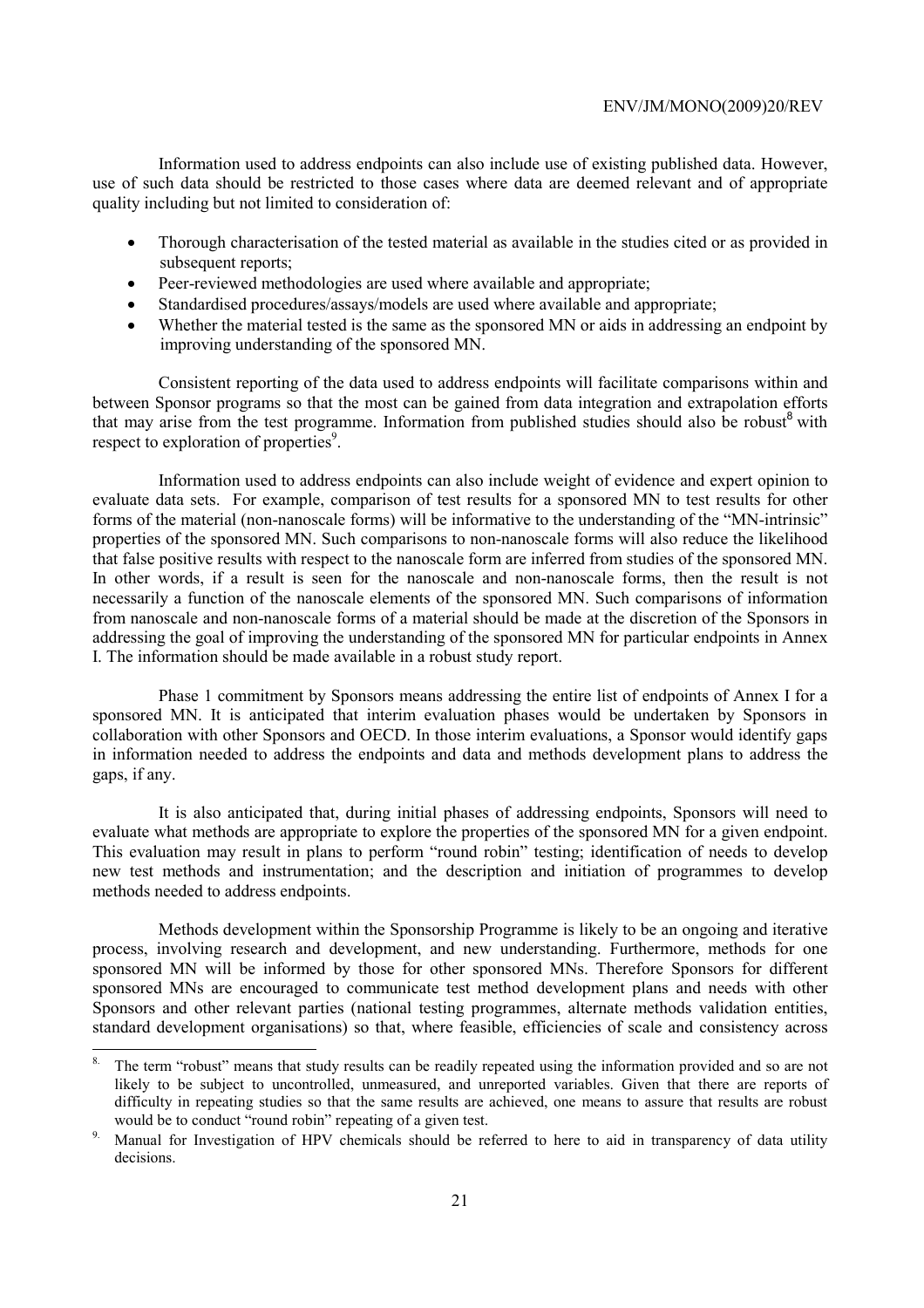Information used to address endpoints can also include use of existing published data. However, use of such data should be restricted to those cases where data are deemed relevant and of appropriate quality including but not limited to consideration of:

- Thorough characterisation of the tested material as available in the studies cited or as provided in subsequent reports;
- Peer-reviewed methodologies are used where available and appropriate;
- Standardised procedures/assays/models are used where available and appropriate;
- Whether the material tested is the same as the sponsored MN or aids in addressing an endpoint by improving understanding of the sponsored MN.

Consistent reporting of the data used to address endpoints will facilitate comparisons within and between Sponsor programs so that the most can be gained from data integration and extrapolation efforts that may arise from the test programme. Information from published studies should also be robust[8] with respect to exploration of properties[9].

Information used to address endpoints can also include weight of evidence and expert opinion to evaluate data sets. For example, comparison of test results for a sponsored MN to test results for other forms of the material (non-nanoscale forms) will be informative to the understanding of the "MN-intrinsic" properties of the sponsored MN. Such comparisons to non-nanoscale forms will also reduce the likelihood that false positive results with respect to the nanoscale form are inferred from studies of the sponsored MN. In other words, if a result is seen for the nanoscale and non-nanoscale forms, then the result is not necessarily a function of the nanoscale elements of the sponsored MN. Such comparisons of information from nanoscale and non-nanoscale forms of a material should be made at the discretion of the Sponsors in addressing the goal of improving the understanding of the sponsored MN for particular endpoints in Annex I. The information should be made available in a robust study report.

Phase 1 commitment by Sponsors means addressing the entire list of endpoints of Annex I for a sponsored MN. It is anticipated that interim evaluation phases would be undertaken by Sponsors in collaboration with other Sponsors and OECD. In those interim evaluations, a Sponsor would identify gaps in information needed to address the endpoints and data and methods development plans to address the gaps, if any.

It is also anticipated that, during initial phases of addressing endpoints, Sponsors will need to evaluate what methods are appropriate to explore the properties of the sponsored MN for a given endpoint. This evaluation may result in plans to perform "round robin" testing; identification of needs to develop new test methods and instrumentation; and the description and initiation of programmes to develop methods needed to address endpoints.

Methods development within the Sponsorship Programme is likely to be an ongoing and iterative process, involving research and development, and new understanding. Furthermore, methods for one sponsored MN will be informed by those for other sponsored MNs. Therefore Sponsors for different sponsored MNs are encouraged to communicate test method development plans and needs with other Sponsors and other relevant parties (national testing programmes, alternate methods validation entities, standard development organisations) so that, where feasible, efficiencies of scale and consistency across

---

[8] The term "robust" means that study results can be readily repeated using the information provided and so are not likely to be subject to uncontrolled, unmeasured, and unreported variables. Given that there are reports of difficulty in repeating studies so that the same results are achieved, one means to assure that results are robust would be to conduct "round robin" repeating of a given test.

[9] Manual for Investigation of HPV chemicals should be referred to here to aid in transparency of data utility decisions.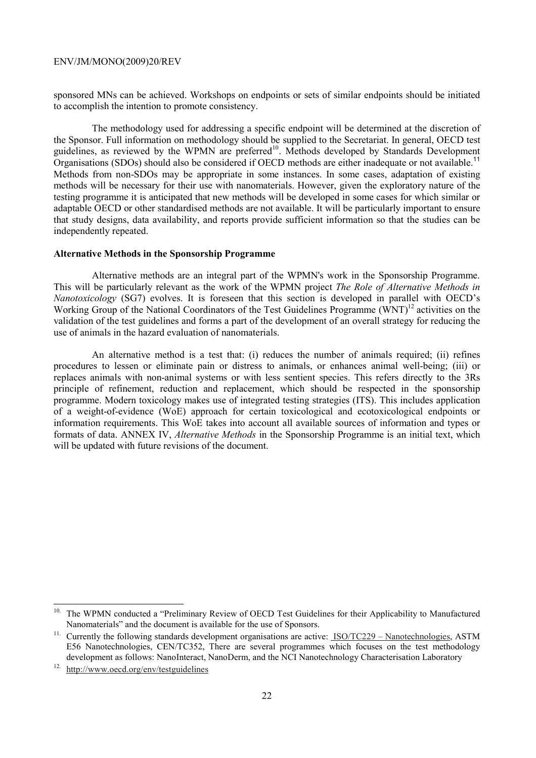sponsored MNs can be achieved. Workshops on endpoints or sets of similar endpoints should be initiated to accomplish the intention to promote consistency.

The methodology used for addressing a specific endpoint will be determined at the discretion of the Sponsor. Full information on methodology should be supplied to the Secretariat. In general, OECD test guidelines, as reviewed by the WPMN are preferred[10]. Methods developed by Standards Development Organisations (SDOs) should also be considered if OECD methods are either inadequate or not available.[11] Methods from non-SDOs may be appropriate in some instances. In some cases, adaptation of existing methods will be necessary for their use with nanomaterials. However, given the exploratory nature of the testing programme it is anticipated that new methods will be developed in some cases for which similar or adaptable OECD or other standardised methods are not available. It will be particularly important to ensure that study designs, data availability, and reports provide sufficient information so that the studies can be independently repeated.

**Alternative Methods in the Sponsorship Programme**

Alternative methods are an integral part of the WPMN's work in the Sponsorship Programme. This will be particularly relevant as the work of the WPMN project *The Role of Alternative Methods in Nanotoxicology* (SG7) evolves. It is foreseen that this section is developed in parallel with OECD's Working Group of the National Coordinators of the Test Guidelines Programme (WNT)[12] activities on the validation of the test guidelines and forms a part of the development of an overall strategy for reducing the use of animals in the hazard evaluation of nanomaterials.

An alternative method is a test that: (i) reduces the number of animals required; (ii) refines procedures to lessen or eliminate pain or distress to animals, or enhances animal well-being; (iii) or replaces animals with non-animal systems or with less sentient species. This refers directly to the 3Rs principle of refinement, reduction and replacement, which should be respected in the sponsorship programme. Modern toxicology makes use of integrated testing strategies (ITS). This includes application of a weight-of-evidence (WoE) approach for certain toxicological and ecotoxicological endpoints or information requirements. This WoE takes into account all available sources of information and types or formats of data. ANNEX IV, *Alternative Methods* in the Sponsorship Programme is an initial text, which will be updated with future revisions of the document.

---

[10] The WPMN conducted a "Preliminary Review of OECD Test Guidelines for their Applicability to Manufactured Nanomaterials" and the document is available for the use of Sponsors.

[11] Currently the following standards development organisations are active: ISO/TC229 – Nanotechnologies, ASTM E56 Nanotechnologies, CEN/TC352, There are several programmes which focuses on the test methodology development as follows: NanoInteract, NanoDerm, and the NCI Nanotechnology Characterisation Laboratory

[12] http://www.oecd.org/env/testguidelines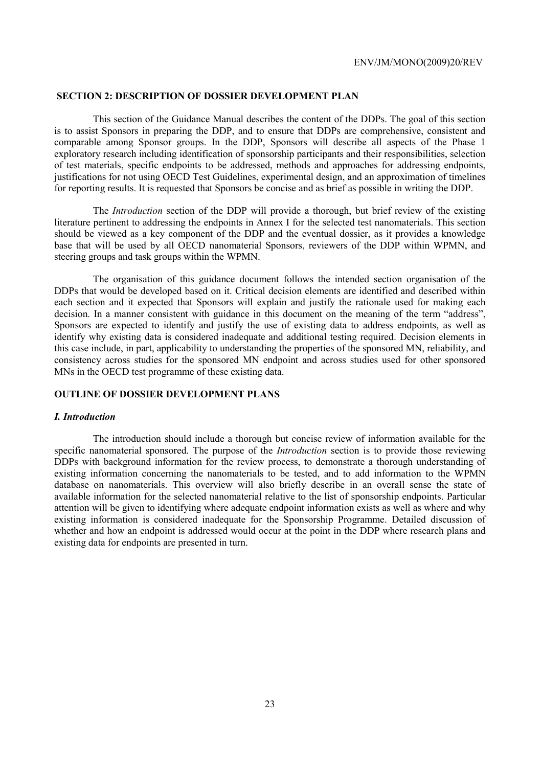## SECTION 2: DESCRIPTION OF DOSSIER DEVELOPMENT PLAN

This section of the Guidance Manual describes the content of the DDPs. The goal of this section is to assist Sponsors in preparing the DDP, and to ensure that DDPs are comprehensive, consistent and comparable among Sponsor groups. In the DDP, Sponsors will describe all aspects of the Phase 1 exploratory research including identification of sponsorship participants and their responsibilities, selection of test materials, specific endpoints to be addressed, methods and approaches for addressing endpoints, justifications for not using OECD Test Guidelines, experimental design, and an approximation of timelines for reporting results. It is requested that Sponsors be concise and as brief as possible in writing the DDP.

The *Introduction* section of the DDP will provide a thorough, but brief review of the existing literature pertinent to addressing the endpoints in Annex I for the selected test nanomaterials. This section should be viewed as a key component of the DDP and the eventual dossier, as it provides a knowledge base that will be used by all OECD nanomaterial Sponsors, reviewers of the DDP within WPMN, and steering groups and task groups within the WPMN.

The organisation of this guidance document follows the intended section organisation of the DDPs that would be developed based on it. Critical decision elements are identified and described within each section and it expected that Sponsors will explain and justify the rationale used for making each decision. In a manner consistent with guidance in this document on the meaning of the term "address", Sponsors are expected to identify and justify the use of existing data to address endpoints, as well as identify why existing data is considered inadequate and additional testing required. Decision elements in this case include, in part, applicability to understanding the properties of the sponsored MN, reliability, and consistency across studies for the sponsored MN endpoint and across studies used for other sponsored MNs in the OECD test programme of these existing data.

## OUTLINE OF DOSSIER DEVELOPMENT PLANS

### *I. Introduction*

The introduction should include a thorough but concise review of information available for the specific nanomaterial sponsored. The purpose of the *Introduction* section is to provide those reviewing DDPs with background information for the review process, to demonstrate a thorough understanding of existing information concerning the nanomaterials to be tested, and to add information to the WPMN database on nanomaterials. This overview will also briefly describe in an overall sense the state of available information for the selected nanomaterial relative to the list of sponsorship endpoints. Particular attention will be given to identifying where adequate endpoint information exists as well as where and why existing information is considered inadequate for the Sponsorship Programme. Detailed discussion of whether and how an endpoint is addressed would occur at the point in the DDP where research plans and existing data for endpoints are presented in turn.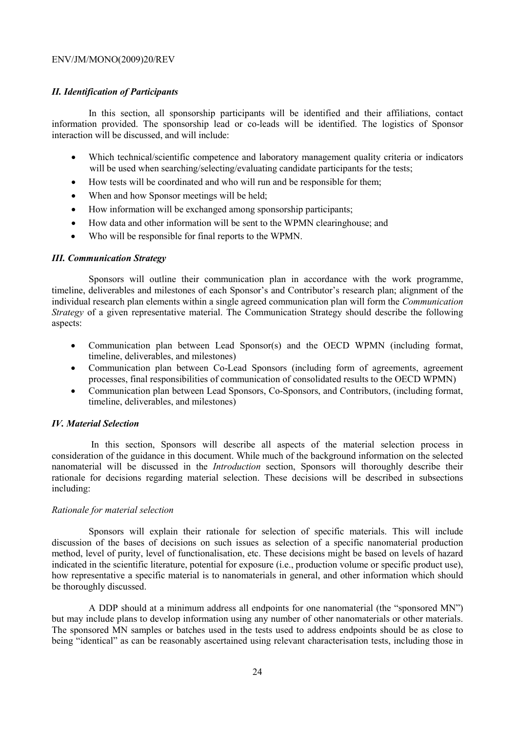### *II. Identification of Participants*

In this section, all sponsorship participants will be identified and their affiliations, contact information provided. The sponsorship lead or co-leads will be identified. The logistics of Sponsor interaction will be discussed, and will include:

- Which technical/scientific competence and laboratory management quality criteria or indicators will be used when searching/selecting/evaluating candidate participants for the tests;
- How tests will be coordinated and who will run and be responsible for them;
- When and how Sponsor meetings will be held;
- How information will be exchanged among sponsorship participants;
- How data and other information will be sent to the WPMN clearinghouse; and
- Who will be responsible for final reports to the WPMN.

### *III. Communication Strategy*

Sponsors will outline their communication plan in accordance with the work programme, timeline, deliverables and milestones of each Sponsor's and Contributor's research plan; alignment of the individual research plan elements within a single agreed communication plan will form the *Communication Strategy* of a given representative material. The Communication Strategy should describe the following aspects:

- Communication plan between Lead Sponsor(s) and the OECD WPMN (including format, timeline, deliverables, and milestones)
- Communication plan between Co-Lead Sponsors (including form of agreements, agreement processes, final responsibilities of communication of consolidated results to the OECD WPMN)
- Communication plan between Lead Sponsors, Co-Sponsors, and Contributors, (including format, timeline, deliverables, and milestones)

### *IV. Material Selection*

In this section, Sponsors will describe all aspects of the material selection process in consideration of the guidance in this document. While much of the background information on the selected nanomaterial will be discussed in the *Introduction* section, Sponsors will thoroughly describe their rationale for decisions regarding material selection. These decisions will be described in subsections including:

#### *Rationale for material selection*

Sponsors will explain their rationale for selection of specific materials. This will include discussion of the bases of decisions on such issues as selection of a specific nanomaterial production method, level of purity, level of functionalisation, etc. These decisions might be based on levels of hazard indicated in the scientific literature, potential for exposure (i.e., production volume or specific product use), how representative a specific material is to nanomaterials in general, and other information which should be thoroughly discussed.

A DDP should at a minimum address all endpoints for one nanomaterial (the "sponsored MN") but may include plans to develop information using any number of other nanomaterials or other materials. The sponsored MN samples or batches used in the tests used to address endpoints should be as close to being "identical" as can be reasonably ascertained using relevant characterisation tests, including those in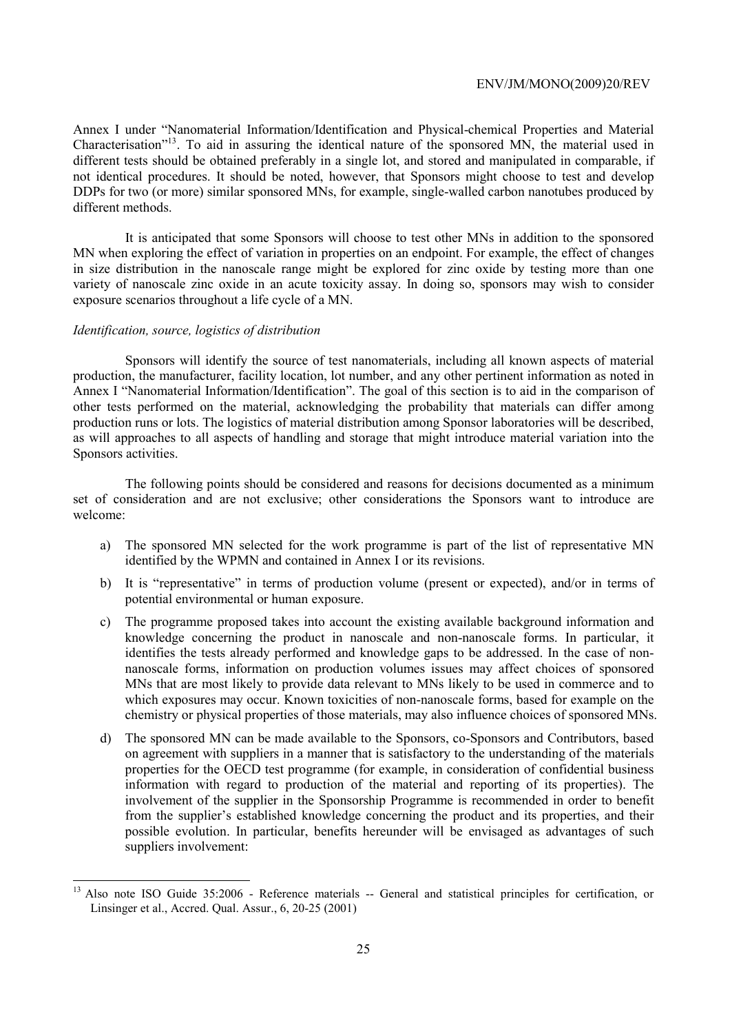Annex I under "Nanomaterial Information/Identification and Physical-chemical Properties and Material Characterisation"[13]. To aid in assuring the identical nature of the sponsored MN, the material used in different tests should be obtained preferably in a single lot, and stored and manipulated in comparable, if not identical procedures. It should be noted, however, that Sponsors might choose to test and develop DDPs for two (or more) similar sponsored MNs, for example, single-walled carbon nanotubes produced by different methods.

It is anticipated that some Sponsors will choose to test other MNs in addition to the sponsored MN when exploring the effect of variation in properties on an endpoint. For example, the effect of changes in size distribution in the nanoscale range might be explored for zinc oxide by testing more than one variety of nanoscale zinc oxide in an acute toxicity assay. In doing so, sponsors may wish to consider exposure scenarios throughout a life cycle of a MN.

*Identification, source, logistics of distribution*

Sponsors will identify the source of test nanomaterials, including all known aspects of material production, the manufacturer, facility location, lot number, and any other pertinent information as noted in Annex I "Nanomaterial Information/Identification". The goal of this section is to aid in the comparison of other tests performed on the material, acknowledging the probability that materials can differ among production runs or lots. The logistics of material distribution among Sponsor laboratories will be described, as will approaches to all aspects of handling and storage that might introduce material variation into the Sponsors activities.

The following points should be considered and reasons for decisions documented as a minimum set of consideration and are not exclusive; other considerations the Sponsors want to introduce are welcome:

a) The sponsored MN selected for the work programme is part of the list of representative MN identified by the WPMN and contained in Annex I or its revisions.

b) It is "representative" in terms of production volume (present or expected), and/or in terms of potential environmental or human exposure.

c) The programme proposed takes into account the existing available background information and knowledge concerning the product in nanoscale and non-nanoscale forms. In particular, it identifies the tests already performed and knowledge gaps to be addressed. In the case of non-nanoscale forms, information on production volumes issues may affect choices of sponsored MNs that are most likely to provide data relevant to MNs likely to be used in commerce and to which exposures may occur. Known toxicities of non-nanoscale forms, based for example on the chemistry or physical properties of those materials, may also influence choices of sponsored MNs.

d) The sponsored MN can be made available to the Sponsors, co-Sponsors and Contributors, based on agreement with suppliers in a manner that is satisfactory to the understanding of the materials properties for the OECD test programme (for example, in consideration of confidential business information with regard to production of the material and reporting of its properties). The involvement of the supplier in the Sponsorship Programme is recommended in order to benefit from the supplier's established knowledge concerning the product and its properties, and their possible evolution. In particular, benefits hereunder will be envisaged as advantages of such suppliers involvement:

---

[13] Also note ISO Guide 35:2006 - Reference materials -- General and statistical principles for certification, or Linsinger et al., Accred. Qual. Assur., 6, 20-25 (2001)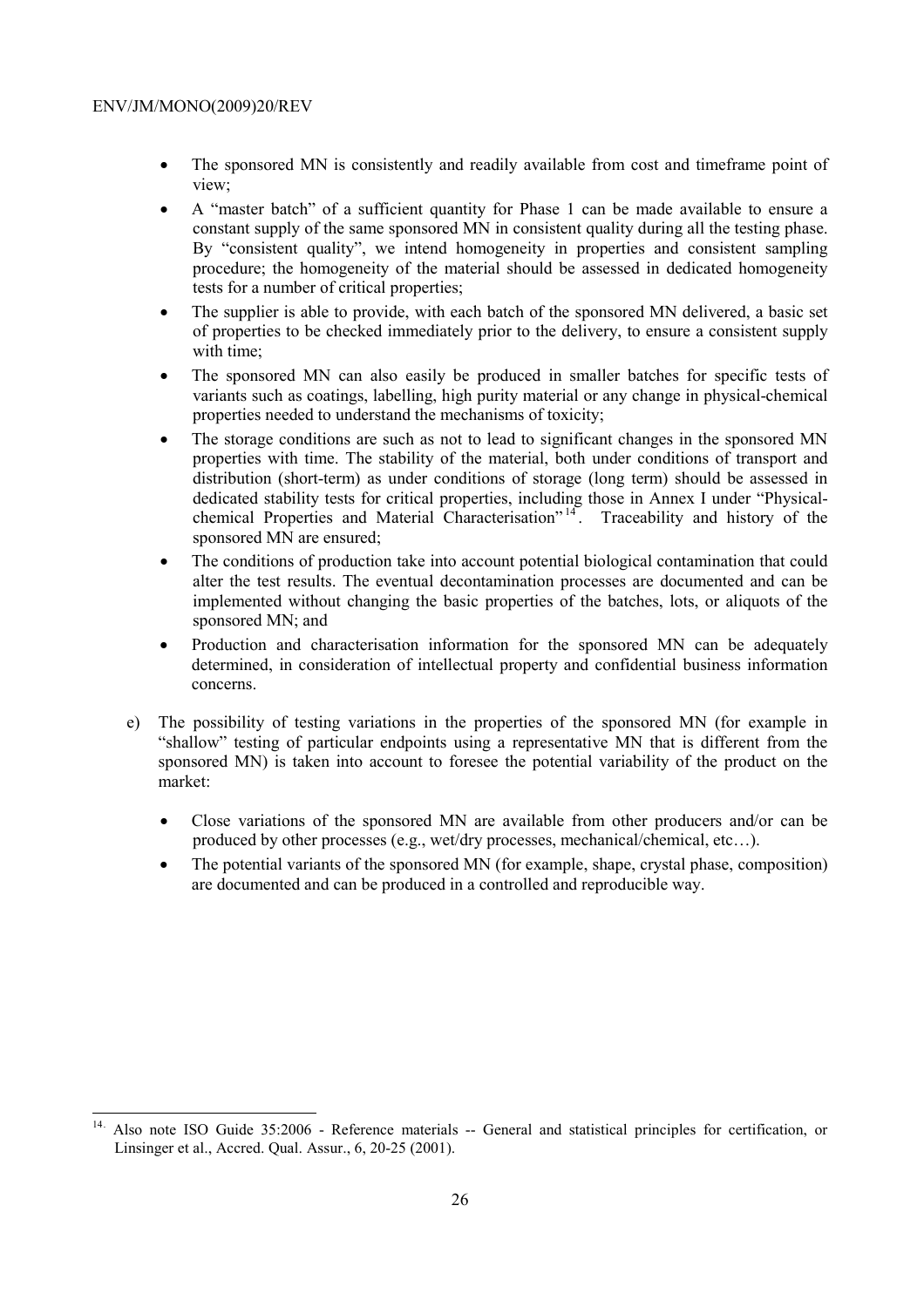- The sponsored MN is consistently and readily available from cost and timeframe point of view;
- A "master batch" of a sufficient quantity for Phase 1 can be made available to ensure a constant supply of the same sponsored MN in consistent quality during all the testing phase. By "consistent quality", we intend homogeneity in properties and consistent sampling procedure; the homogeneity of the material should be assessed in dedicated homogeneity tests for a number of critical properties;
- The supplier is able to provide, with each batch of the sponsored MN delivered, a basic set of properties to be checked immediately prior to the delivery, to ensure a consistent supply with time;
- The sponsored MN can also easily be produced in smaller batches for specific tests of variants such as coatings, labelling, high purity material or any change in physical-chemical properties needed to understand the mechanisms of toxicity;
- The storage conditions are such as not to lead to significant changes in the sponsored MN properties with time. The stability of the material, both under conditions of transport and distribution (short-term) as under conditions of storage (long term) should be assessed in dedicated stability tests for critical properties, including those in Annex I under "Physical-chemical Properties and Material Characterisation"[14]. Traceability and history of the sponsored MN are ensured;
- The conditions of production take into account potential biological contamination that could alter the test results. The eventual decontamination processes are documented and can be implemented without changing the basic properties of the batches, lots, or aliquots of the sponsored MN; and
- Production and characterisation information for the sponsored MN can be adequately determined, in consideration of intellectual property and confidential business information concerns.

e) The possibility of testing variations in the properties of the sponsored MN (for example in "shallow" testing of particular endpoints using a representative MN that is different from the sponsored MN) is taken into account to foresee the potential variability of the product on the market:

- Close variations of the sponsored MN are available from other producers and/or can be produced by other processes (e.g., wet/dry processes, mechanical/chemical, etc…).
- The potential variants of the sponsored MN (for example, shape, crystal phase, composition) are documented and can be produced in a controlled and reproducible way.

---

[14] Also note ISO Guide 35:2006 - Reference materials -- General and statistical principles for certification, or Linsinger et al., Accred. Qual. Assur., 6, 20-25 (2001).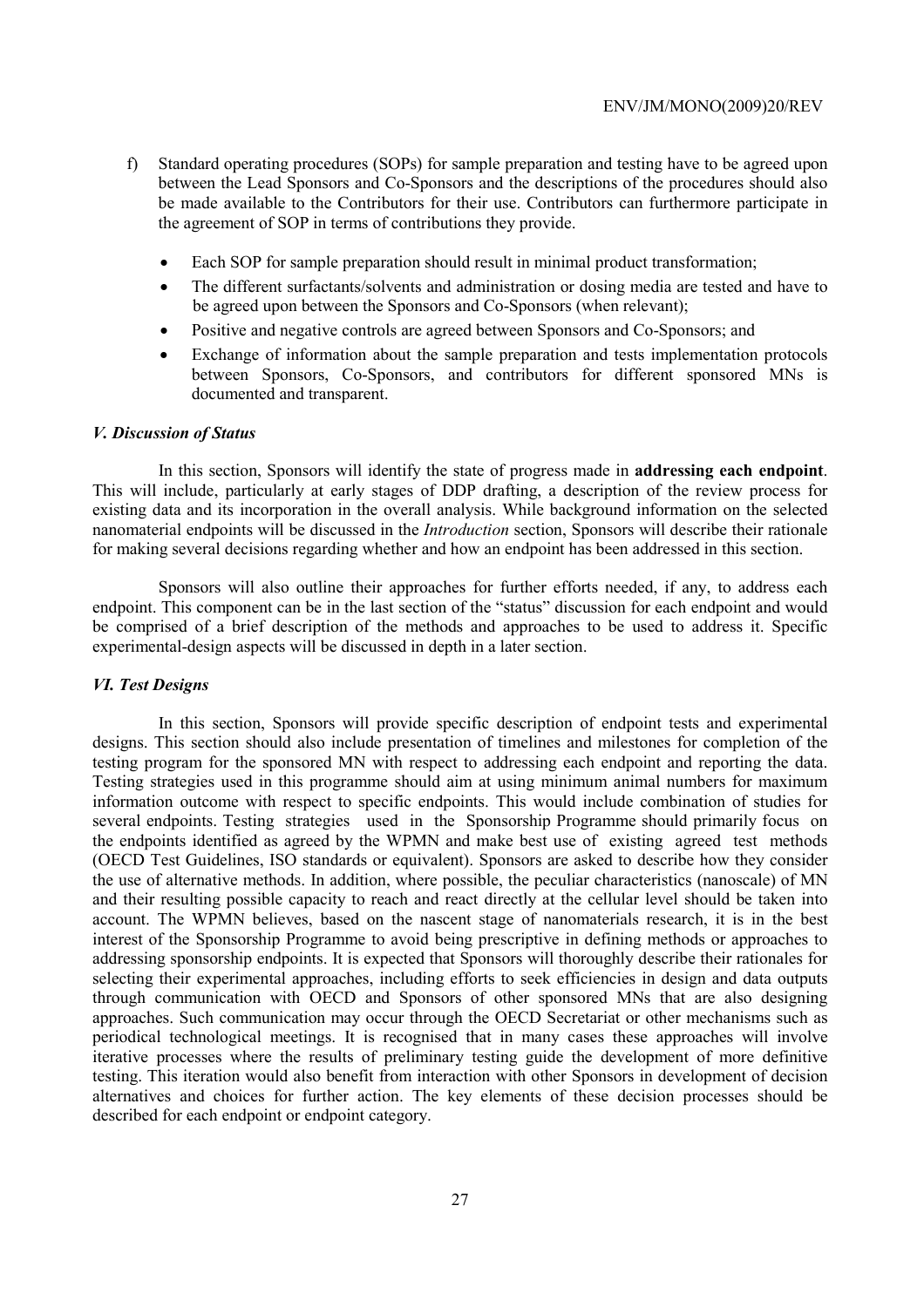f) Standard operating procedures (SOPs) for sample preparation and testing have to be agreed upon between the Lead Sponsors and Co-Sponsors and the descriptions of the procedures should also be made available to the Contributors for their use. Contributors can furthermore participate in the agreement of SOP in terms of contributions they provide.

- Each SOP for sample preparation should result in minimal product transformation;
- The different surfactants/solvents and administration or dosing media are tested and have to be agreed upon between the Sponsors and Co-Sponsors (when relevant);
- Positive and negative controls are agreed between Sponsors and Co-Sponsors; and
- Exchange of information about the sample preparation and tests implementation protocols between Sponsors, Co-Sponsors, and contributors for different sponsored MNs is documented and transparent.

### *V. Discussion of Status*

In this section, Sponsors will identify the state of progress made in **addressing each endpoint**. This will include, particularly at early stages of DDP drafting, a description of the review process for existing data and its incorporation in the overall analysis. While background information on the selected nanomaterial endpoints will be discussed in the *Introduction* section, Sponsors will describe their rationale for making several decisions regarding whether and how an endpoint has been addressed in this section.

Sponsors will also outline their approaches for further efforts needed, if any, to address each endpoint. This component can be in the last section of the "status" discussion for each endpoint and would be comprised of a brief description of the methods and approaches to be used to address it. Specific experimental-design aspects will be discussed in depth in a later section.

### *VI. Test Designs*

In this section, Sponsors will provide specific description of endpoint tests and experimental designs. This section should also include presentation of timelines and milestones for completion of the testing program for the sponsored MN with respect to addressing each endpoint and reporting the data. Testing strategies used in this programme should aim at using minimum animal numbers for maximum information outcome with respect to specific endpoints. This would include combination of studies for several endpoints. Testing strategies used in the Sponsorship Programme should primarily focus on the endpoints identified as agreed by the WPMN and make best use of existing agreed test methods (OECD Test Guidelines, ISO standards or equivalent). Sponsors are asked to describe how they consider the use of alternative methods. In addition, where possible, the peculiar characteristics (nanoscale) of MN and their resulting possible capacity to reach and react directly at the cellular level should be taken into account. The WPMN believes, based on the nascent stage of nanomaterials research, it is in the best interest of the Sponsorship Programme to avoid being prescriptive in defining methods or approaches to addressing sponsorship endpoints. It is expected that Sponsors will thoroughly describe their rationales for selecting their experimental approaches, including efforts to seek efficiencies in design and data outputs through communication with OECD and Sponsors of other sponsored MNs that are also designing approaches. Such communication may occur through the OECD Secretariat or other mechanisms such as periodical technological meetings. It is recognised that in many cases these approaches will involve iterative processes where the results of preliminary testing guide the development of more definitive testing. This iteration would also benefit from interaction with other Sponsors in development of decision alternatives and choices for further action. The key elements of these decision processes should be described for each endpoint or endpoint category.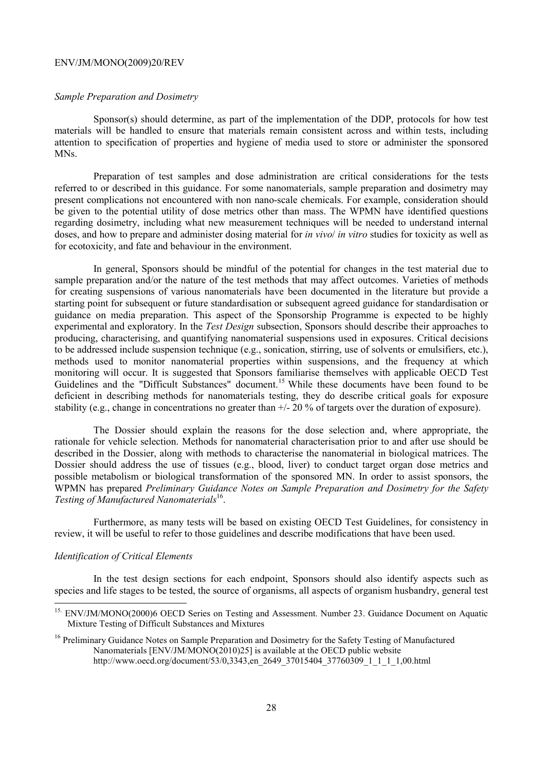*Sample Preparation and Dosimetry*

Sponsor(s) should determine, as part of the implementation of the DDP, protocols for how test materials will be handled to ensure that materials remain consistent across and within tests, including attention to specification of properties and hygiene of media used to store or administer the sponsored MNs.

Preparation of test samples and dose administration are critical considerations for the tests referred to or described in this guidance. For some nanomaterials, sample preparation and dosimetry may present complications not encountered with non nano-scale chemicals. For example, consideration should be given to the potential utility of dose metrics other than mass. The WPMN have identified questions regarding dosimetry, including what new measurement techniques will be needed to understand internal doses, and how to prepare and administer dosing material for *in vivo*/ *in vitro* studies for toxicity as well as for ecotoxicity, and fate and behaviour in the environment.

In general, Sponsors should be mindful of the potential for changes in the test material due to sample preparation and/or the nature of the test methods that may affect outcomes. Varieties of methods for creating suspensions of various nanomaterials have been documented in the literature but provide a starting point for subsequent or future standardisation or subsequent agreed guidance for standardisation or guidance on media preparation. This aspect of the Sponsorship Programme is expected to be highly experimental and exploratory. In the *Test Design* subsection, Sponsors should describe their approaches to producing, characterising, and quantifying nanomaterial suspensions used in exposures. Critical decisions to be addressed include suspension technique (e.g., sonication, stirring, use of solvents or emulsifiers, etc.), methods used to monitor nanomaterial properties within suspensions, and the frequency at which monitoring will occur. It is suggested that Sponsors familiarise themselves with applicable OECD Test Guidelines and the "Difficult Substances" document.[15] While these documents have been found to be deficient in describing methods for nanomaterials testing, they do describe critical goals for exposure stability (e.g., change in concentrations no greater than +/- 20 % of targets over the duration of exposure).

The Dossier should explain the reasons for the dose selection and, where appropriate, the rationale for vehicle selection. Methods for nanomaterial characterisation prior to and after use should be described in the Dossier, along with methods to characterise the nanomaterial in biological matrices. The Dossier should address the use of tissues (e.g., blood, liver) to conduct target organ dose metrics and possible metabolism or biological transformation of the sponsored MN. In order to assist sponsors, the WPMN has prepared *Preliminary Guidance Notes on Sample Preparation and Dosimetry for the Safety Testing of Manufactured Nanomaterials*[16].

Furthermore, as many tests will be based on existing OECD Test Guidelines, for consistency in review, it will be useful to refer to those guidelines and describe modifications that have been used.

*Identification of Critical Elements*

In the test design sections for each endpoint, Sponsors should also identify aspects such as species and life stages to be tested, the source of organisms, all aspects of organism husbandry, general test

---

[15] ENV/JM/MONO(2000)6 OECD Series on Testing and Assessment. Number 23. Guidance Document on Aquatic Mixture Testing of Difficult Substances and Mixtures

[16] Preliminary Guidance Notes on Sample Preparation and Dosimetry for the Safety Testing of Manufactured Nanomaterials [ENV/JM/MONO(2010)25] is available at the OECD public website http://www.oecd.org/document/53/0,3343,en_2649_37015404_37760309_1_1_1_1,00.html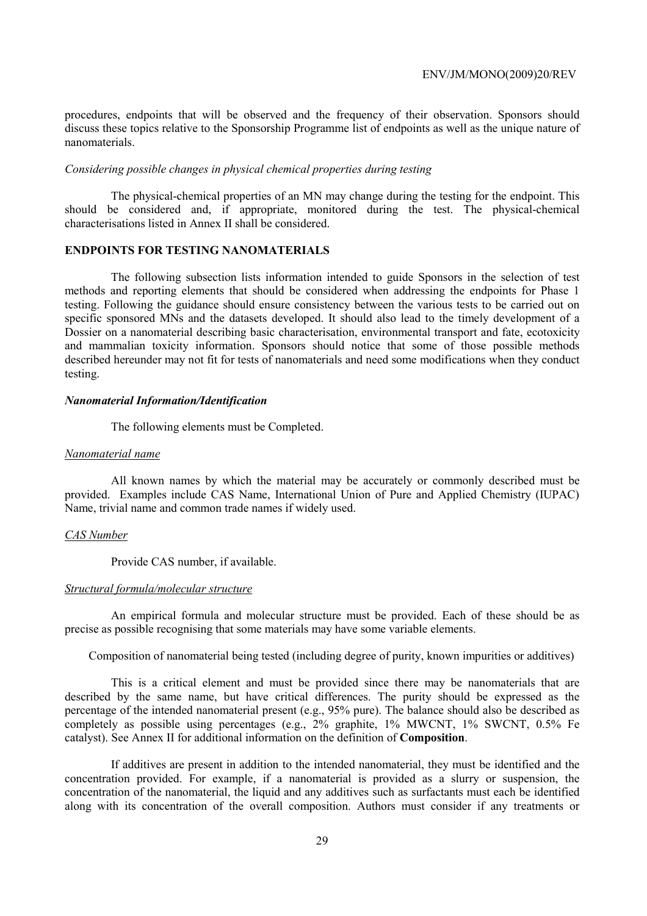procedures, endpoints that will be observed and the frequency of their observation. Sponsors should discuss these topics relative to the Sponsorship Programme list of endpoints as well as the unique nature of nanomaterials.

*Considering possible changes in physical chemical properties during testing*

The physical-chemical properties of an MN may change during the testing for the endpoint. This should be considered and, if appropriate, monitored during the test. The physical-chemical characterisations listed in Annex II shall be considered.

## ENDPOINTS FOR TESTING NANOMATERIALS

The following subsection lists information intended to guide Sponsors in the selection of test methods and reporting elements that should be considered when addressing the endpoints for Phase 1 testing. Following the guidance should ensure consistency between the various tests to be carried out on specific sponsored MNs and the datasets developed. It should also lead to the timely development of a Dossier on a nanomaterial describing basic characterisation, environmental transport and fate, ecotoxicity and mammalian toxicity information. Sponsors should notice that some of those possible methods described hereunder may not fit for tests of nanomaterials and need some modifications when they conduct testing.

### *Nanomaterial Information/Identification*

The following elements must be Completed.

*Nanomaterial name*

All known names by which the material may be accurately or commonly described must be provided. Examples include CAS Name, International Union of Pure and Applied Chemistry (IUPAC) Name, trivial name and common trade names if widely used.

*CAS Number*

Provide CAS number, if available.

*Structural formula/molecular structure*

An empirical formula and molecular structure must be provided. Each of these should be as precise as possible recognising that some materials may have some variable elements.

Composition of nanomaterial being tested (including degree of purity, known impurities or additives)

This is a critical element and must be provided since there may be nanomaterials that are described by the same name, but have critical differences. The purity should be expressed as the percentage of the intended nanomaterial present (e.g., 95% pure). The balance should also be described as completely as possible using percentages (e.g., 2% graphite, 1% MWCNT, 1% SWCNT, 0.5% Fe catalyst). See Annex II for additional information on the definition of **Composition**.

If additives are present in addition to the intended nanomaterial, they must be identified and the concentration provided. For example, if a nanomaterial is provided as a slurry or suspension, the concentration of the nanomaterial, the liquid and any additives such as surfactants must each be identified along with its concentration of the overall composition. Authors must consider if any treatments or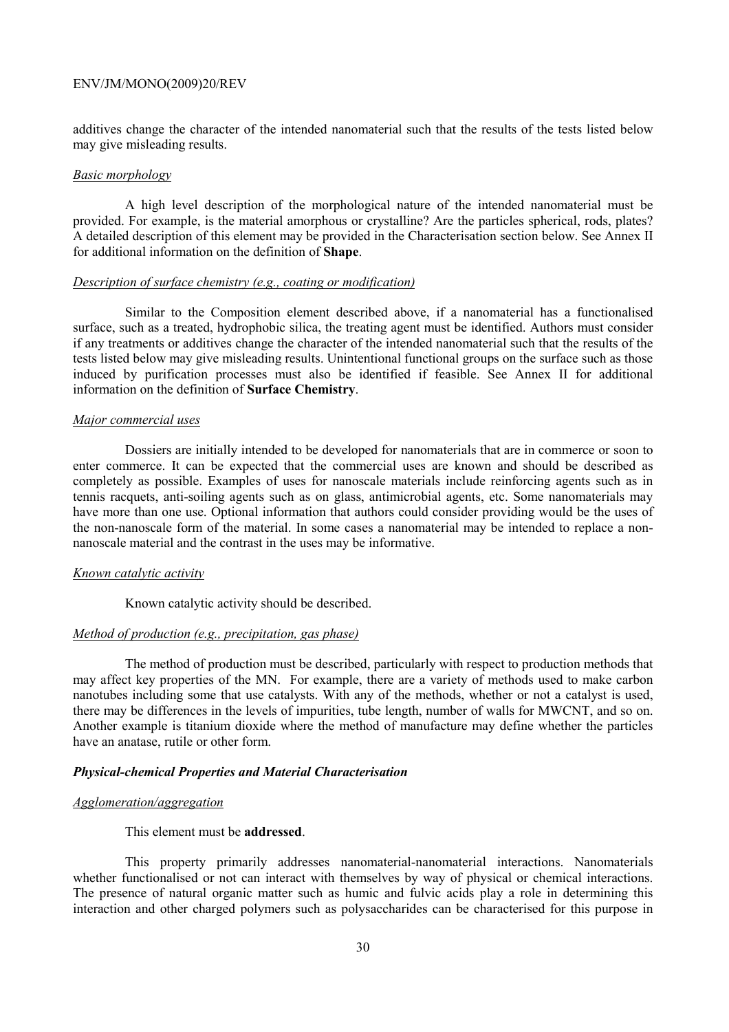additives change the character of the intended nanomaterial such that the results of the tests listed below may give misleading results.

*Basic morphology*

A high level description of the morphological nature of the intended nanomaterial must be provided. For example, is the material amorphous or crystalline? Are the particles spherical, rods, plates? A detailed description of this element may be provided in the Characterisation section below. See Annex II for additional information on the definition of **Shape**.

*Description of surface chemistry (e.g., coating or modification)*

Similar to the Composition element described above, if a nanomaterial has a functionalised surface, such as a treated, hydrophobic silica, the treating agent must be identified. Authors must consider if any treatments or additives change the character of the intended nanomaterial such that the results of the tests listed below may give misleading results. Unintentional functional groups on the surface such as those induced by purification processes must also be identified if feasible. See Annex II for additional information on the definition of **Surface Chemistry**.

*Major commercial uses*

Dossiers are initially intended to be developed for nanomaterials that are in commerce or soon to enter commerce. It can be expected that the commercial uses are known and should be described as completely as possible. Examples of uses for nanoscale materials include reinforcing agents such as in tennis racquets, anti-soiling agents such as on glass, antimicrobial agents, etc. Some nanomaterials may have more than one use. Optional information that authors could consider providing would be the uses of the non-nanoscale form of the material. In some cases a nanomaterial may be intended to replace a non-nanoscale material and the contrast in the uses may be informative.

*Known catalytic activity*

Known catalytic activity should be described.

*Method of production (e.g., precipitation, gas phase)*

The method of production must be described, particularly with respect to production methods that may affect key properties of the MN. For example, there are a variety of methods used to make carbon nanotubes including some that use catalysts. With any of the methods, whether or not a catalyst is used, there may be differences in the levels of impurities, tube length, number of walls for MWCNT, and so on. Another example is titanium dioxide where the method of manufacture may define whether the particles have an anatase, rutile or other form.

***Physical-chemical Properties and Material Characterisation***

*Agglomeration/aggregation*

This element must be **addressed**.

This property primarily addresses nanomaterial-nanomaterial interactions. Nanomaterials whether functionalised or not can interact with themselves by way of physical or chemical interactions. The presence of natural organic matter such as humic and fulvic acids play a role in determining this interaction and other charged polymers such as polysaccharides can be characterised for this purpose in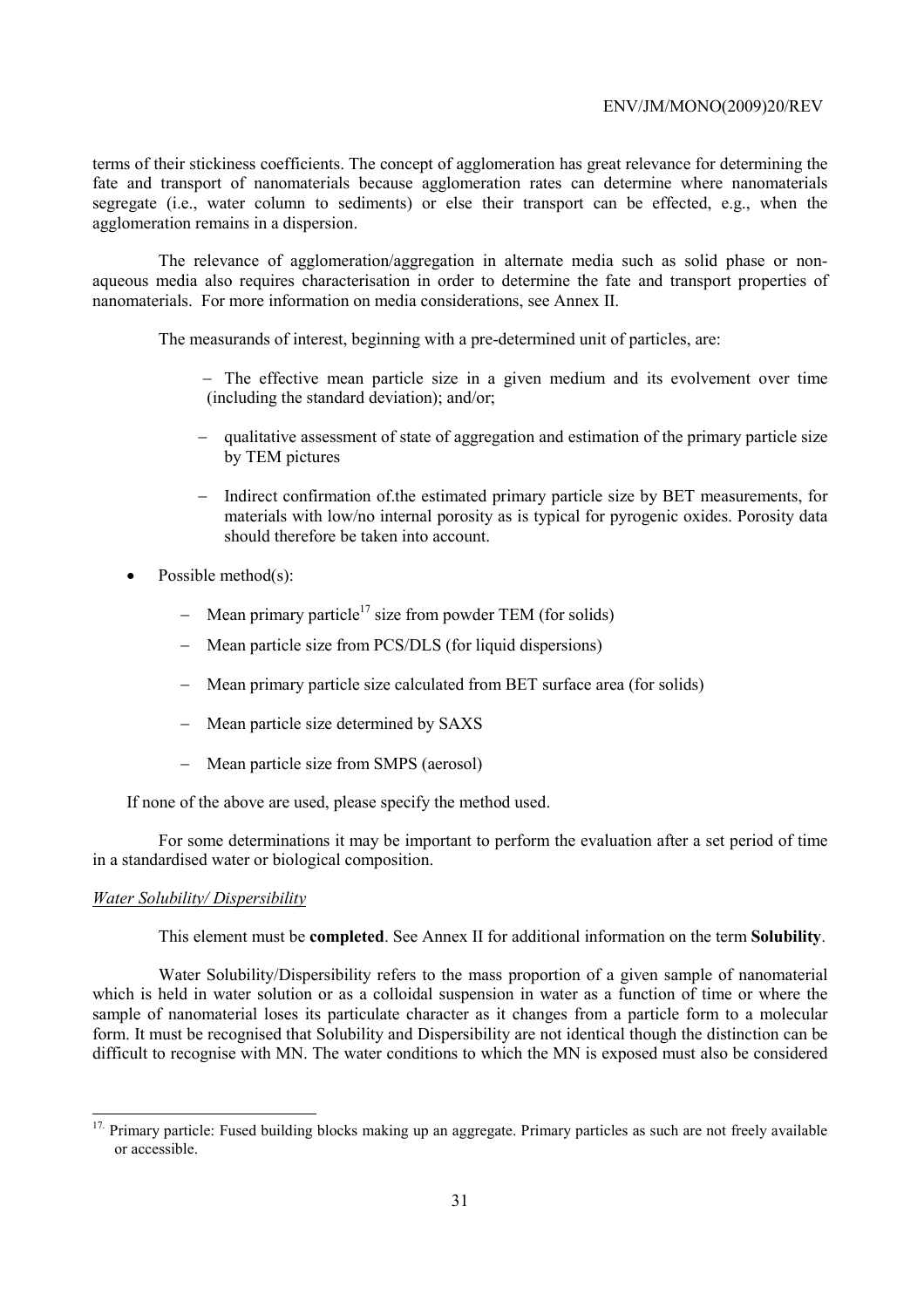terms of their stickiness coefficients. The concept of agglomeration has great relevance for determining the fate and transport of nanomaterials because agglomeration rates can determine where nanomaterials segregate (i.e., water column to sediments) or else their transport can be effected, e.g., when the agglomeration remains in a dispersion.

The relevance of agglomeration/aggregation in alternate media such as solid phase or non-aqueous media also requires characterisation in order to determine the fate and transport properties of nanomaterials. For more information on media considerations, see Annex II.

The measurands of interest, beginning with a pre-determined unit of particles, are:

- The effective mean particle size in a given medium and its evolvement over time (including the standard deviation); and/or;
- qualitative assessment of state of aggregation and estimation of the primary particle size by TEM pictures
- Indirect confirmation of.the estimated primary particle size by BET measurements, for materials with low/no internal porosity as is typical for pyrogenic oxides. Porosity data should therefore be taken into account.

- Possible method(s):
  - Mean primary particle[17] size from powder TEM (for solids)
  - Mean particle size from PCS/DLS (for liquid dispersions)
  - Mean primary particle size calculated from BET surface area (for solids)
  - Mean particle size determined by SAXS
  - Mean particle size from SMPS (aerosol)

If none of the above are used, please specify the method used.

For some determinations it may be important to perform the evaluation after a set period of time in a standardised water or biological composition.

*Water Solubility/ Dispersibility*

This element must be **completed**. See Annex II for additional information on the term **Solubility**.

Water Solubility/Dispersibility refers to the mass proportion of a given sample of nanomaterial which is held in water solution or as a colloidal suspension in water as a function of time or where the sample of nanomaterial loses its particulate character as it changes from a particle form to a molecular form. It must be recognised that Solubility and Dispersibility are not identical though the distinction can be difficult to recognise with MN. The water conditions to which the MN is exposed must also be considered

---

[17] Primary particle: Fused building blocks making up an aggregate. Primary particles as such are not freely available or accessible.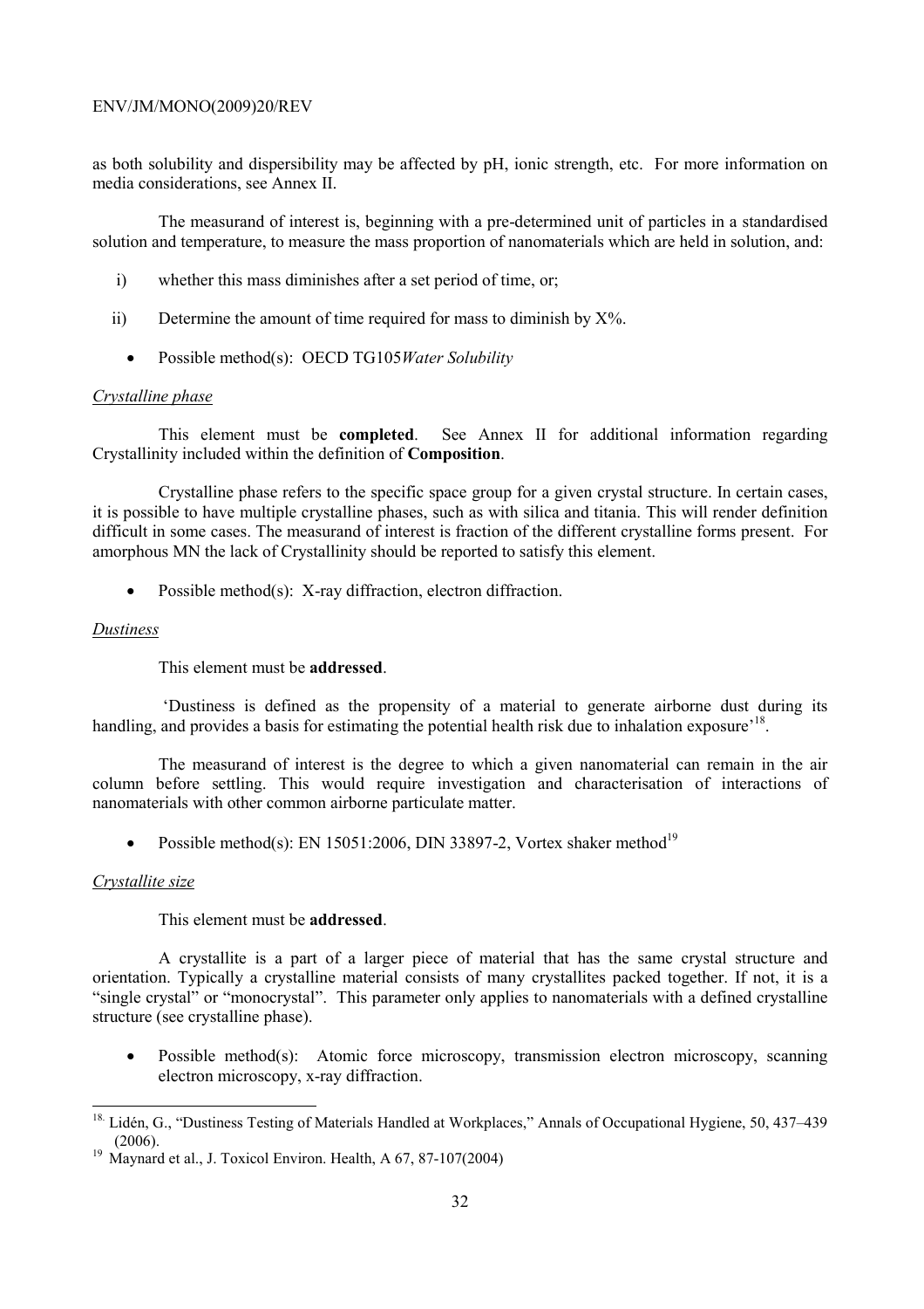as both solubility and dispersibility may be affected by pH, ionic strength, etc. For more information on media considerations, see Annex II.

The measurand of interest is, beginning with a pre-determined unit of particles in a standardised solution and temperature, to measure the mass proportion of nanomaterials which are held in solution, and:

i) whether this mass diminishes after a set period of time, or;

ii) Determine the amount of time required for mass to diminish by X%.

- Possible method(s): OECD TG105*Water Solubility*

*Crystalline phase*

This element must be **completed**. See Annex II for additional information regarding Crystallinity included within the definition of **Composition**.

Crystalline phase refers to the specific space group for a given crystal structure. In certain cases, it is possible to have multiple crystalline phases, such as with silica and titania. This will render definition difficult in some cases. The measurand of interest is fraction of the different crystalline forms present. For amorphous MN the lack of Crystallinity should be reported to satisfy this element.

- Possible method(s): X-ray diffraction, electron diffraction.

*Dustiness*

This element must be **addressed**.

'Dustiness is defined as the propensity of a material to generate airborne dust during its handling, and provides a basis for estimating the potential health risk due to inhalation exposure'[18].

The measurand of interest is the degree to which a given nanomaterial can remain in the air column before settling. This would require investigation and characterisation of interactions of nanomaterials with other common airborne particulate matter.

- Possible method(s): EN 15051:2006, DIN 33897-2, Vortex shaker method[19]

*Crystallite size*

This element must be **addressed**.

A crystallite is a part of a larger piece of material that has the same crystal structure and orientation. Typically a crystalline material consists of many crystallites packed together. If not, it is a "single crystal" or "monocrystal". This parameter only applies to nanomaterials with a defined crystalline structure (see crystalline phase).

- Possible method(s): Atomic force microscopy, transmission electron microscopy, scanning electron microscopy, x-ray diffraction.

---

[18] Lidén, G., "Dustiness Testing of Materials Handled at Workplaces," Annals of Occupational Hygiene, 50, 437–439 (2006).

[19] Maynard et al., J. Toxicol Environ. Health, A 67, 87-107(2004)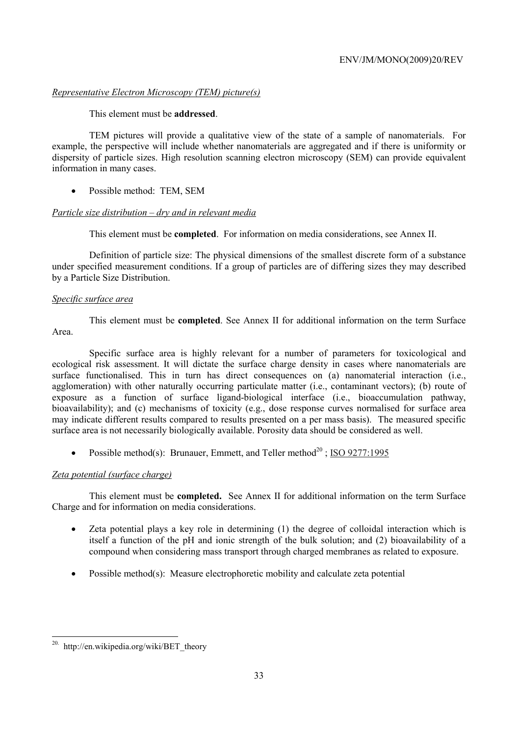*Representative Electron Microscopy (TEM) picture(s)*

This element must be **addressed**.

TEM pictures will provide a qualitative view of the state of a sample of nanomaterials. For example, the perspective will include whether nanomaterials are aggregated and if there is uniformity or dispersity of particle sizes. High resolution scanning electron microscopy (SEM) can provide equivalent information in many cases.

- Possible method: TEM, SEM

*Particle size distribution – dry and in relevant media*

This element must be **completed**. For information on media considerations, see Annex II.

Definition of particle size: The physical dimensions of the smallest discrete form of a substance under specified measurement conditions. If a group of particles are of differing sizes they may described by a Particle Size Distribution.

*Specific surface area*

This element must be **completed**. See Annex II for additional information on the term Surface Area.

Specific surface area is highly relevant for a number of parameters for toxicological and ecological risk assessment. It will dictate the surface charge density in cases where nanomaterials are surface functionalised. This in turn has direct consequences on (a) nanomaterial interaction (i.e., agglomeration) with other naturally occurring particulate matter (i.e., contaminant vectors); (b) route of exposure as a function of surface ligand-biological interface (i.e., bioaccumulation pathway, bioavailability); and (c) mechanisms of toxicity (e.g., dose response curves normalised for surface area may indicate different results compared to results presented on a per mass basis). The measured specific surface area is not necessarily biologically available. Porosity data should be considered as well.

- Possible method(s): Brunauer, Emmett, and Teller method[20] ; ISO 9277:1995

*Zeta potential (surface charge)*

This element must be **completed.** See Annex II for additional information on the term Surface Charge and for information on media considerations.

- Zeta potential plays a key role in determining (1) the degree of colloidal interaction which is itself a function of the pH and ionic strength of the bulk solution; and (2) bioavailability of a compound when considering mass transport through charged membranes as related to exposure.
- Possible method(s): Measure electrophoretic mobility and calculate zeta potential

---

20. http://en.wikipedia.org/wiki/BET_theory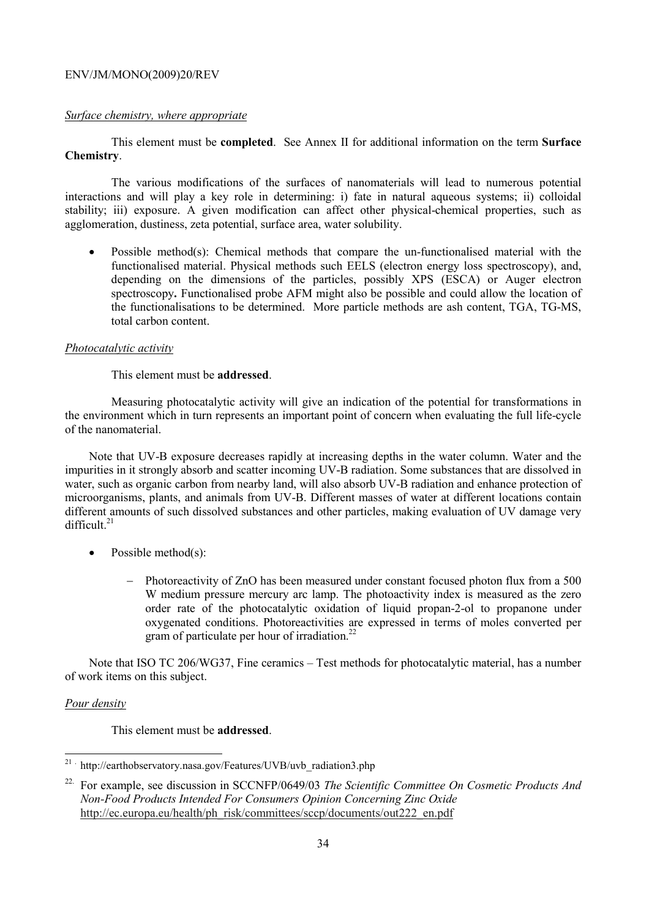*Surface chemistry, where appropriate*

This element must be **completed**. See Annex II for additional information on the term **Surface Chemistry**.

The various modifications of the surfaces of nanomaterials will lead to numerous potential interactions and will play a key role in determining: i) fate in natural aqueous systems; ii) colloidal stability; iii) exposure. A given modification can affect other physical-chemical properties, such as agglomeration, dustiness, zeta potential, surface area, water solubility.

- Possible method(s): Chemical methods that compare the un-functionalised material with the functionalised material. Physical methods such EELS (electron energy loss spectroscopy), and, depending on the dimensions of the particles, possibly XPS (ESCA) or Auger electron spectroscopy**.** Functionalised probe AFM might also be possible and could allow the location of the functionalisations to be determined. More particle methods are ash content, TGA, TG-MS, total carbon content.

*Photocatalytic activity*

This element must be **addressed**.

Measuring photocatalytic activity will give an indication of the potential for transformations in the environment which in turn represents an important point of concern when evaluating the full life-cycle of the nanomaterial.

Note that UV-B exposure decreases rapidly at increasing depths in the water column. Water and the impurities in it strongly absorb and scatter incoming UV-B radiation. Some substances that are dissolved in water, such as organic carbon from nearby land, will also absorb UV-B radiation and enhance protection of microorganisms, plants, and animals from UV-B. Different masses of water at different locations contain different amounts of such dissolved substances and other particles, making evaluation of UV damage very difficult.[21]

- Possible method(s):
  - Photoreactivity of ZnO has been measured under constant focused photon flux from a 500 W medium pressure mercury arc lamp. The photoactivity index is measured as the zero order rate of the photocatalytic oxidation of liquid propan-2-ol to propanone under oxygenated conditions. Photoreactivities are expressed in terms of moles converted per gram of particulate per hour of irradiation.[22]

Note that ISO TC 206/WG37, Fine ceramics – Test methods for photocatalytic material, has a number of work items on this subject.

*Pour density*

This element must be **addressed**.

---

[21] http://earthobservatory.nasa.gov/Features/UVB/uvb_radiation3.php

[22] For example, see discussion in SCCNFP/0649/03 *The Scientific Committee On Cosmetic Products And Non-Food Products Intended For Consumers Opinion Concerning Zinc Oxide* http://ec.europa.eu/health/ph_risk/committees/sccp/documents/out222_en.pdf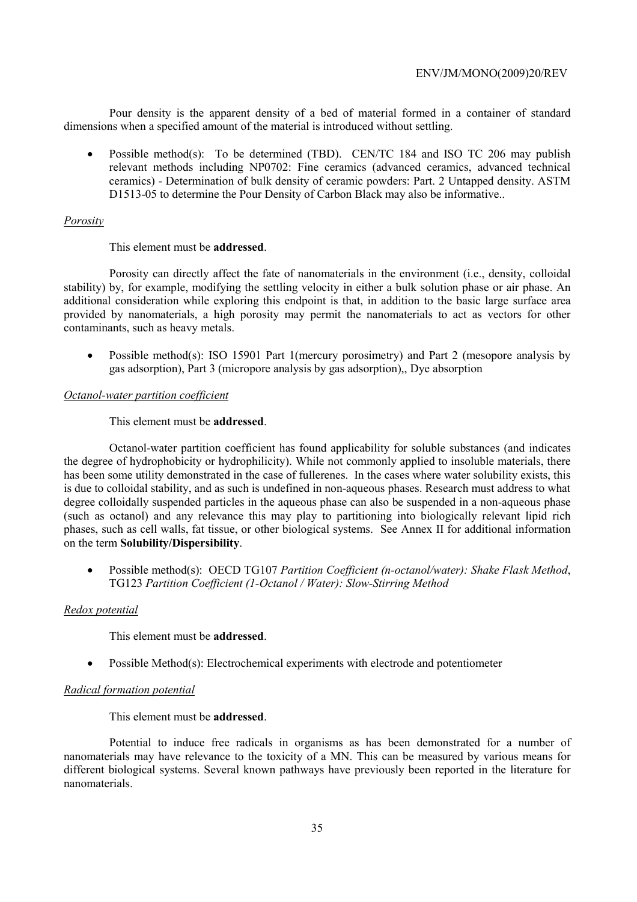Pour density is the apparent density of a bed of material formed in a container of standard dimensions when a specified amount of the material is introduced without settling.

- Possible method(s): To be determined (TBD). CEN/TC 184 and ISO TC 206 may publish relevant methods including NP0702: Fine ceramics (advanced ceramics, advanced technical ceramics) - Determination of bulk density of ceramic powders: Part. 2 Untapped density. ASTM D1513-05 to determine the Pour Density of Carbon Black may also be informative..

*Porosity*

This element must be **addressed**.

Porosity can directly affect the fate of nanomaterials in the environment (i.e., density, colloidal stability) by, for example, modifying the settling velocity in either a bulk solution phase or air phase. An additional consideration while exploring this endpoint is that, in addition to the basic large surface area provided by nanomaterials, a high porosity may permit the nanomaterials to act as vectors for other contaminants, such as heavy metals.

- Possible method(s): ISO 15901 Part 1(mercury porosimetry) and Part 2 (mesopore analysis by gas adsorption), Part 3 (micropore analysis by gas adsorption),, Dye absorption

*Octanol-water partition coefficient*

This element must be **addressed**.

Octanol-water partition coefficient has found applicability for soluble substances (and indicates the degree of hydrophobicity or hydrophilicity). While not commonly applied to insoluble materials, there has been some utility demonstrated in the case of fullerenes. In the cases where water solubility exists, this is due to colloidal stability, and as such is undefined in non-aqueous phases. Research must address to what degree colloidally suspended particles in the aqueous phase can also be suspended in a non-aqueous phase (such as octanol) and any relevance this may play to partitioning into biologically relevant lipid rich phases, such as cell walls, fat tissue, or other biological systems. See Annex II for additional information on the term **Solubility/Dispersibility**.

- Possible method(s): OECD TG107 *Partition Coefficient (n-octanol/water): Shake Flask Method*, TG123 *Partition Coefficient (1-Octanol / Water): Slow-Stirring Method*

*Redox potential*

This element must be **addressed**.

- Possible Method(s): Electrochemical experiments with electrode and potentiometer

*Radical formation potential*

This element must be **addressed**.

Potential to induce free radicals in organisms as has been demonstrated for a number of nanomaterials may have relevance to the toxicity of a MN. This can be measured by various means for different biological systems. Several known pathways have previously been reported in the literature for nanomaterials.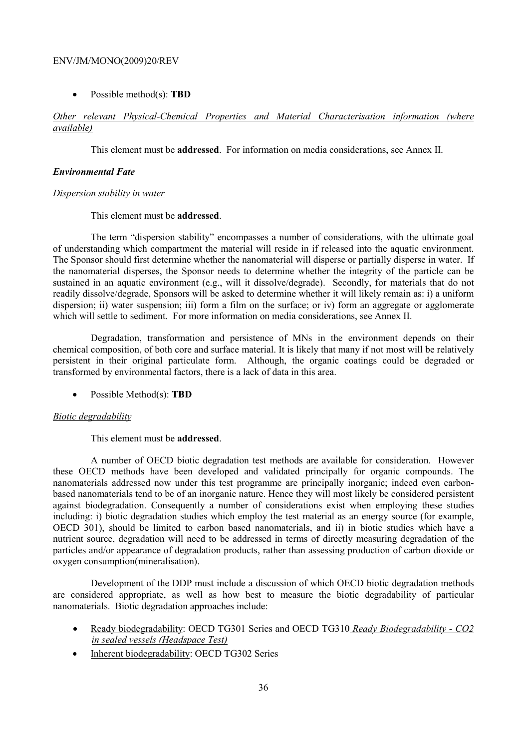- Possible method(s): **TBD**

*Other relevant Physical-Chemical Properties and Material Characterisation information (where available)*

This element must be **addressed**. For information on media considerations, see Annex II.

### *Environmental Fate*

*Dispersion stability in water*

This element must be **addressed**.

The term "dispersion stability" encompasses a number of considerations, with the ultimate goal of understanding which compartment the material will reside in if released into the aquatic environment. The Sponsor should first determine whether the nanomaterial will disperse or partially disperse in water. If the nanomaterial disperses, the Sponsor needs to determine whether the integrity of the particle can be sustained in an aquatic environment (e.g., will it dissolve/degrade). Secondly, for materials that do not readily dissolve/degrade, Sponsors will be asked to determine whether it will likely remain as: i) a uniform dispersion; ii) water suspension; iii) form a film on the surface; or iv) form an aggregate or agglomerate which will settle to sediment. For more information on media considerations, see Annex II.

Degradation, transformation and persistence of MNs in the environment depends on their chemical composition, of both core and surface material. It is likely that many if not most will be relatively persistent in their original particulate form. Although, the organic coatings could be degraded or transformed by environmental factors, there is a lack of data in this area.

- Possible Method(s): **TBD**

*Biotic degradability*

This element must be **addressed**.

A number of OECD biotic degradation test methods are available for consideration. However these OECD methods have been developed and validated principally for organic compounds. The nanomaterials addressed now under this test programme are principally inorganic; indeed even carbon-based nanomaterials tend to be of an inorganic nature. Hence they will most likely be considered persistent against biodegradation. Consequently a number of considerations exist when employing these studies including: i) biotic degradation studies which employ the test material as an energy source (for example, OECD 301), should be limited to carbon based nanomaterials, and ii) in biotic studies which have a nutrient source, degradation will need to be addressed in terms of directly measuring degradation of the particles and/or appearance of degradation products, rather than assessing production of carbon dioxide or oxygen consumption(mineralisation).

Development of the DDP must include a discussion of which OECD biotic degradation methods are considered appropriate, as well as how best to measure the biotic degradability of particular nanomaterials. Biotic degradation approaches include:

- Ready biodegradability: OECD TG301 Series and OECD TG310 *Ready Biodegradability - CO2 in sealed vessels (Headspace Test)*
- Inherent biodegradability: OECD TG302 Series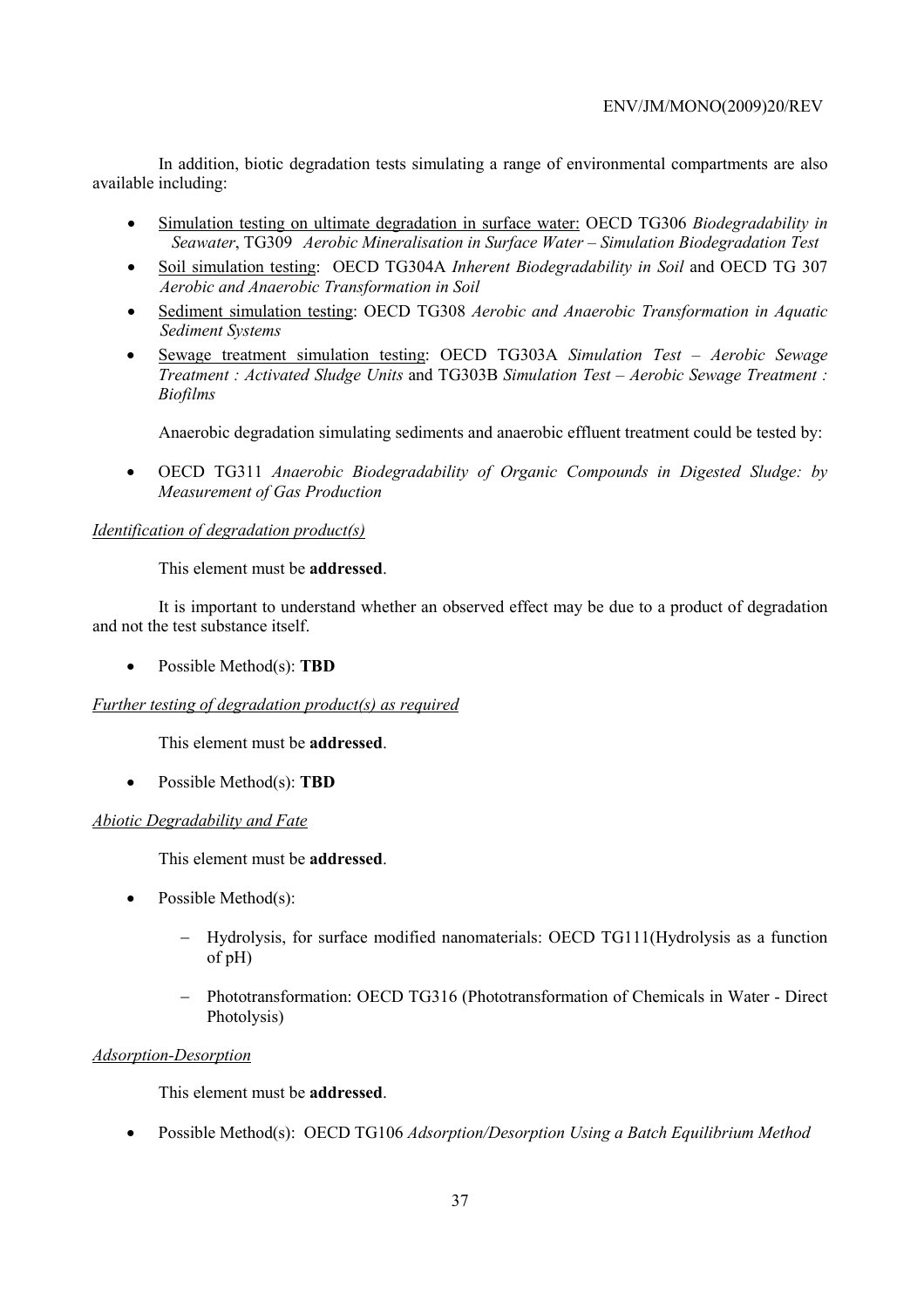In addition, biotic degradation tests simulating a range of environmental compartments are also available including:

- Simulation testing on ultimate degradation in surface water: OECD TG306 *Biodegradability in Seawater*, TG309 *Aerobic Mineralisation in Surface Water – Simulation Biodegradation Test*
- Soil simulation testing: OECD TG304A *Inherent Biodegradability in Soil* and OECD TG 307 *Aerobic and Anaerobic Transformation in Soil*
- Sediment simulation testing: OECD TG308 *Aerobic and Anaerobic Transformation in Aquatic Sediment Systems*
- Sewage treatment simulation testing: OECD TG303A *Simulation Test – Aerobic Sewage Treatment : Activated Sludge Units* and TG303B *Simulation Test – Aerobic Sewage Treatment : Biofilms*

Anaerobic degradation simulating sediments and anaerobic effluent treatment could be tested by:

- OECD TG311 *Anaerobic Biodegradability of Organic Compounds in Digested Sludge: by Measurement of Gas Production*

*Identification of degradation product(s)*

This element must be **addressed**.

It is important to understand whether an observed effect may be due to a product of degradation and not the test substance itself.

- Possible Method(s): **TBD**

*Further testing of degradation product(s) as required*

This element must be **addressed**.

- Possible Method(s): **TBD**

*Abiotic Degradability and Fate*

This element must be **addressed**.

- Possible Method(s):
  - Hydrolysis, for surface modified nanomaterials: OECD TG111(Hydrolysis as a function of pH)
  - Phototransformation: OECD TG316 (Phototransformation of Chemicals in Water - Direct Photolysis)

*Adsorption-Desorption*

This element must be **addressed**.

- Possible Method(s): OECD TG106 *Adsorption/Desorption Using a Batch Equilibrium Method*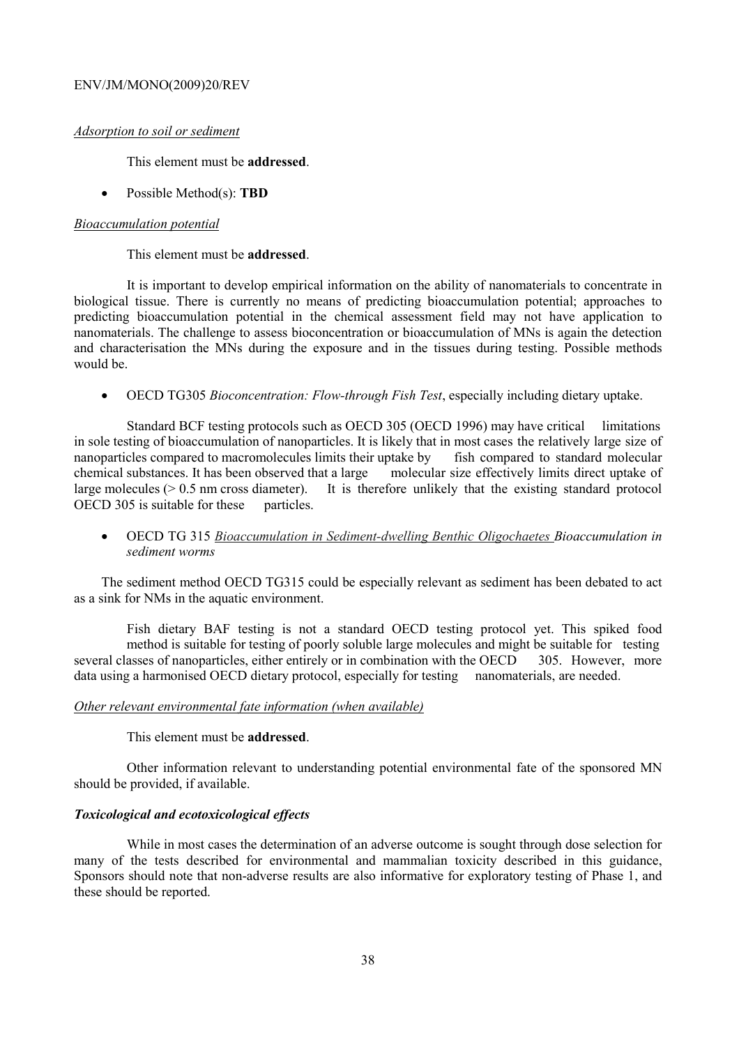*Adposition to soil or sediment*

This element must be **addressed**.

- Possible Method(s): **TBD**

*Bioaccumulation potential*

This element must be **addressed**.

It is important to develop empirical information on the ability of nanomaterials to concentrate in biological tissue. There is currently no means of predicting bioaccumulation potential; approaches to predicting bioaccumulation potential in the chemical assessment field may not have application to nanomaterials. The challenge to assess bioconcentration or bioaccumulation of MNs is again the detection and characterisation the MNs during the exposure and in the tissues during testing. Possible methods would be.

- OECD TG305 *Bioconcentration: Flow-through Fish Test*, especially including dietary uptake.

Standard BCF testing protocols such as OECD 305 (OECD 1996) may have critical limitations in sole testing of bioaccumulation of nanoparticles. It is likely that in most cases the relatively large size of nanoparticles compared to macromolecules limits their uptake by fish compared to standard molecular chemical substances. It has been observed that a large molecular size effectively limits direct uptake of large molecules (> 0.5 nm cross diameter). It is therefore unlikely that the existing standard protocol OECD 305 is suitable for these particles.

- OECD TG 315 *Bioaccumulation in Sediment-dwelling Benthic Oligochaetes Bioaccumulation in sediment worms*

The sediment method OECD TG315 could be especially relevant as sediment has been debated to act as a sink for NMs in the aquatic environment.

Fish dietary BAF testing is not a standard OECD testing protocol yet. This spiked food method is suitable for testing of poorly soluble large molecules and might be suitable for testing several classes of nanoparticles, either entirely or in combination with the OECD 305. However, more data using a harmonised OECD dietary protocol, especially for testing nanomaterials, are needed.

*Other relevant environmental fate information (when available)*

This element must be **addressed**.

Other information relevant to understanding potential environmental fate of the sponsored MN should be provided, if available.

***Toxicological and ecotoxicological effects***

While in most cases the determination of an adverse outcome is sought through dose selection for many of the tests described for environmental and mammalian toxicity described in this guidance, Sponsors should note that non-adverse results are also informative for exploratory testing of Phase 1, and these should be reported.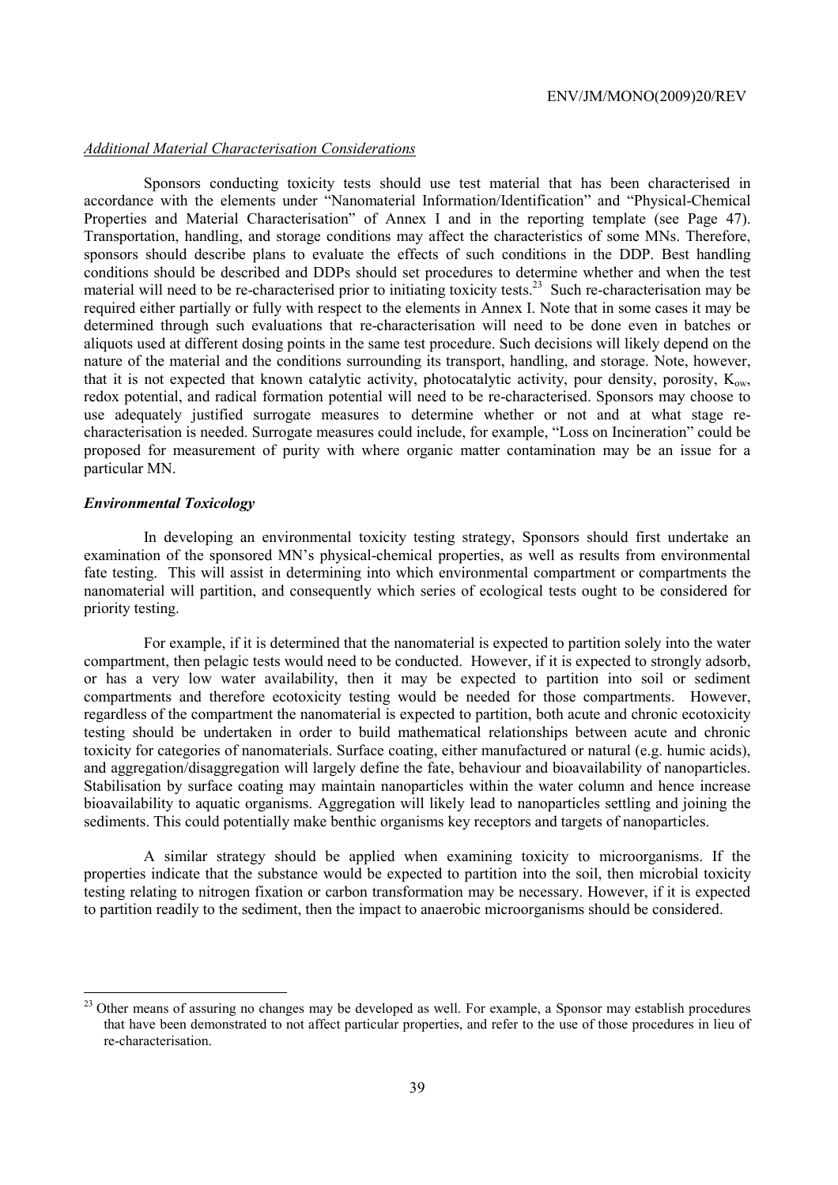*Additional Material Characterisation Considerations*

Sponsors conducting toxicity tests should use test material that has been characterised in accordance with the elements under "Nanomaterial Information/Identification" and "Physical-Chemical Properties and Material Characterisation" of Annex I and in the reporting template (see Page 47). Transportation, handling, and storage conditions may affect the characteristics of some MNs. Therefore, sponsors should describe plans to evaluate the effects of such conditions in the DDP. Best handling conditions should be described and DDPs should set procedures to determine whether and when the test material will need to be re-characterised prior to initiating toxicity tests.[23] Such re-characterisation may be required either partially or fully with respect to the elements in Annex I. Note that in some cases it may be determined through such evaluations that re-characterisation will need to be done even in batches or aliquots used at different dosing points in the same test procedure. Such decisions will likely depend on the nature of the material and the conditions surrounding its transport, handling, and storage. Note, however, that it is not expected that known catalytic activity, photocatalytic activity, pour density, porosity, $K_{ow}$, redox potential, and radical formation potential will need to be re-characterised. Sponsors may choose to use adequately justified surrogate measures to determine whether or not and at what stage re-characterisation is needed. Surrogate measures could include, for example, "Loss on Incineration" could be proposed for measurement of purity with where organic matter contamination may be an issue for a particular MN.

***Environmental Toxicology***

In developing an environmental toxicity testing strategy, Sponsors should first undertake an examination of the sponsored MN's physical-chemical properties, as well as results from environmental fate testing. This will assist in determining into which environmental compartment or compartments the nanomaterial will partition, and consequently which series of ecological tests ought to be considered for priority testing.

For example, if it is determined that the nanomaterial is expected to partition solely into the water compartment, then pelagic tests would need to be conducted. However, if it is expected to strongly adsorb, or has a very low water availability, then it may be expected to partition into soil or sediment compartments and therefore ecotoxicity testing would be needed for those compartments. However, regardless of the compartment the nanomaterial is expected to partition, both acute and chronic ecotoxicity testing should be undertaken in order to build mathematical relationships between acute and chronic toxicity for categories of nanomaterials. Surface coating, either manufactured or natural (e.g. humic acids), and aggregation/disaggregation will largely define the fate, behaviour and bioavailability of nanoparticles. Stabilisation by surface coating may maintain nanoparticles within the water column and hence increase bioavailability to aquatic organisms. Aggregation will likely lead to nanoparticles settling and joining the sediments. This could potentially make benthic organisms key receptors and targets of nanoparticles.

A similar strategy should be applied when examining toxicity to microorganisms. If the properties indicate that the substance would be expected to partition into the soil, then microbial toxicity testing relating to nitrogen fixation or carbon transformation may be necessary. However, if it is expected to partition readily to the sediment, then the impact to anaerobic microorganisms should be considered.

[23] Other means of assuring no changes may be developed as well. For example, a Sponsor may establish procedures that have been demonstrated to not affect particular properties, and refer to the use of those procedures in lieu of re-characterisation.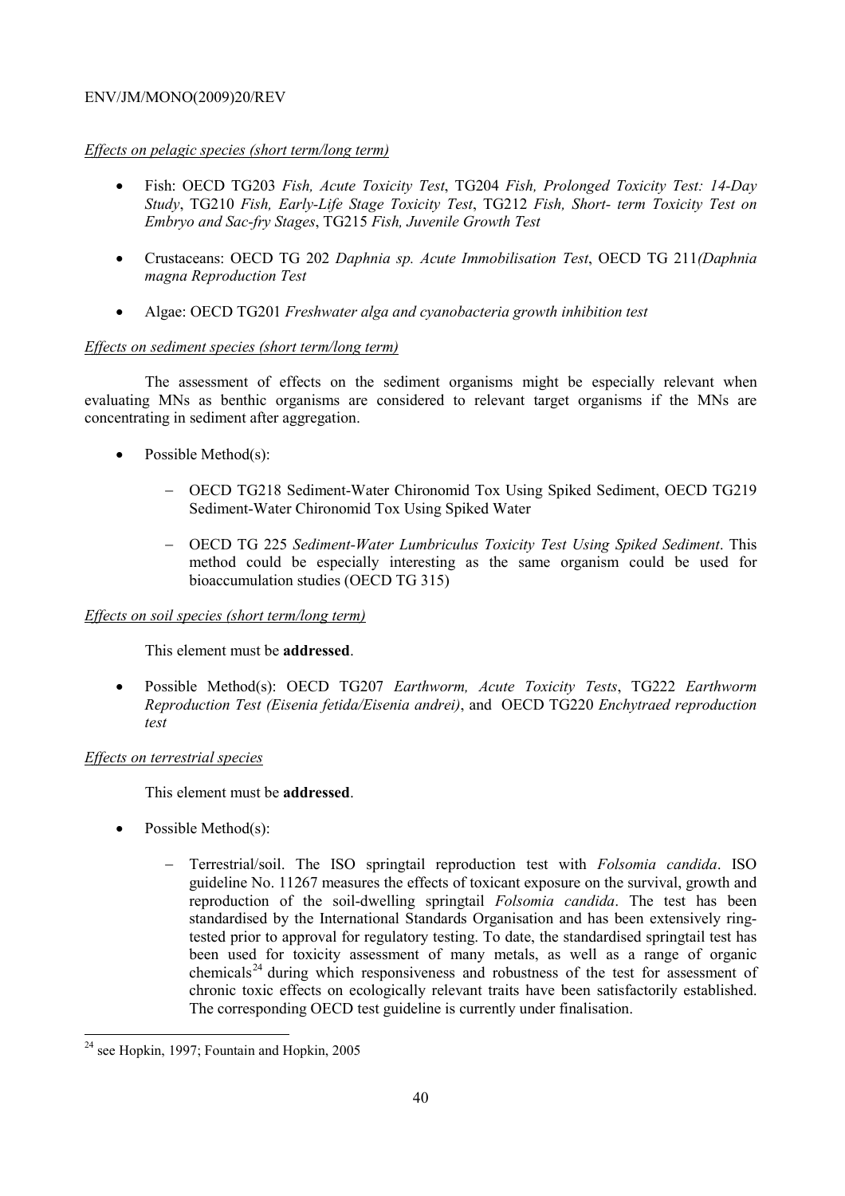*Effects on pelagic species (short term/long term)*

- Fish: OECD TG203 *Fish, Acute Toxicity Test*, TG204 *Fish, Prolonged Toxicity Test: 14-Day Study*, TG210 *Fish, Early-Life Stage Toxicity Test*, TG212 *Fish, Short- term Toxicity Test on Embryo and Sac-fry Stages*, TG215 *Fish, Juvenile Growth Test*

- Crustaceans: OECD TG 202 *Daphnia sp. Acute Immobilisation Test*, OECD TG 211*(Daphnia magna Reproduction Test*

- Algae: OECD TG201 *Freshwater alga and cyanobacteria growth inhibition test*

*Effects on sediment species (short term/long term)*

The assessment of effects on the sediment organisms might be especially relevant when evaluating MNs as benthic organisms are considered to relevant target organisms if the MNs are concentrating in sediment after aggregation.

- Possible Method(s):

  - OECD TG218 Sediment-Water Chironomid Tox Using Spiked Sediment, OECD TG219 Sediment-Water Chironomid Tox Using Spiked Water

  - OECD TG 225 *Sediment-Water Lumbriculus Toxicity Test Using Spiked Sediment*. This method could be especially interesting as the same organism could be used for bioaccumulation studies (OECD TG 315)

*Effects on soil species (short term/long term)*

This element must be **addressed**.

- Possible Method(s): OECD TG207 *Earthworm, Acute Toxicity Tests*, TG222 *Earthworm Reproduction Test (Eisenia fetida/Eisenia andrei)*, and OECD TG220 *Enchytraed reproduction test*

*Effects on terrestrial species*

This element must be **addressed**.

- Possible Method(s):

  - Terrestrial/soil. The ISO springtail reproduction test with *Folsomia candida*. ISO guideline No. 11267 measures the effects of toxicant exposure on the survival, growth and reproduction of the soil-dwelling springtail *Folsomia candida*. The test has been standardised by the International Standards Organisation and has been extensively ring-tested prior to approval for regulatory testing. To date, the standardised springtail test has been used for toxicity assessment of many metals, as well as a range of organic chemicals[24] during which responsiveness and robustness of the test for assessment of chronic toxic effects on ecologically relevant traits have been satisfactorily established. The corresponding OECD test guideline is currently under finalisation.

[24] see Hopkin, 1997; Fountain and Hopkin, 2005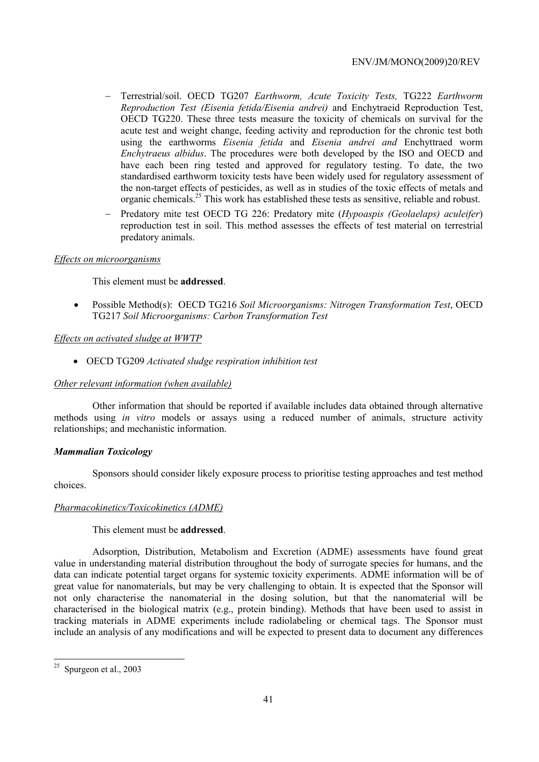- Terrestrial/soil. OECD TG207 *Earthworm, Acute Toxicity Tests,* TG222 *Earthworm Reproduction Test (Eisenia fetida/Eisenia andrei)* and Enchytraeid Reproduction Test, OECD TG220. These three tests measure the toxicity of chemicals on survival for the acute test and weight change, feeding activity and reproduction for the chronic test both using the earthworms *Eisenia fetida* and *Eisenia andrei and* Enchyttraed worm *Enchytraeus albidus*. The procedures were both developed by the ISO and OECD and have each been ring tested and approved for regulatory testing. To date, the two standardised earthworm toxicity tests have been widely used for regulatory assessment of the non-target effects of pesticides, as well as in studies of the toxic effects of metals and organic chemicals.[25] This work has established these tests as sensitive, reliable and robust.
- Predatory mite test OECD TG 226: Predatory mite (*Hypoaspis (Geolaelaps) aculeifer*) reproduction test in soil. This method assesses the effects of test material on terrestrial predatory animals.

*Effects on microorganisms*

This element must be **addressed**.

- Possible Method(s): OECD TG216 *Soil Microorganisms: Nitrogen Transformation Test*, OECD TG217 *Soil Microorganisms: Carbon Transformation Test*

*Effects on activated sludge at WWTP*

- OECD TG209 *Activated sludge respiration inhibition test*

*Other relevant information (when available)*

Other information that should be reported if available includes data obtained through alternative methods using *in vitro* models or assays using a reduced number of animals, structure activity relationships; and mechanistic information.

***Mammalian Toxicology***

Sponsors should consider likely exposure process to prioritise testing approaches and test method choices.

*Pharmacokinetics/Toxicokinetics (ADME)*

This element must be **addressed**.

Adsorption, Distribution, Metabolism and Excretion (ADME) assessments have found great value in understanding material distribution throughout the body of surrogate species for humans, and the data can indicate potential target organs for systemic toxicity experiments. ADME information will be of great value for nanomaterials, but may be very challenging to obtain. It is expected that the Sponsor will not only characterise the nanomaterial in the dosing solution, but that the nanomaterial will be characterised in the biological matrix (e.g., protein binding). Methods that have been used to assist in tracking materials in ADME experiments include radiolabeling or chemical tags. The Sponsor must include an analysis of any modifications and will be expected to present data to document any differences

[25] Spurgeon et al., 2003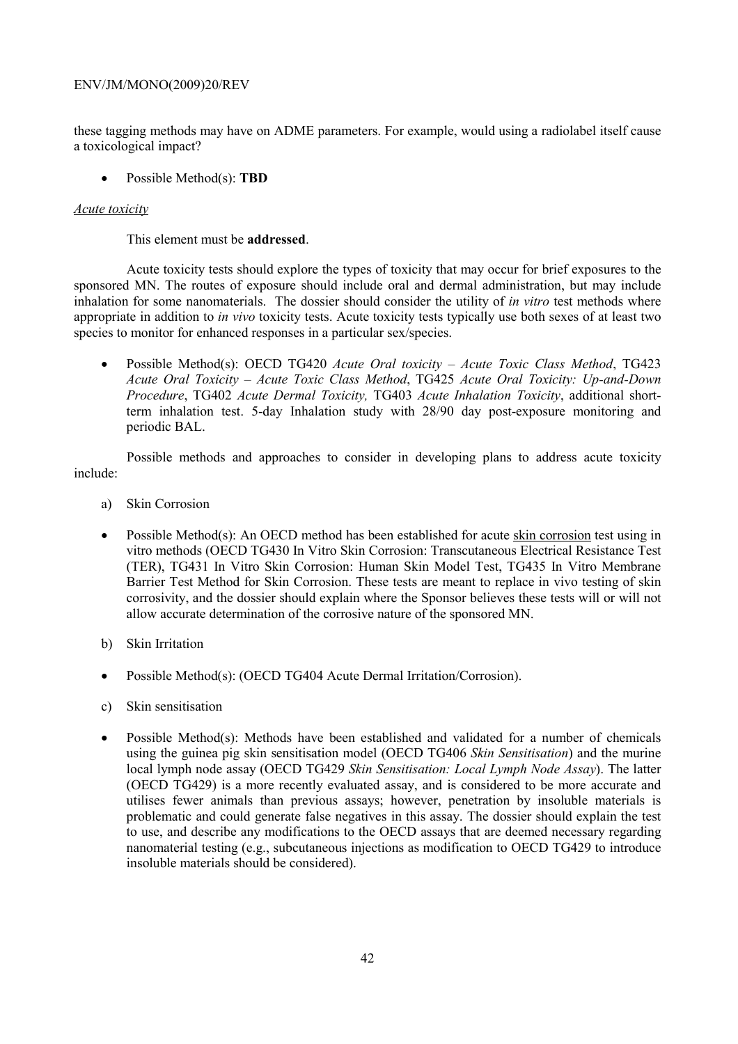these tagging methods may have on ADME parameters. For example, would using a radiolabel itself cause a toxicological impact?

- Possible Method(s): **TBD**

*Acute toxicity*

This element must be **addressed**.

Acute toxicity tests should explore the types of toxicity that may occur for brief exposures to the sponsored MN. The routes of exposure should include oral and dermal administration, but may include inhalation for some nanomaterials. The dossier should consider the utility of *in vitro* test methods where appropriate in addition to *in vivo* toxicity tests. Acute toxicity tests typically use both sexes of at least two species to monitor for enhanced responses in a particular sex/species.

- Possible Method(s): OECD TG420 *Acute Oral toxicity – Acute Toxic Class Method*, TG423 *Acute Oral Toxicity – Acute Toxic Class Method*, TG425 *Acute Oral Toxicity: Up-and-Down Procedure*, TG402 *Acute Dermal Toxicity,* TG403 *Acute Inhalation Toxicity*, additional short-term inhalation test. 5-day Inhalation study with 28/90 day post-exposure monitoring and periodic BAL.

Possible methods and approaches to consider in developing plans to address acute toxicity include:

a) Skin Corrosion

- Possible Method(s): An OECD method has been established for acute skin corrosion test using in vitro methods (OECD TG430 In Vitro Skin Corrosion: Transcutaneous Electrical Resistance Test (TER), TG431 In Vitro Skin Corrosion: Human Skin Model Test, TG435 In Vitro Membrane Barrier Test Method for Skin Corrosion. These tests are meant to replace in vivo testing of skin corrosivity, and the dossier should explain where the Sponsor believes these tests will or will not allow accurate determination of the corrosive nature of the sponsored MN.

b) Skin Irritation

- Possible Method(s): (OECD TG404 Acute Dermal Irritation/Corrosion).

c) Skin sensitisation

- Possible Method(s): Methods have been established and validated for a number of chemicals using the guinea pig skin sensitisation model (OECD TG406 *Skin Sensitisation*) and the murine local lymph node assay (OECD TG429 *Skin Sensitisation: Local Lymph Node Assay*). The latter (OECD TG429) is a more recently evaluated assay, and is considered to be more accurate and utilises fewer animals than previous assays; however, penetration by insoluble materials is problematic and could generate false negatives in this assay. The dossier should explain the test to use, and describe any modifications to the OECD assays that are deemed necessary regarding nanomaterial testing (e.g., subcutaneous injections as modification to OECD TG429 to introduce insoluble materials should be considered).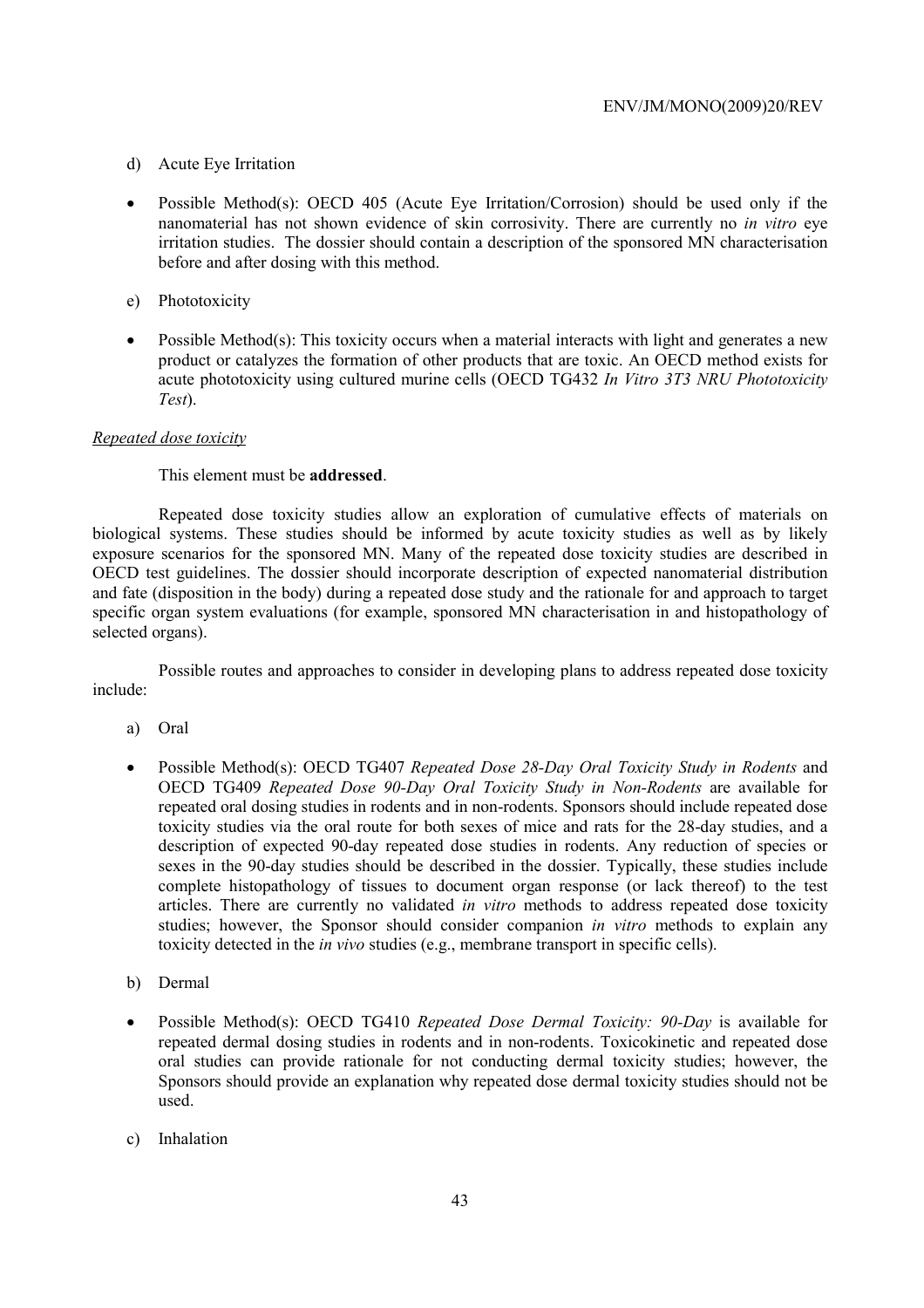d) Acute Eye Irritation

- Possible Method(s): OECD 405 (Acute Eye Irritation/Corrosion) should be used only if the nanomaterial has not shown evidence of skin corrosivity. There are currently no *in vitro* eye irritation studies. The dossier should contain a description of the sponsored MN characterisation before and after dosing with this method.

e) Phototoxicity

- Possible Method(s): This toxicity occurs when a material interacts with light and generates a new product or catalyzes the formation of other products that are toxic. An OECD method exists for acute phototoxicity using cultured murine cells (OECD TG432 *In Vitro 3T3 NRU Phototoxicity Test*).

*Repeated dose toxicity*

This element must be **addressed**.

Repeated dose toxicity studies allow an exploration of cumulative effects of materials on biological systems. These studies should be informed by acute toxicity studies as well as by likely exposure scenarios for the sponsored MN. Many of the repeated dose toxicity studies are described in OECD test guidelines. The dossier should incorporate description of expected nanomaterial distribution and fate (disposition in the body) during a repeated dose study and the rationale for and approach to target specific organ system evaluations (for example, sponsored MN characterisation in and histopathology of selected organs).

Possible routes and approaches to consider in developing plans to address repeated dose toxicity include:

a) Oral

- Possible Method(s): OECD TG407 *Repeated Dose 28-Day Oral Toxicity Study in Rodents* and OECD TG409 *Repeated Dose 90-Day Oral Toxicity Study in Non-Rodents* are available for repeated oral dosing studies in rodents and in non-rodents. Sponsors should include repeated dose toxicity studies via the oral route for both sexes of mice and rats for the 28-day studies, and a description of expected 90-day repeated dose studies in rodents. Any reduction of species or sexes in the 90-day studies should be described in the dossier. Typically, these studies include complete histopathology of tissues to document organ response (or lack thereof) to the test articles. There are currently no validated *in vitro* methods to address repeated dose toxicity studies; however, the Sponsor should consider companion *in vitro* methods to explain any toxicity detected in the *in vivo* studies (e.g., membrane transport in specific cells).

b) Dermal

- Possible Method(s): OECD TG410 *Repeated Dose Dermal Toxicity: 90-Day* is available for repeated dermal dosing studies in rodents and in non-rodents. Toxicokinetic and repeated dose oral studies can provide rationale for not conducting dermal toxicity studies; however, the Sponsors should provide an explanation why repeated dose dermal toxicity studies should not be used.

c) Inhalation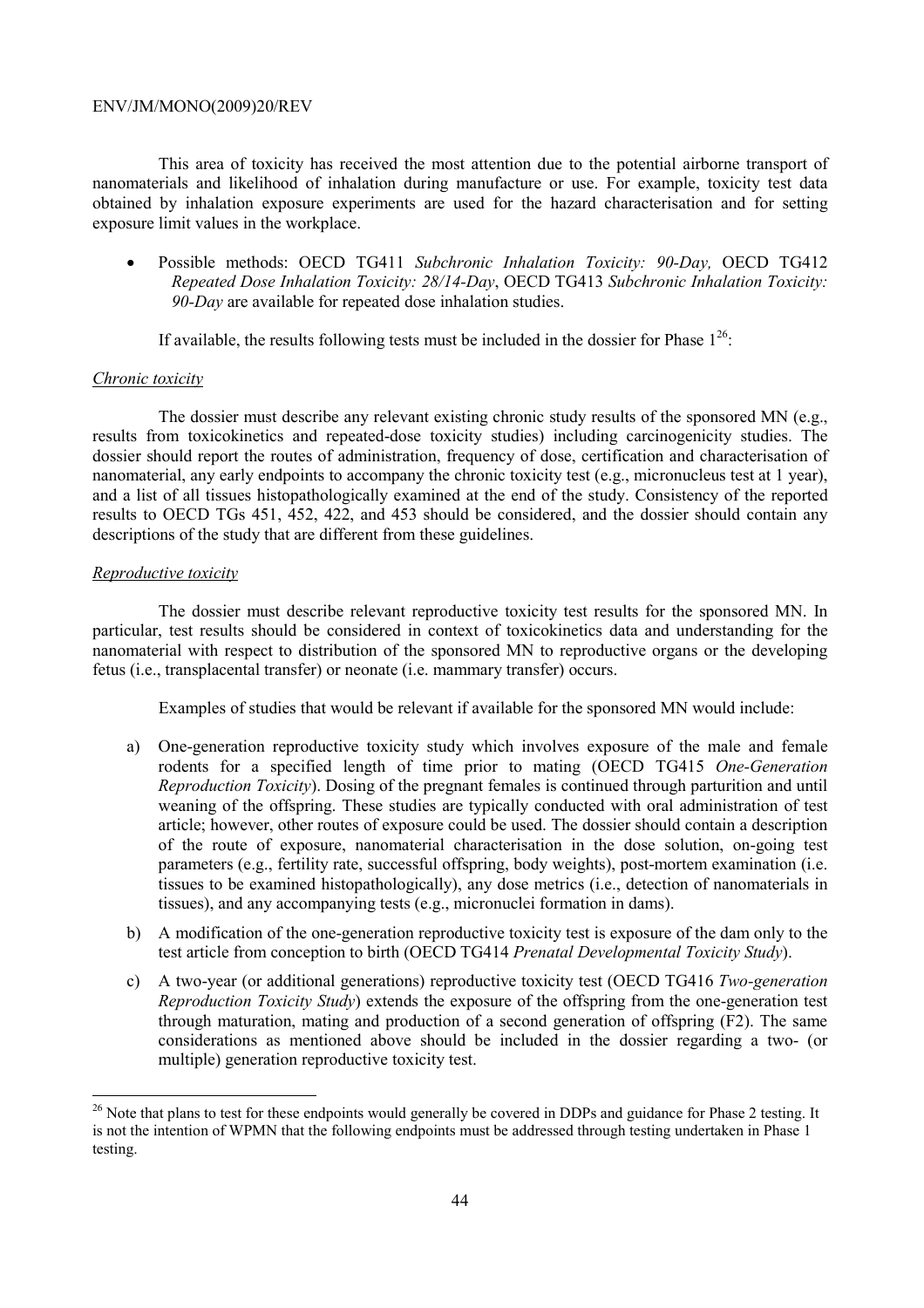This area of toxicity has received the most attention due to the potential airborne transport of nanomaterials and likelihood of inhalation during manufacture or use. For example, toxicity test data obtained by inhalation exposure experiments are used for the hazard characterisation and for setting exposure limit values in the workplace.

- Possible methods: OECD TG411 *Subchronic Inhalation Toxicity: 90-Day,* OECD TG412 *Repeated Dose Inhalation Toxicity: 28/14-Day*, OECD TG413 *Subchronic Inhalation Toxicity: 90-Day* are available for repeated dose inhalation studies.

If available, the results following tests must be included in the dossier for Phase 1[26]:

*Chronic toxicity*

The dossier must describe any relevant existing chronic study results of the sponsored MN (e.g., results from toxicokinetics and repeated-dose toxicity studies) including carcinogenicity studies. The dossier should report the routes of administration, frequency of dose, certification and characterisation of nanomaterial, any early endpoints to accompany the chronic toxicity test (e.g., micronucleus test at 1 year), and a list of all tissues histopathologically examined at the end of the study. Consistency of the reported results to OECD TGs 451, 452, 422, and 453 should be considered, and the dossier should contain any descriptions of the study that are different from these guidelines.

*Reproductive toxicity*

The dossier must describe relevant reproductive toxicity test results for the sponsored MN. In particular, test results should be considered in context of toxicokinetics data and understanding for the nanomaterial with respect to distribution of the sponsored MN to reproductive organs or the developing fetus (i.e., transplacental transfer) or neonate (i.e. mammary transfer) occurs.

Examples of studies that would be relevant if available for the sponsored MN would include:

a) One-generation reproductive toxicity study which involves exposure of the male and female rodents for a specified length of time prior to mating (OECD TG415 *One-Generation Reproduction Toxicity*). Dosing of the pregnant females is continued through parturition and until weaning of the offspring. These studies are typically conducted with oral administration of test article; however, other routes of exposure could be used. The dossier should contain a description of the route of exposure, nanomaterial characterisation in the dose solution, on-going test parameters (e.g., fertility rate, successful offspring, body weights), post-mortem examination (i.e. tissues to be examined histopathologically), any dose metrics (i.e., detection of nanomaterials in tissues), and any accompanying tests (e.g., micronuclei formation in dams).

b) A modification of the one-generation reproductive toxicity test is exposure of the dam only to the test article from conception to birth (OECD TG414 *Prenatal Developmental Toxicity Study*).

c) A two-year (or additional generations) reproductive toxicity test (OECD TG416 *Two-generation Reproduction Toxicity Study*) extends the exposure of the offspring from the one-generation test through maturation, mating and production of a second generation of offspring (F2). The same considerations as mentioned above should be included in the dossier regarding a two- (or multiple) generation reproductive toxicity test.

[26] Note that plans to test for these endpoints would generally be covered in DDPs and guidance for Phase 2 testing. It is not the intention of WPMN that the following endpoints must be addressed through testing undertaken in Phase 1 testing.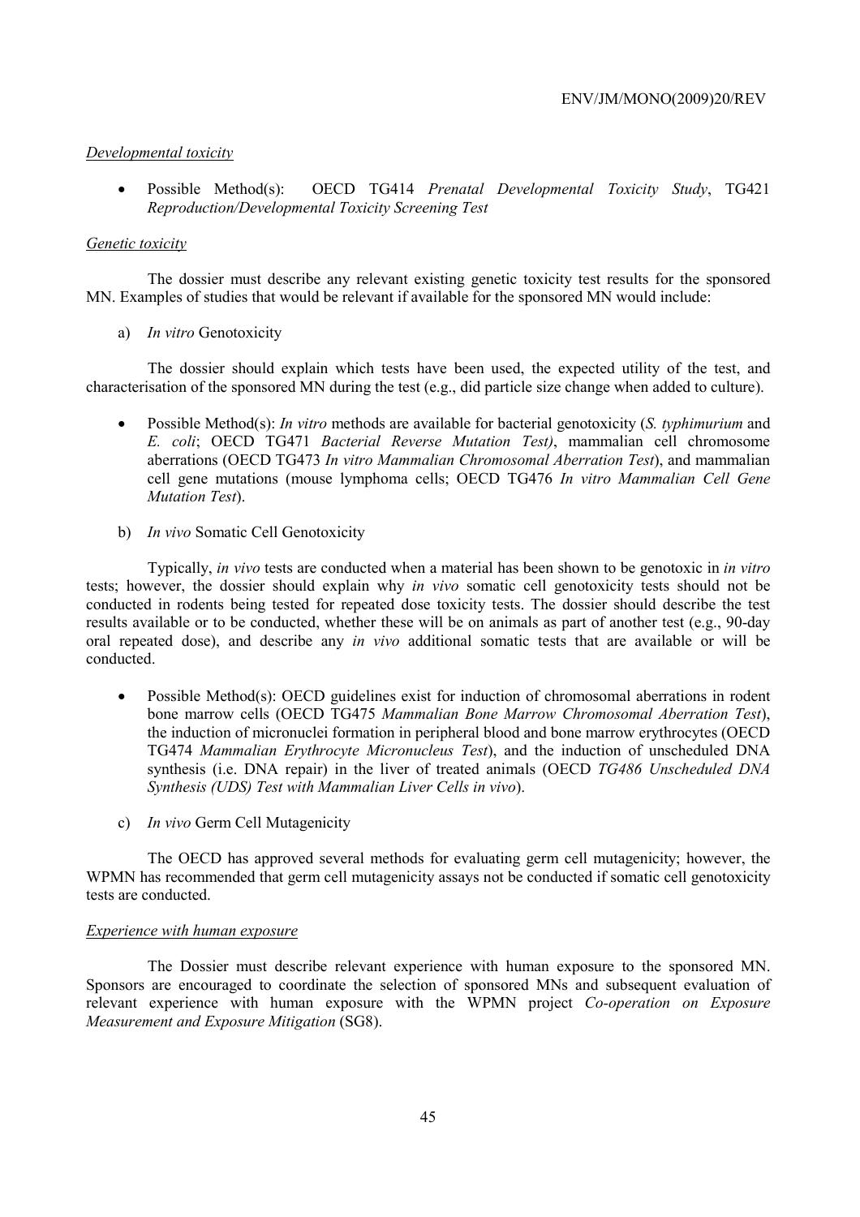*Developmental toxicity*

- Possible Method(s): OECD TG414 *Prenatal Developmental Toxicity Study*, TG421 *Reproduction/Developmental Toxicity Screening Test*

*Genetic toxicity*

The dossier must describe any relevant existing genetic toxicity test results for the sponsored MN. Examples of studies that would be relevant if available for the sponsored MN would include:

a) *In vitro* Genotoxicity

The dossier should explain which tests have been used, the expected utility of the test, and characterisation of the sponsored MN during the test (e.g., did particle size change when added to culture).

- Possible Method(s): *In vitro* methods are available for bacterial genotoxicity (*S. typhimurium* and *E. coli*; OECD TG471 *Bacterial Reverse Mutation Test)*, mammalian cell chromosome aberrations (OECD TG473 *In vitro Mammalian Chromosomal Aberration Test*), and mammalian cell gene mutations (mouse lymphoma cells; OECD TG476 *In vitro Mammalian Cell Gene Mutation Test*).

b) *In vivo* Somatic Cell Genotoxicity

Typically, *in vivo* tests are conducted when a material has been shown to be genotoxic in *in vitro* tests; however, the dossier should explain why *in vivo* somatic cell genotoxicity tests should not be conducted in rodents being tested for repeated dose toxicity tests. The dossier should describe the test results available or to be conducted, whether these will be on animals as part of another test (e.g., 90-day oral repeated dose), and describe any *in vivo* additional somatic tests that are available or will be conducted.

- Possible Method(s): OECD guidelines exist for induction of chromosomal aberrations in rodent bone marrow cells (OECD TG475 *Mammalian Bone Marrow Chromosomal Aberration Test*), the induction of micronuclei formation in peripheral blood and bone marrow erythrocytes (OECD TG474 *Mammalian Erythrocyte Micronucleus Test*), and the induction of unscheduled DNA synthesis (i.e. DNA repair) in the liver of treated animals (OECD *TG486 Unscheduled DNA Synthesis (UDS) Test with Mammalian Liver Cells in vivo*).

c) *In vivo* Germ Cell Mutagenicity

The OECD has approved several methods for evaluating germ cell mutagenicity; however, the WPMN has recommended that germ cell mutagenicity assays not be conducted if somatic cell genotoxicity tests are conducted.

*Experience with human exposure*

The Dossier must describe relevant experience with human exposure to the sponsored MN. Sponsors are encouraged to coordinate the selection of sponsored MNs and subsequent evaluation of relevant experience with human exposure with the WPMN project *Co-operation on Exposure Measurement and Exposure Mitigation* (SG8).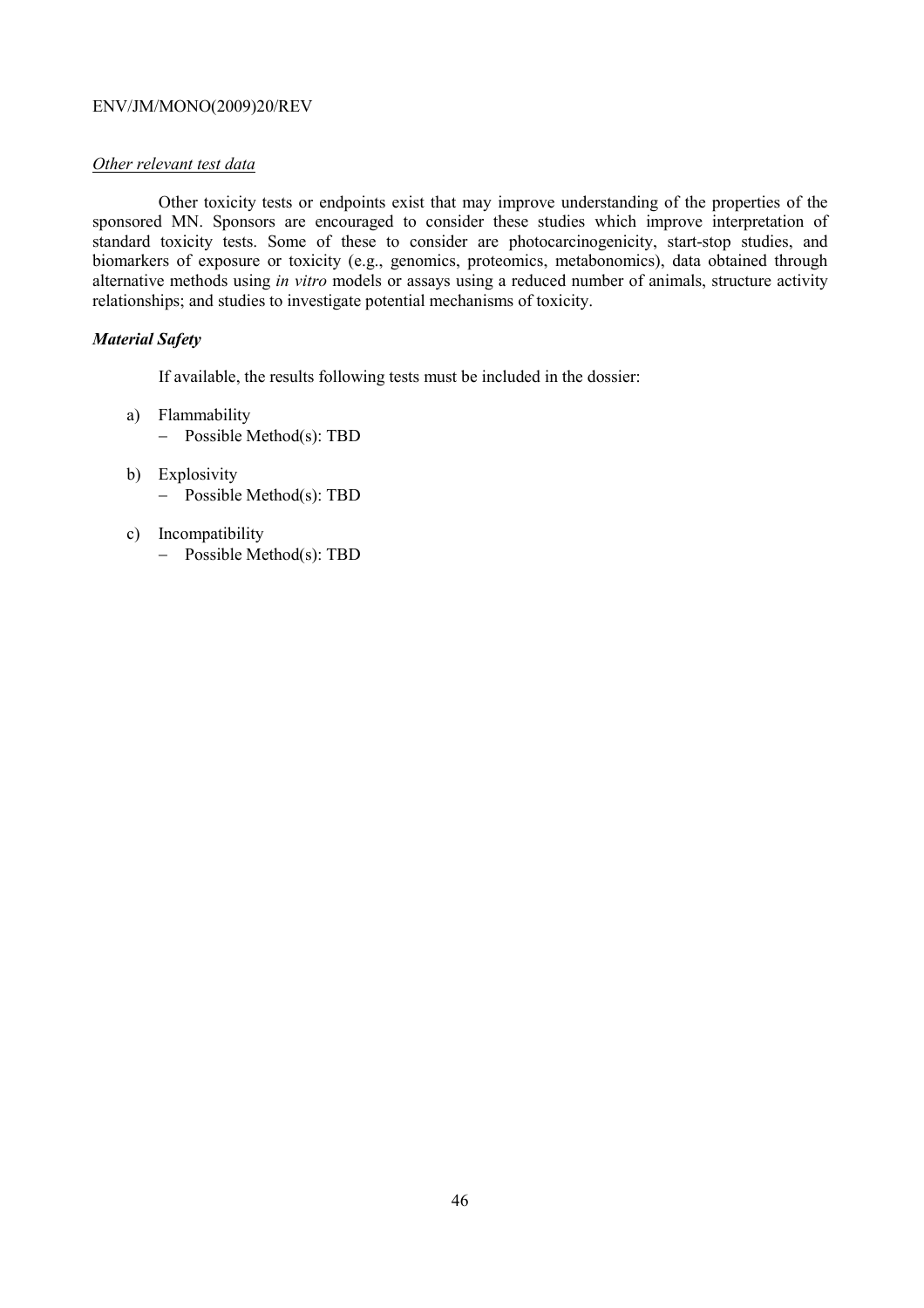*Other relevant test data*

Other toxicity tests or endpoints exist that may improve understanding of the properties of the sponsored MN. Sponsors are encouraged to consider these studies which improve interpretation of standard toxicity tests. Some of these to consider are photocarcinogenicity, start-stop studies, and biomarkers of exposure or toxicity (e.g., genomics, proteomics, metabonomics), data obtained through alternative methods using *in vitro* models or assays using a reduced number of animals, structure activity relationships; and studies to investigate potential mechanisms of toxicity.

***Material Safety***

If available, the results following tests must be included in the dossier:

a) Flammability
   – Possible Method(s): TBD

b) Explosivity
   – Possible Method(s): TBD

c) Incompatibility
   – Possible Method(s): TBD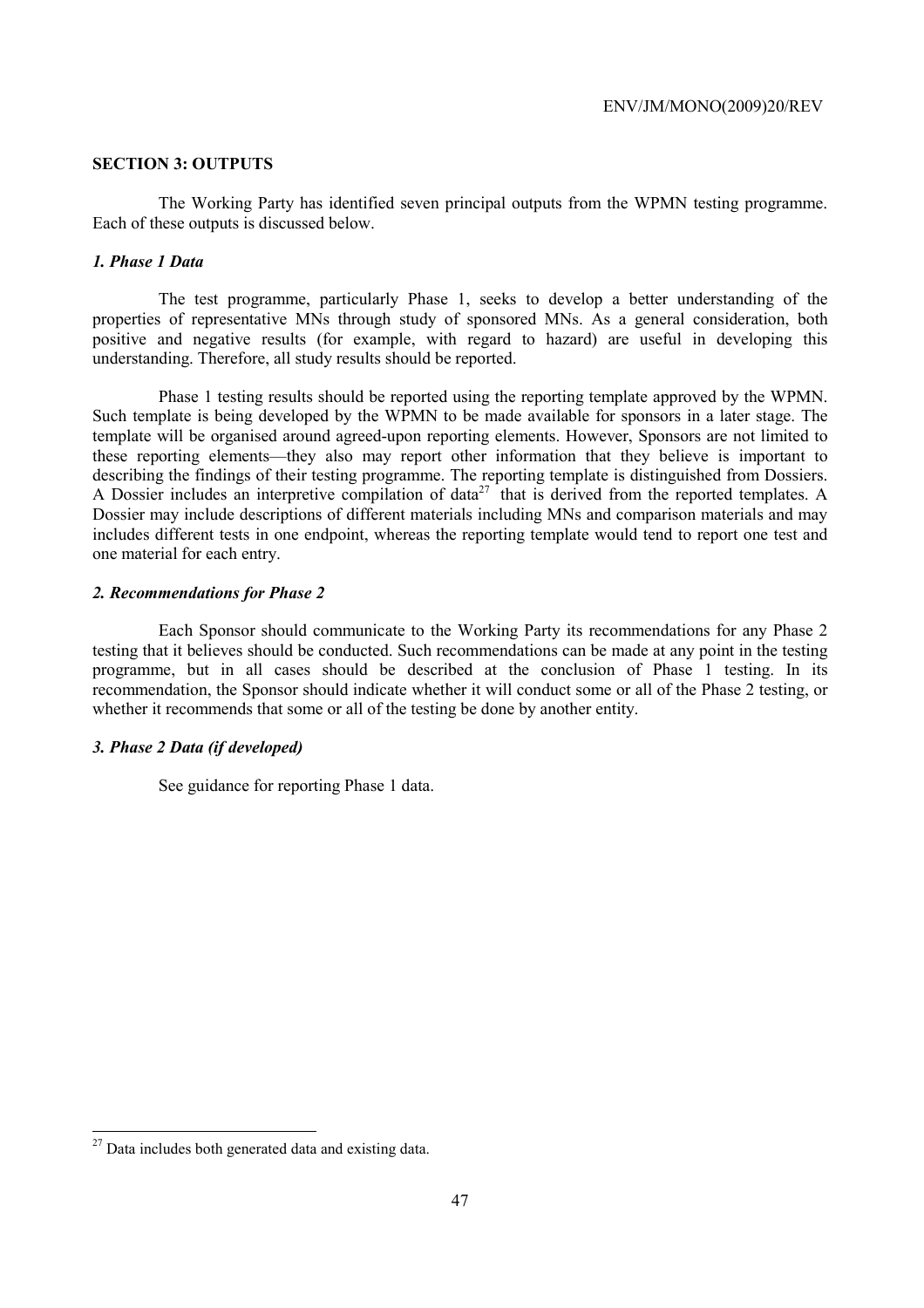## SECTION 3: OUTPUTS

The Working Party has identified seven principal outputs from the WPMN testing programme. Each of these outputs is discussed below.

### *1. Phase 1 Data*

The test programme, particularly Phase 1, seeks to develop a better understanding of the properties of representative MNs through study of sponsored MNs. As a general consideration, both positive and negative results (for example, with regard to hazard) are useful in developing this understanding. Therefore, all study results should be reported.

Phase 1 testing results should be reported using the reporting template approved by the WPMN. Such template is being developed by the WPMN to be made available for sponsors in a later stage. The template will be organised around agreed-upon reporting elements. However, Sponsors are not limited to these reporting elements—they also may report other information that they believe is important to describing the findings of their testing programme. The reporting template is distinguished from Dossiers. A Dossier includes an interpretive compilation of data[27] that is derived from the reported templates. A Dossier may include descriptions of different materials including MNs and comparison materials and may includes different tests in one endpoint, whereas the reporting template would tend to report one test and one material for each entry.

### *2. Recommendations for Phase 2*

Each Sponsor should communicate to the Working Party its recommendations for any Phase 2 testing that it believes should be conducted. Such recommendations can be made at any point in the testing programme, but in all cases should be described at the conclusion of Phase 1 testing. In its recommendation, the Sponsor should indicate whether it will conduct some or all of the Phase 2 testing, or whether it recommends that some or all of the testing be done by another entity.

### *3. Phase 2 Data (if developed)*

See guidance for reporting Phase 1 data.

---

[27] Data includes both generated data and existing data.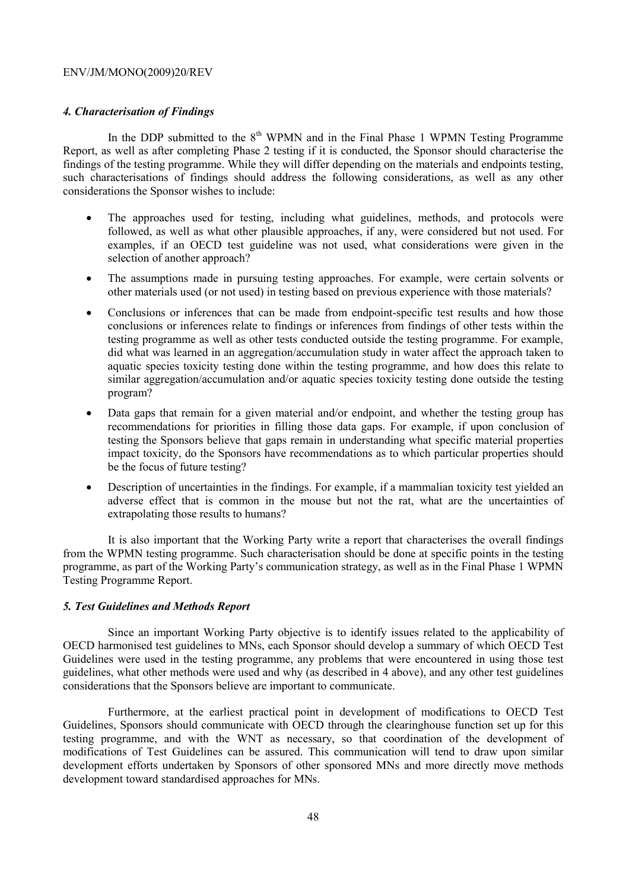#### *4. Characterisation of Findings*

In the DDP submitted to the 8th WPMN and in the Final Phase 1 WPMN Testing Programme Report, as well as after completing Phase 2 testing if it is conducted, the Sponsor should characterise the findings of the testing programme. While they will differ depending on the materials and endpoints testing, such characterisations of findings should address the following considerations, as well as any other considerations the Sponsor wishes to include:

- The approaches used for testing, including what guidelines, methods, and protocols were followed, as well as what other plausible approaches, if any, were considered but not used. For examples, if an OECD test guideline was not used, what considerations were given in the selection of another approach?
- The assumptions made in pursuing testing approaches. For example, were certain solvents or other materials used (or not used) in testing based on previous experience with those materials?
- Conclusions or inferences that can be made from endpoint-specific test results and how those conclusions or inferences relate to findings or inferences from findings of other tests within the testing programme as well as other tests conducted outside the testing programme. For example, did what was learned in an aggregation/accumulation study in water affect the approach taken to aquatic species toxicity testing done within the testing programme, and how does this relate to similar aggregation/accumulation and/or aquatic species toxicity testing done outside the testing program?
- Data gaps that remain for a given material and/or endpoint, and whether the testing group has recommendations for priorities in filling those data gaps. For example, if upon conclusion of testing the Sponsors believe that gaps remain in understanding what specific material properties impact toxicity, do the Sponsors have recommendations as to which particular properties should be the focus of future testing?
- Description of uncertainties in the findings. For example, if a mammalian toxicity test yielded an adverse effect that is common in the mouse but not the rat, what are the uncertainties of extrapolating those results to humans?

It is also important that the Working Party write a report that characterises the overall findings from the WPMN testing programme. Such characterisation should be done at specific points in the testing programme, as part of the Working Party's communication strategy, as well as in the Final Phase 1 WPMN Testing Programme Report.

#### *5. Test Guidelines and Methods Report*

Since an important Working Party objective is to identify issues related to the applicability of OECD harmonised test guidelines to MNs, each Sponsor should develop a summary of which OECD Test Guidelines were used in the testing programme, any problems that were encountered in using those test guidelines, what other methods were used and why (as described in 4 above), and any other test guidelines considerations that the Sponsors believe are important to communicate.

Furthermore, at the earliest practical point in development of modifications to OECD Test Guidelines, Sponsors should communicate with OECD through the clearinghouse function set up for this testing programme, and with the WNT as necessary, so that coordination of the development of modifications of Test Guidelines can be assured. This communication will tend to draw upon similar development efforts undertaken by Sponsors of other sponsored MNs and more directly move methods development toward standardised approaches for MNs.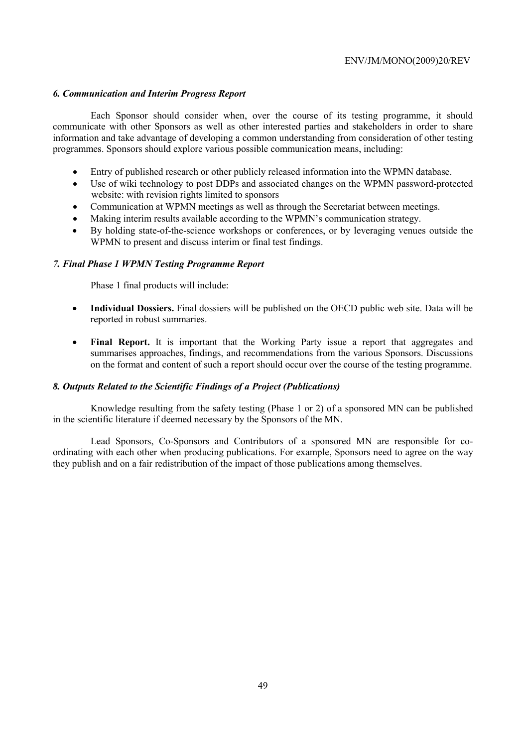### *6. Communication and Interim Progress Report*

Each Sponsor should consider when, over the course of its testing programme, it should communicate with other Sponsors as well as other interested parties and stakeholders in order to share information and take advantage of developing a common understanding from consideration of other testing programmes. Sponsors should explore various possible communication means, including:

- Entry of published research or other publicly released information into the WPMN database.
- Use of wiki technology to post DDPs and associated changes on the WPMN password-protected website: with revision rights limited to sponsors
- Communication at WPMN meetings as well as through the Secretariat between meetings.
- Making interim results available according to the WPMN's communication strategy.
- By holding state-of-the-science workshops or conferences, or by leveraging venues outside the WPMN to present and discuss interim or final test findings.

### *7. Final Phase 1 WPMN Testing Programme Report*

Phase 1 final products will include:

- **Individual Dossiers.** Final dossiers will be published on the OECD public web site. Data will be reported in robust summaries.

- **Final Report.** It is important that the Working Party issue a report that aggregates and summarises approaches, findings, and recommendations from the various Sponsors. Discussions on the format and content of such a report should occur over the course of the testing programme.

### *8. Outputs Related to the Scientific Findings of a Project (Publications)*

Knowledge resulting from the safety testing (Phase 1 or 2) of a sponsored MN can be published in the scientific literature if deemed necessary by the Sponsors of the MN.

Lead Sponsors, Co-Sponsors and Contributors of a sponsored MN are responsible for co-ordinating with each other when producing publications. For example, Sponsors need to agree on the way they publish and on a fair redistribution of the impact of those publications among themselves.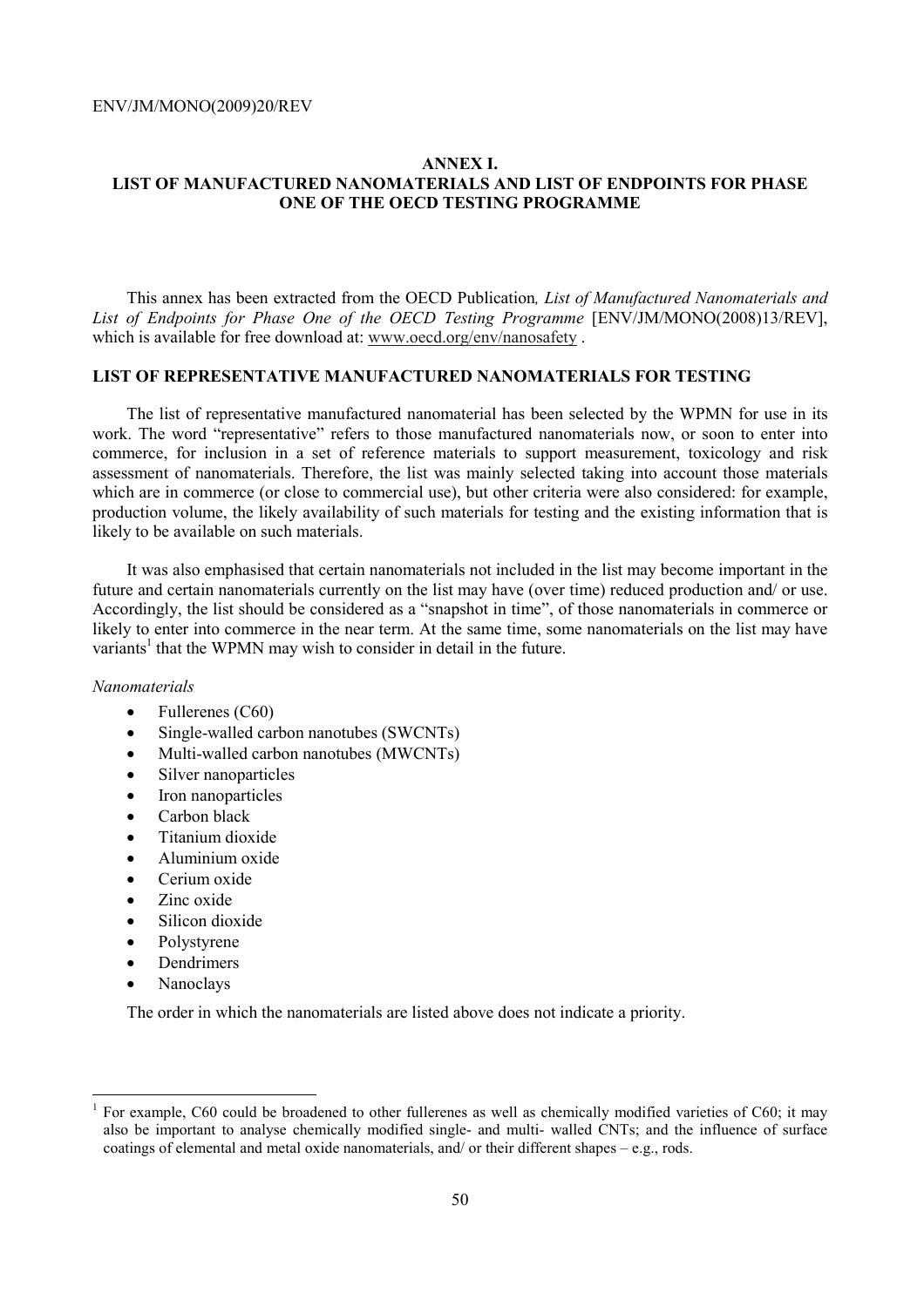## ANNEX I.
## LIST OF MANUFACTURED NANOMATERIALS AND LIST OF ENDPOINTS FOR PHASE ONE OF THE OECD TESTING PROGRAMME

This annex has been extracted from the OECD Publication*, List of Manufactured Nanomaterials and List of Endpoints for Phase One of the OECD Testing Programme* [ENV/JM/MONO(2008)13/REV], which is available for free download at: www.oecd.org/env/nanosafety .

### LIST OF REPRESENTATIVE MANUFACTURED NANOMATERIALS FOR TESTING

The list of representative manufactured nanomaterial has been selected by the WPMN for use in its work. The word "representative" refers to those manufactured nanomaterials now, or soon to enter into commerce, for inclusion in a set of reference materials to support measurement, toxicology and risk assessment of nanomaterials. Therefore, the list was mainly selected taking into account those materials which are in commerce (or close to commercial use), but other criteria were also considered: for example, production volume, the likely availability of such materials for testing and the existing information that is likely to be available on such materials.

It was also emphasised that certain nanomaterials not included in the list may become important in the future and certain nanomaterials currently on the list may have (over time) reduced production and/ or use. Accordingly, the list should be considered as a "snapshot in time", of those nanomaterials in commerce or likely to enter into commerce in the near term. At the same time, some nanomaterials on the list may have variants[1] that the WPMN may wish to consider in detail in the future.

*Nanomaterials*

- Fullerenes (C60)
- Single-walled carbon nanotubes (SWCNTs)
- Multi-walled carbon nanotubes (MWCNTs)
- Silver nanoparticles
- Iron nanoparticles
- Carbon black
- Titanium dioxide
- Aluminium oxide
- Cerium oxide
- Zinc oxide
- Silicon dioxide
- Polystyrene
- Dendrimers
- Nanoclays

The order in which the nanomaterials are listed above does not indicate a priority.

[1] For example, C60 could be broadened to other fullerenes as well as chemically modified varieties of C60; it may also be important to analyse chemically modified single- and multi- walled CNTs; and the influence of surface coatings of elemental and metal oxide nanomaterials, and/ or their different shapes – e.g., rods.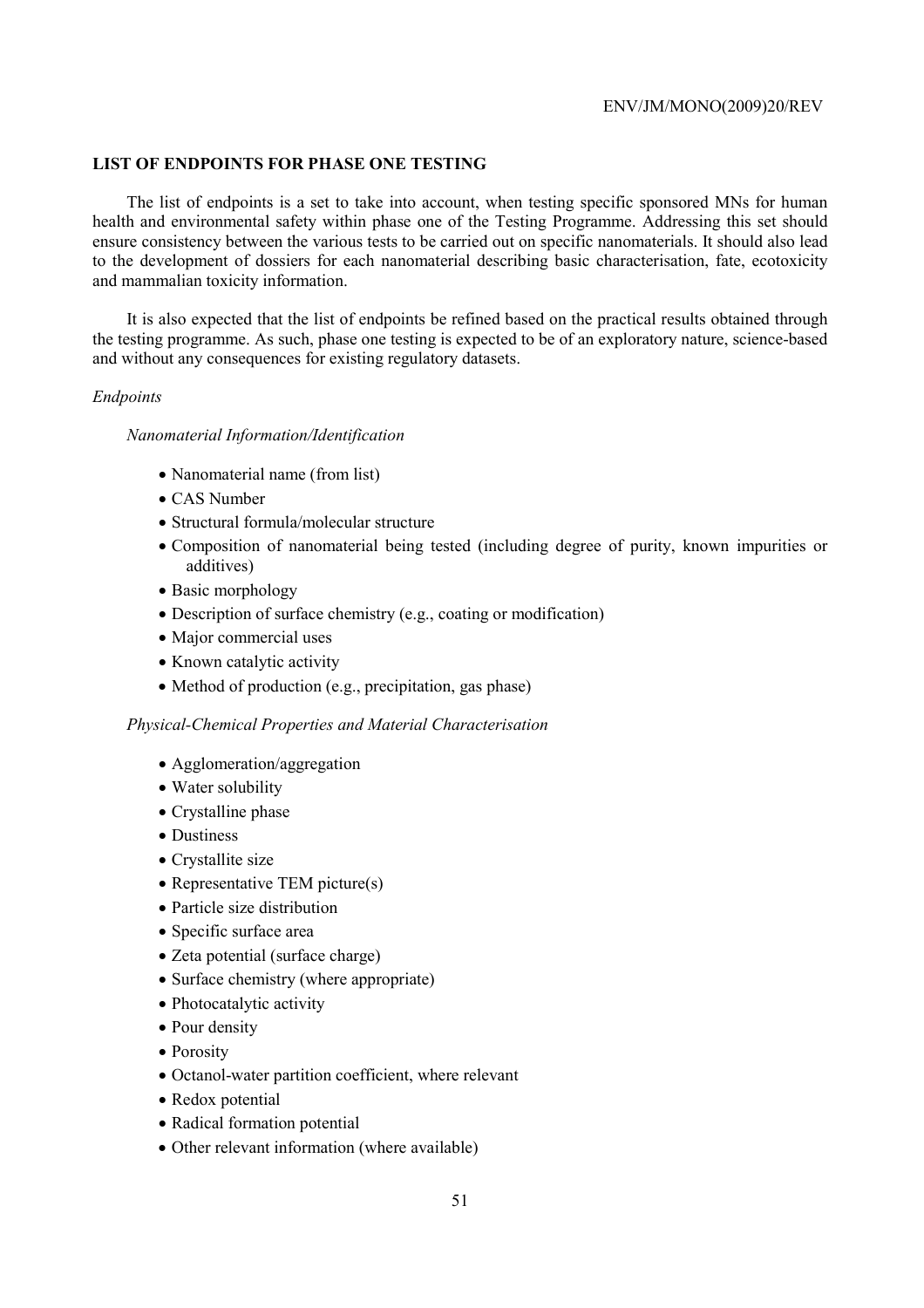## LIST OF ENDPOINTS FOR PHASE ONE TESTING

The list of endpoints is a set to take into account, when testing specific sponsored MNs for human health and environmental safety within phase one of the Testing Programme. Addressing this set should ensure consistency between the various tests to be carried out on specific nanomaterials. It should also lead to the development of dossiers for each nanomaterial describing basic characterisation, fate, ecotoxicity and mammalian toxicity information.

It is also expected that the list of endpoints be refined based on the practical results obtained through the testing programme. As such, phase one testing is expected to be of an exploratory nature, science-based and without any consequences for existing regulatory datasets.

*Endpoints*

*Nanomaterial Information/Identification*

- Nanomaterial name (from list)
- CAS Number
- Structural formula/molecular structure
- Composition of nanomaterial being tested (including degree of purity, known impurities or additives)
- Basic morphology
- Description of surface chemistry (e.g., coating or modification)
- Major commercial uses
- Known catalytic activity
- Method of production (e.g., precipitation, gas phase)

*Physical-Chemical Properties and Material Characterisation*

- Agglomeration/aggregation
- Water solubility
- Crystalline phase
- Dustiness
- Crystallite size
- Representative TEM picture(s)
- Particle size distribution
- Specific surface area
- Zeta potential (surface charge)
- Surface chemistry (where appropriate)
- Photocatalytic activity
- Pour density
- Porosity
- Octanol-water partition coefficient, where relevant
- Redox potential
- Radical formation potential
- Other relevant information (where available)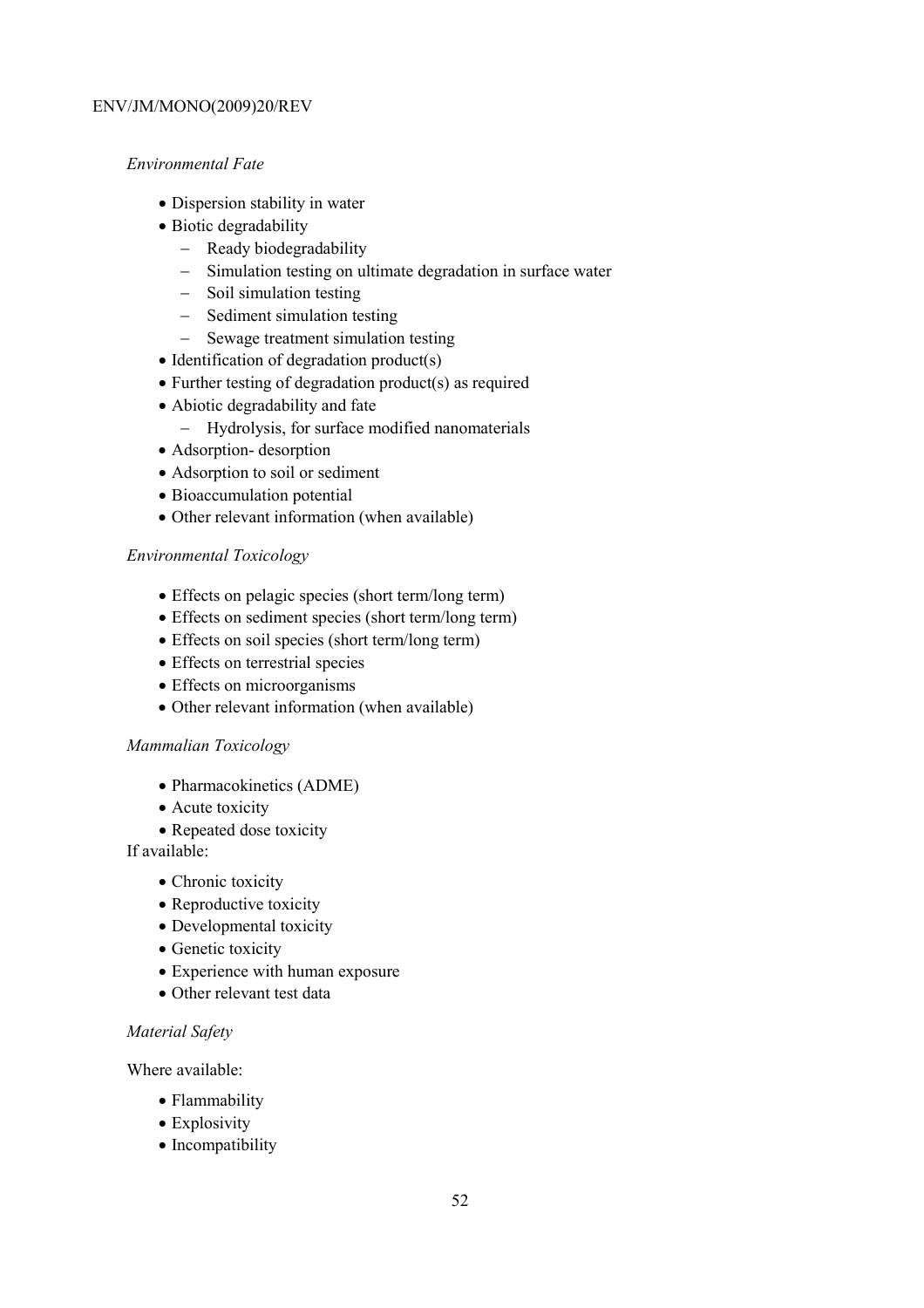*Environmental Fate*

- Dispersion stability in water
- Biotic degradability
  - Ready biodegradability
  - Simulation testing on ultimate degradation in surface water
  - Soil simulation testing
  - Sediment simulation testing
  - Sewage treatment simulation testing
- Identification of degradation product(s)
- Further testing of degradation product(s) as required
- Abiotic degradability and fate
  - Hydrolysis, for surface modified nanomaterials
- Adsorption- desorption
- Adsorption to soil or sediment
- Bioaccumulation potential
- Other relevant information (when available)

*Environmental Toxicology*

- Effects on pelagic species (short term/long term)
- Effects on sediment species (short term/long term)
- Effects on soil species (short term/long term)
- Effects on terrestrial species
- Effects on microorganisms
- Other relevant information (when available)

*Mammalian Toxicology*

- Pharmacokinetics (ADME)
- Acute toxicity
- Repeated dose toxicity

If available:

- Chronic toxicity
- Reproductive toxicity
- Developmental toxicity
- Genetic toxicity
- Experience with human exposure
- Other relevant test data

*Material Safety*

Where available:

- Flammability
- Explosivity
- Incompatibility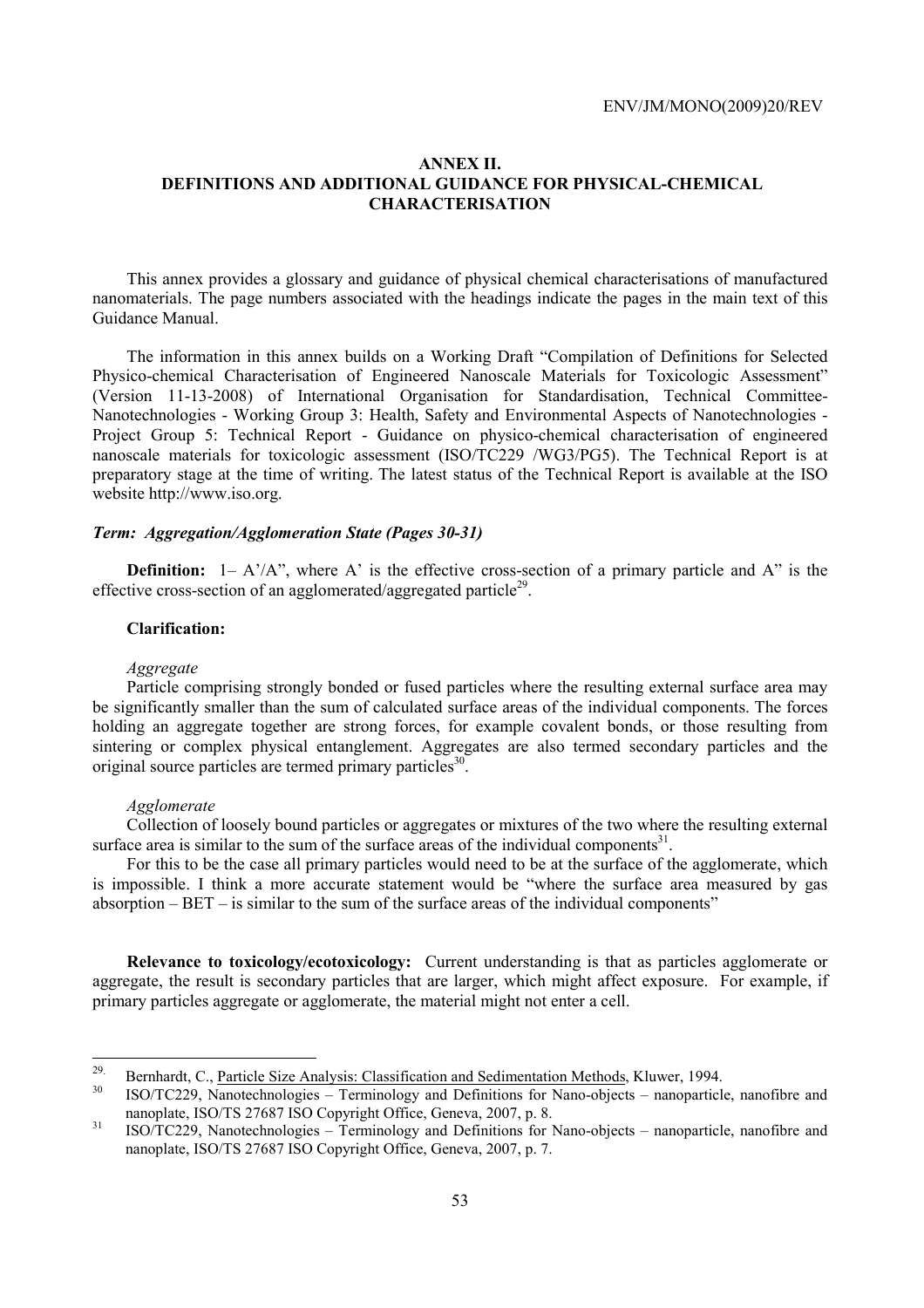## ANNEX II.
## DEFINITIONS AND ADDITIONAL GUIDANCE FOR PHYSICAL-CHEMICAL CHARACTERISATION

This annex provides a glossary and guidance of physical chemical characterisations of manufactured nanomaterials. The page numbers associated with the headings indicate the pages in the main text of this Guidance Manual.

The information in this annex builds on a Working Draft "Compilation of Definitions for Selected Physico-chemical Characterisation of Engineered Nanoscale Materials for Toxicologic Assessment" (Version 11-13-2008) of International Organisation for Standardisation, Technical Committee-Nanotechnologies - Working Group 3: Health, Safety and Environmental Aspects of Nanotechnologies - Project Group 5: Technical Report - Guidance on physico-chemical characterisation of engineered nanoscale materials for toxicologic assessment (ISO/TC229 /WG3/PG5). The Technical Report is at preparatory stage at the time of writing. The latest status of the Technical Report is available at the ISO website http://www.iso.org.

### *Term: Aggregation/Agglomeration State (Pages 30-31)*

**Definition:** 1– A'/A", where A' is the effective cross-section of a primary particle and A" is the effective cross-section of an agglomerated/aggregated particle[29].

**Clarification:**

*Aggregate*

Particle comprising strongly bonded or fused particles where the resulting external surface area may be significantly smaller than the sum of calculated surface areas of the individual components. The forces holding an aggregate together are strong forces, for example covalent bonds, or those resulting from sintering or complex physical entanglement. Aggregates are also termed secondary particles and the original source particles are termed primary particles[30].

*Agglomerate*

Collection of loosely bound particles or aggregates or mixtures of the two where the resulting external surface area is similar to the sum of the surface areas of the individual components[31].

For this to be the case all primary particles would need to be at the surface of the agglomerate, which is impossible. I think a more accurate statement would be "where the surface area measured by gas absorption – BET – is similar to the sum of the surface areas of the individual components"

**Relevance to toxicology/ecotoxicology:** Current understanding is that as particles agglomerate or aggregate, the result is secondary particles that are larger, which might affect exposure. For example, if primary particles aggregate or agglomerate, the material might not enter a cell.

---

[29] Bernhardt, C., Particle Size Analysis: Classification and Sedimentation Methods, Kluwer, 1994.

[30] ISO/TC229, Nanotechnologies – Terminology and Definitions for Nano-objects – nanoparticle, nanofibre and nanoplate, ISO/TS 27687 ISO Copyright Office, Geneva, 2007, p. 8.

[31] ISO/TC229, Nanotechnologies – Terminology and Definitions for Nano-objects – nanoparticle, nanofibre and nanoplate, ISO/TS 27687 ISO Copyright Office, Geneva, 2007, p. 7.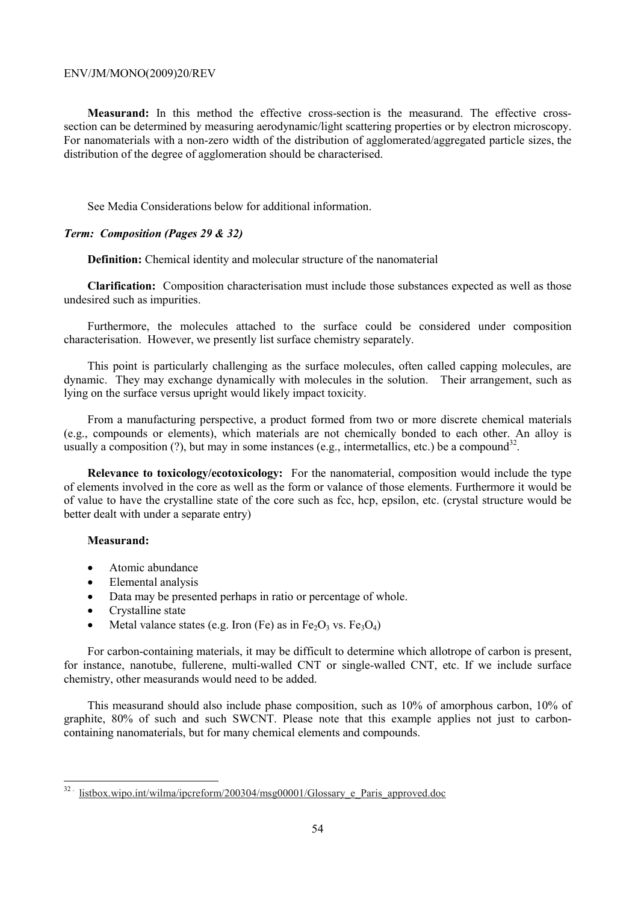**Measurand:** In this method the effective cross-section is the measurand. The effective cross-section can be determined by measuring aerodynamic/light scattering properties or by electron microscopy. For nanomaterials with a non-zero width of the distribution of agglomerated/aggregated particle sizes, the distribution of the degree of agglomeration should be characterised.

See Media Considerations below for additional information.

### *Term: Composition (Pages 29 & 32)*

**Definition:** Chemical identity and molecular structure of the nanomaterial

**Clarification:** Composition characterisation must include those substances expected as well as those undesired such as impurities.

Furthermore, the molecules attached to the surface could be considered under composition characterisation. However, we presently list surface chemistry separately.

This point is particularly challenging as the surface molecules, often called capping molecules, are dynamic. They may exchange dynamically with molecules in the solution. Their arrangement, such as lying on the surface versus upright would likely impact toxicity.

From a manufacturing perspective, a product formed from two or more discrete chemical materials (e.g., compounds or elements), which materials are not chemically bonded to each other. An alloy is usually a composition (?), but may in some instances (e.g., intermetallics, etc.) be a compound[32].

**Relevance to toxicology/ecotoxicology:** For the nanomaterial, composition would include the type of elements involved in the core as well as the form or valance of those elements. Furthermore it would be of value to have the crystalline state of the core such as fcc, hcp, epsilon, etc. (crystal structure would be better dealt with under a separate entry)

**Measurand:**

- Atomic abundance
- Elemental analysis
- Data may be presented perhaps in ratio or percentage of whole.
- Crystalline state
- Metal valance states (e.g. Iron (Fe) as in $Fe_2O_3$ vs. $Fe_3O_4$)

For carbon-containing materials, it may be difficult to determine which allotrope of carbon is present, for instance, nanotube, fullerene, multi-walled CNT or single-walled CNT, etc. If we include surface chemistry, other measurands would need to be added.

This measurand should also include phase composition, such as 10% of amorphous carbon, 10% of graphite, 80% of such and such SWCNT. Please note that this example applies not just to carbon-containing nanomaterials, but for many chemical elements and compounds.

---

[32] listbox.wipo.int/wilma/ipcreform/200304/msg00001/Glossary_e_Paris_approved.doc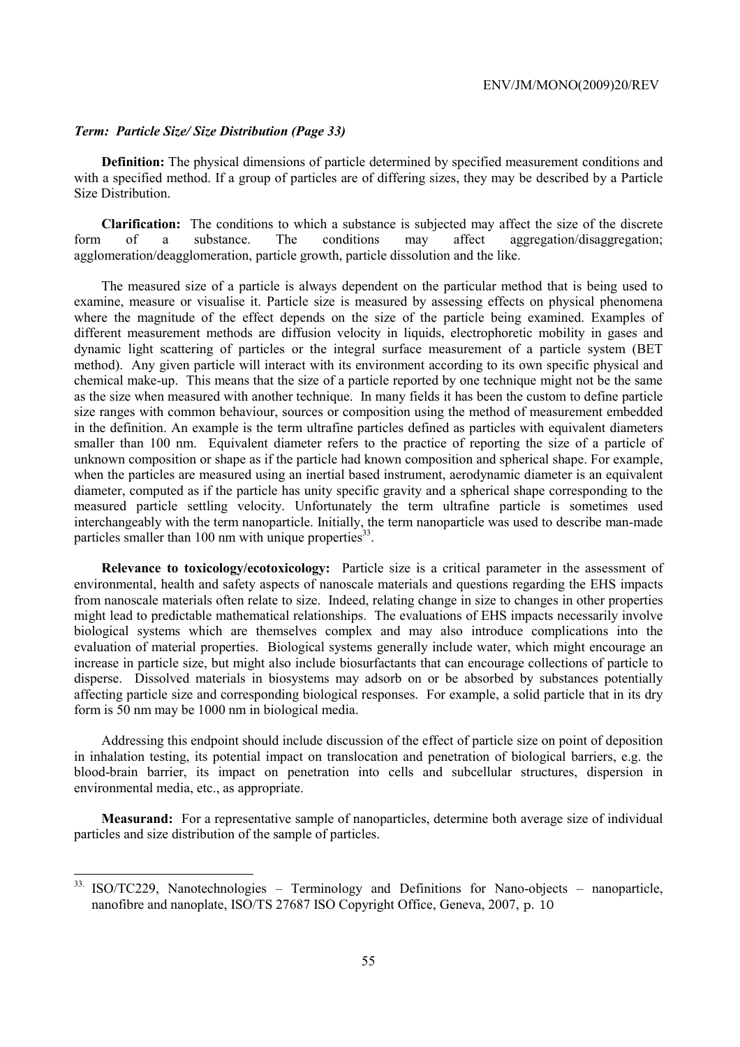### *Term: Particle Size/ Size Distribution (Page 33)*

**Definition:** The physical dimensions of particle determined by specified measurement conditions and with a specified method. If a group of particles are of differing sizes, they may be described by a Particle Size Distribution.

**Clarification:** The conditions to which a substance is subjected may affect the size of the discrete form of a substance. The conditions may affect aggregation/disaggregation; agglomeration/deagglomeration, particle growth, particle dissolution and the like.

The measured size of a particle is always dependent on the particular method that is being used to examine, measure or visualise it. Particle size is measured by assessing effects on physical phenomena where the magnitude of the effect depends on the size of the particle being examined. Examples of different measurement methods are diffusion velocity in liquids, electrophoretic mobility in gases and dynamic light scattering of particles or the integral surface measurement of a particle system (BET method). Any given particle will interact with its environment according to its own specific physical and chemical make-up. This means that the size of a particle reported by one technique might not be the same as the size when measured with another technique. In many fields it has been the custom to define particle size ranges with common behaviour, sources or composition using the method of measurement embedded in the definition. An example is the term ultrafine particles defined as particles with equivalent diameters smaller than 100 nm. Equivalent diameter refers to the practice of reporting the size of a particle of unknown composition or shape as if the particle had known composition and spherical shape. For example, when the particles are measured using an inertial based instrument, aerodynamic diameter is an equivalent diameter, computed as if the particle has unity specific gravity and a spherical shape corresponding to the measured particle settling velocity. Unfortunately the term ultrafine particle is sometimes used interchangeably with the term nanoparticle. Initially, the term nanoparticle was used to describe man-made particles smaller than 100 nm with unique properties[33].

**Relevance to toxicology/ecotoxicology:** Particle size is a critical parameter in the assessment of environmental, health and safety aspects of nanoscale materials and questions regarding the EHS impacts from nanoscale materials often relate to size. Indeed, relating change in size to changes in other properties might lead to predictable mathematical relationships. The evaluations of EHS impacts necessarily involve biological systems which are themselves complex and may also introduce complications into the evaluation of material properties. Biological systems generally include water, which might encourage an increase in particle size, but might also include biosurfactants that can encourage collections of particle to disperse. Dissolved materials in biosystems may adsorb on or be absorbed by substances potentially affecting particle size and corresponding biological responses. For example, a solid particle that in its dry form is 50 nm may be 1000 nm in biological media.

Addressing this endpoint should include discussion of the effect of particle size on point of deposition in inhalation testing, its potential impact on translocation and penetration of biological barriers, e.g. the blood-brain barrier, its impact on penetration into cells and subcellular structures, dispersion in environmental media, etc., as appropriate.

**Measurand:** For a representative sample of nanoparticles, determine both average size of individual particles and size distribution of the sample of particles.

---

33. ISO/TC229, Nanotechnologies – Terminology and Definitions for Nano-objects – nanoparticle, nanofibre and nanoplate, ISO/TS 27687 ISO Copyright Office, Geneva, 2007, p. 10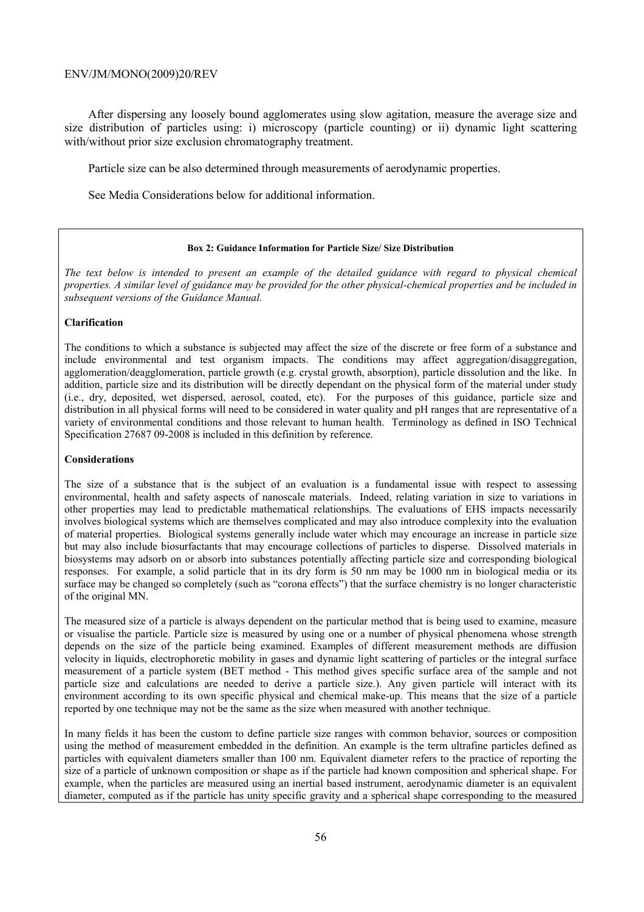After dispersing any loosely bound agglomerates using slow agitation, measure the average size and size distribution of particles using: i) microscopy (particle counting) or ii) dynamic light scattering with/without prior size exclusion chromatography treatment.

Particle size can be also determined through measurements of aerodynamic properties.

See Media Considerations below for additional information.

**Box 2: Guidance Information for Particle Size/ Size Distribution**

*The text below is intended to present an example of the detailed guidance with regard to physical chemical properties. A similar level of guidance may be provided for the other physical-chemical properties and be included in subsequent versions of the Guidance Manual.*

**Clarification**

The conditions to which a substance is subjected may affect the size of the discrete or free form of a substance and include environmental and test organism impacts. The conditions may affect aggregation/disaggregation, agglomeration/deagglomeration, particle growth (e.g. crystal growth, absorption), particle dissolution and the like. In addition, particle size and its distribution will be directly dependant on the physical form of the material under study (i.e., dry, deposited, wet dispersed, aerosol, coated, etc). For the purposes of this guidance, particle size and distribution in all physical forms will need to be considered in water quality and pH ranges that are representative of a variety of environmental conditions and those relevant to human health. Terminology as defined in ISO Technical Specification 27687 09-2008 is included in this definition by reference.

**Considerations**

The size of a substance that is the subject of an evaluation is a fundamental issue with respect to assessing environmental, health and safety aspects of nanoscale materials. Indeed, relating variation in size to variations in other properties may lead to predictable mathematical relationships. The evaluations of EHS impacts necessarily involves biological systems which are themselves complicated and may also introduce complexity into the evaluation of material properties. Biological systems generally include water which may encourage an increase in particle size but may also include biosurfactants that may encourage collections of particles to disperse. Dissolved materials in biosystems may adsorb on or absorb into substances potentially affecting particle size and corresponding biological responses. For example, a solid particle that in its dry form is 50 nm may be 1000 nm in biological media or its surface may be changed so completely (such as "corona effects") that the surface chemistry is no longer characteristic of the original MN.

The measured size of a particle is always dependent on the particular method that is being used to examine, measure or visualise the particle. Particle size is measured by using one or a number of physical phenomena whose strength depends on the size of the particle being examined. Examples of different measurement methods are diffusion velocity in liquids, electrophoretic mobility in gases and dynamic light scattering of particles or the integral surface measurement of a particle system (BET method - This method gives specific surface area of the sample and not particle size and calculations are needed to derive a particle size.). Any given particle will interact with its environment according to its own specific physical and chemical make-up. This means that the size of a particle reported by one technique may not be the same as the size when measured with another technique.

In many fields it has been the custom to define particle size ranges with common behavior, sources or composition using the method of measurement embedded in the definition. An example is the term ultrafine particles defined as particles with equivalent diameters smaller than 100 nm. Equivalent diameter refers to the practice of reporting the size of a particle of unknown composition or shape as if the particle had known composition and spherical shape. For example, when the particles are measured using an inertial based instrument, aerodynamic diameter is an equivalent diameter, computed as if the particle has unity specific gravity and a spherical shape corresponding to the measured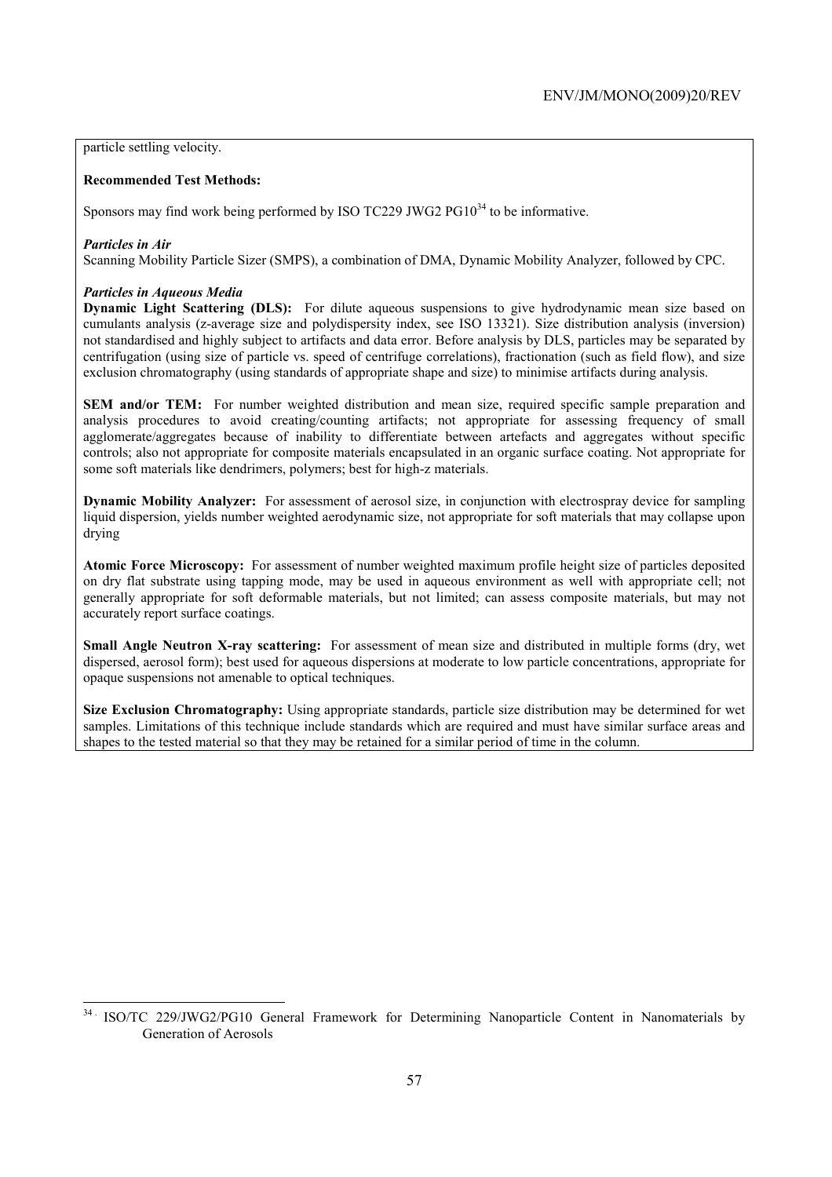particle settling velocity.

**Recommended Test Methods:**

Sponsors may find work being performed by ISO TC229 JWG2 PG10[34] to be informative.

***Particles in Air***

Scanning Mobility Particle Sizer (SMPS), a combination of DMA, Dynamic Mobility Analyzer, followed by CPC.

***Particles in Aqueous Media***

**Dynamic Light Scattering (DLS):** For dilute aqueous suspensions to give hydrodynamic mean size based on cumulants analysis (z-average size and polydispersity index, see ISO 13321). Size distribution analysis (inversion) not standardised and highly subject to artifacts and data error. Before analysis by DLS, particles may be separated by centrifugation (using size of particle vs. speed of centrifuge correlations), fractionation (such as field flow), and size exclusion chromatography (using standards of appropriate shape and size) to minimise artifacts during analysis.

**SEM and/or TEM:** For number weighted distribution and mean size, required specific sample preparation and analysis procedures to avoid creating/counting artifacts; not appropriate for assessing frequency of small agglomerate/aggregates because of inability to differentiate between artefacts and aggregates without specific controls; also not appropriate for composite materials encapsulated in an organic surface coating. Not appropriate for some soft materials like dendrimers, polymers; best for high-z materials.

**Dynamic Mobility Analyzer:** For assessment of aerosol size, in conjunction with electrospray device for sampling liquid dispersion, yields number weighted aerodynamic size, not appropriate for soft materials that may collapse upon drying

**Atomic Force Microscopy:** For assessment of number weighted maximum profile height size of particles deposited on dry flat substrate using tapping mode, may be used in aqueous environment as well with appropriate cell; not generally appropriate for soft deformable materials, but not limited; can assess composite materials, but may not accurately report surface coatings.

**Small Angle Neutron X-ray scattering:** For assessment of mean size and distributed in multiple forms (dry, wet dispersed, aerosol form); best used for aqueous dispersions at moderate to low particle concentrations, appropriate for opaque suspensions not amenable to optical techniques.

**Size Exclusion Chromatography:** Using appropriate standards, particle size distribution may be determined for wet samples. Limitations of this technique include standards which are required and must have similar surface areas and shapes to the tested material so that they may be retained for a similar period of time in the column.

---

[34] ISO/TC 229/JWG2/PG10 General Framework for Determining Nanoparticle Content in Nanomaterials by Generation of Aerosols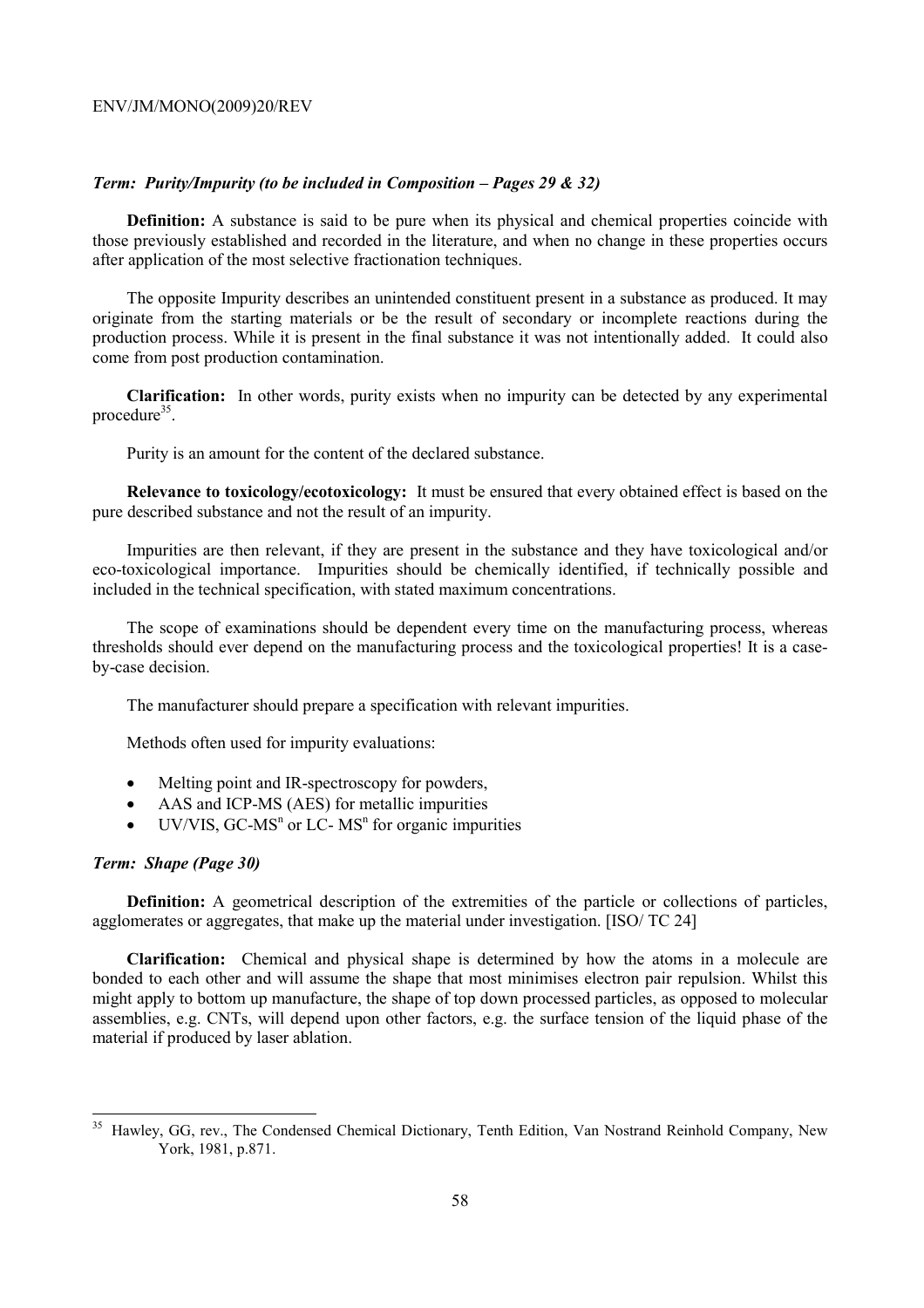***Term: Purity/Impurity (to be included in Composition – Pages 29 & 32)***

**Definition:** A substance is said to be pure when its physical and chemical properties coincide with those previously established and recorded in the literature, and when no change in these properties occurs after application of the most selective fractionation techniques.

The opposite Impurity describes an unintended constituent present in a substance as produced. It may originate from the starting materials or be the result of secondary or incomplete reactions during the production process. While it is present in the final substance it was not intentionally added. It could also come from post production contamination.

**Clarification:** In other words, purity exists when no impurity can be detected by any experimental procedure[35].

Purity is an amount for the content of the declared substance.

**Relevance to toxicology/ecotoxicology:** It must be ensured that every obtained effect is based on the pure described substance and not the result of an impurity.

Impurities are then relevant, if they are present in the substance and they have toxicological and/or eco-toxicological importance. Impurities should be chemically identified, if technically possible and included in the technical specification, with stated maximum concentrations.

The scope of examinations should be dependent every time on the manufacturing process, whereas thresholds should ever depend on the manufacturing process and the toxicological properties! It is a case-by-case decision.

The manufacturer should prepare a specification with relevant impurities.

Methods often used for impurity evaluations:

- Melting point and IR-spectroscopy for powders,
- AAS and ICP-MS (AES) for metallic impurities
- UV/VIS, GC-$MS^n$ or LC- $MS^n$ for organic impurities

***Term: Shape (Page 30)***

**Definition:** A geometrical description of the extremities of the particle or collections of particles, agglomerates or aggregates, that make up the material under investigation. [ISO/ TC 24]

**Clarification:** Chemical and physical shape is determined by how the atoms in a molecule are bonded to each other and will assume the shape that most minimises electron pair repulsion. Whilst this might apply to bottom up manufacture, the shape of top down processed particles, as opposed to molecular assemblies, e.g. CNTs, will depend upon other factors, e.g. the surface tension of the liquid phase of the material if produced by laser ablation.

---

[35] Hawley, GG, rev., The Condensed Chemical Dictionary, Tenth Edition, Van Nostrand Reinhold Company, New York, 1981, p.871.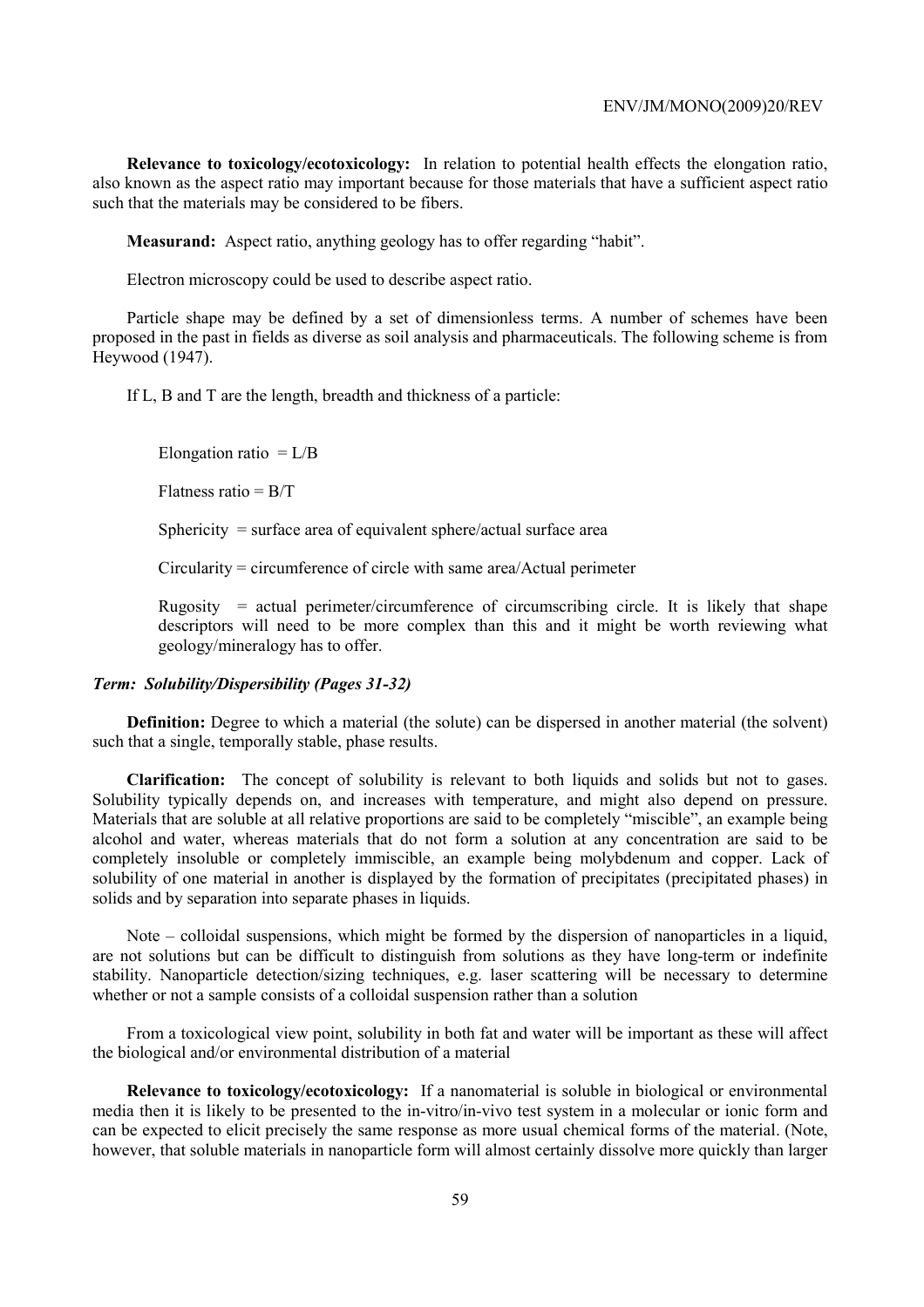**Relevance to toxicology/ecotoxicology:** In relation to potential health effects the elongation ratio, also known as the aspect ratio may important because for those materials that have a sufficient aspect ratio such that the materials may be considered to be fibers.

**Measurand:** Aspect ratio, anything geology has to offer regarding "habit".

Electron microscopy could be used to describe aspect ratio.

Particle shape may be defined by a set of dimensionless terms. A number of schemes have been proposed in the past in fields as diverse as soil analysis and pharmaceuticals. The following scheme is from Heywood (1947).

If L, B and T are the length, breadth and thickness of a particle:

> Elongation ratio = L/B
>
> Flatness ratio = B/T
>
> Sphericity = surface area of equivalent sphere/actual surface area
>
> Circularity = circumference of circle with same area/Actual perimeter
>
> Rugosity = actual perimeter/circumference of circumscribing circle. It is likely that shape descriptors will need to be more complex than this and it might be worth reviewing what geology/mineralogy has to offer.

***Term: Solubility/Dispersibility (Pages 31-32)***

**Definition:** Degree to which a material (the solute) can be dispersed in another material (the solvent) such that a single, temporally stable, phase results.

**Clarification:** The concept of solubility is relevant to both liquids and solids but not to gases. Solubility typically depends on, and increases with temperature, and might also depend on pressure. Materials that are soluble at all relative proportions are said to be completely "miscible", an example being alcohol and water, whereas materials that do not form a solution at any concentration are said to be completely insoluble or completely immiscible, an example being molybdenum and copper. Lack of solubility of one material in another is displayed by the formation of precipitates (precipitated phases) in solids and by separation into separate phases in liquids.

Note – colloidal suspensions, which might be formed by the dispersion of nanoparticles in a liquid, are not solutions but can be difficult to distinguish from solutions as they have long-term or indefinite stability. Nanoparticle detection/sizing techniques, e.g. laser scattering will be necessary to determine whether or not a sample consists of a colloidal suspension rather than a solution

From a toxicological view point, solubility in both fat and water will be important as these will affect the biological and/or environmental distribution of a material

**Relevance to toxicology/ecotoxicology:** If a nanomaterial is soluble in biological or environmental media then it is likely to be presented to the in-vitro/in-vivo test system in a molecular or ionic form and can be expected to elicit precisely the same response as more usual chemical forms of the material. (Note, however, that soluble materials in nanoparticle form will almost certainly dissolve more quickly than larger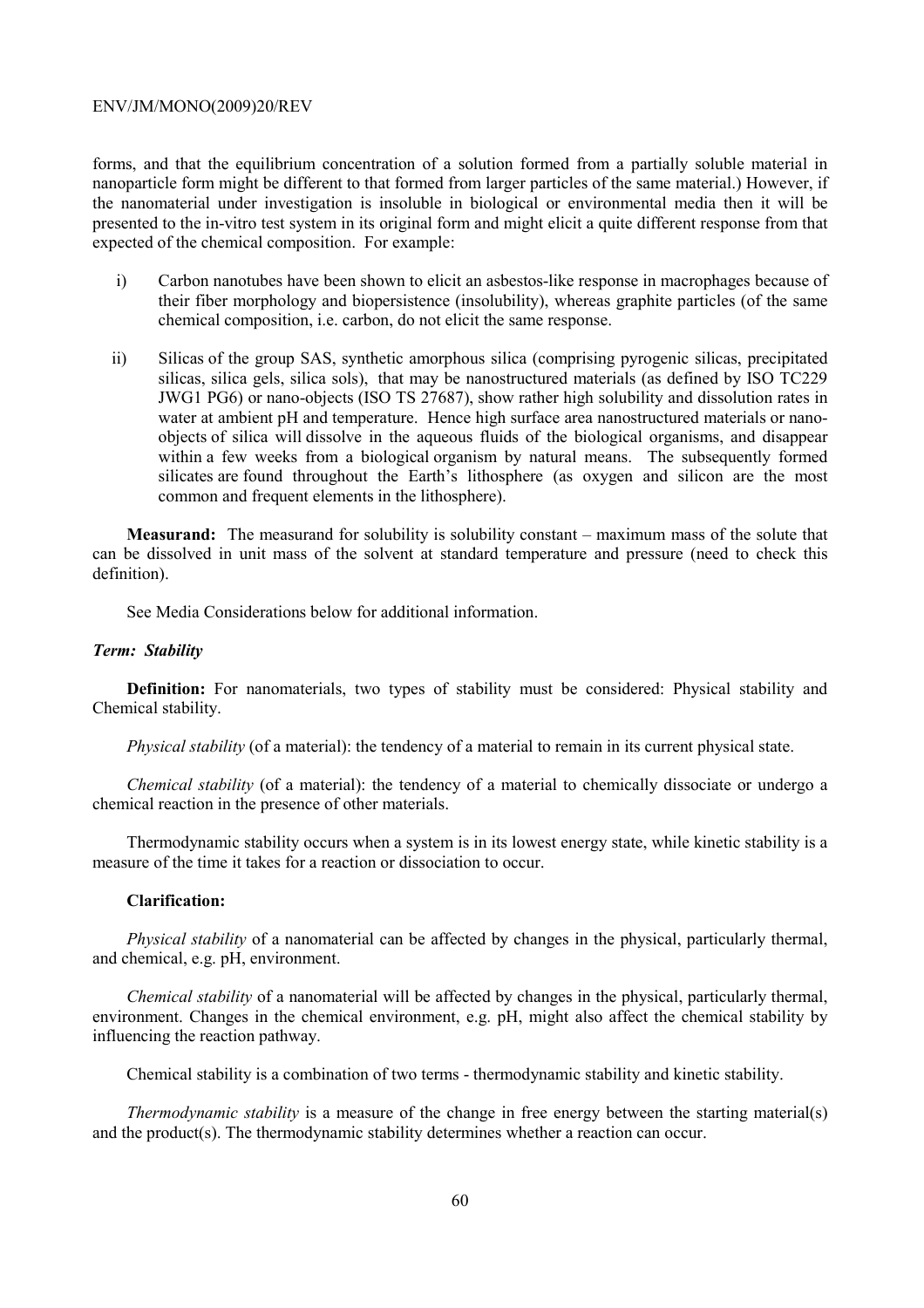forms, and that the equilibrium concentration of a solution formed from a partially soluble material in nanoparticle form might be different to that formed from larger particles of the same material.) However, if the nanomaterial under investigation is insoluble in biological or environmental media then it will be presented to the in-vitro test system in its original form and might elicit a quite different response from that expected of the chemical composition. For example:

i) Carbon nanotubes have been shown to elicit an asbestos-like response in macrophages because of their fiber morphology and biopersistence (insolubility), whereas graphite particles (of the same chemical composition, i.e. carbon, do not elicit the same response.

ii) Silicas of the group SAS, synthetic amorphous silica (comprising pyrogenic silicas, precipitated silicas, silica gels, silica sols), that may be nanostructured materials (as defined by ISO TC229 JWG1 PG6) or nano-objects (ISO TS 27687), show rather high solubility and dissolution rates in water at ambient pH and temperature. Hence high surface area nanostructured materials or nano-objects of silica will dissolve in the aqueous fluids of the biological organisms, and disappear within a few weeks from a biological organism by natural means. The subsequently formed silicates are found throughout the Earth's lithosphere (as oxygen and silicon are the most common and frequent elements in the lithosphere).

**Measurand:** The measurand for solubility is solubility constant – maximum mass of the solute that can be dissolved in unit mass of the solvent at standard temperature and pressure (need to check this definition).

See Media Considerations below for additional information.

### *Term: Stability*

**Definition:** For nanomaterials, two types of stability must be considered: Physical stability and Chemical stability.

*Physical stability* (of a material): the tendency of a material to remain in its current physical state.

*Chemical stability* (of a material): the tendency of a material to chemically dissociate or undergo a chemical reaction in the presence of other materials.

Thermodynamic stability occurs when a system is in its lowest energy state, while kinetic stability is a measure of the time it takes for a reaction or dissociation to occur.

**Clarification:**

*Physical stability* of a nanomaterial can be affected by changes in the physical, particularly thermal, and chemical, e.g. pH, environment.

*Chemical stability* of a nanomaterial will be affected by changes in the physical, particularly thermal, environment. Changes in the chemical environment, e.g. pH, might also affect the chemical stability by influencing the reaction pathway.

Chemical stability is a combination of two terms - thermodynamic stability and kinetic stability.

*Thermodynamic stability* is a measure of the change in free energy between the starting material(s) and the product(s). The thermodynamic stability determines whether a reaction can occur.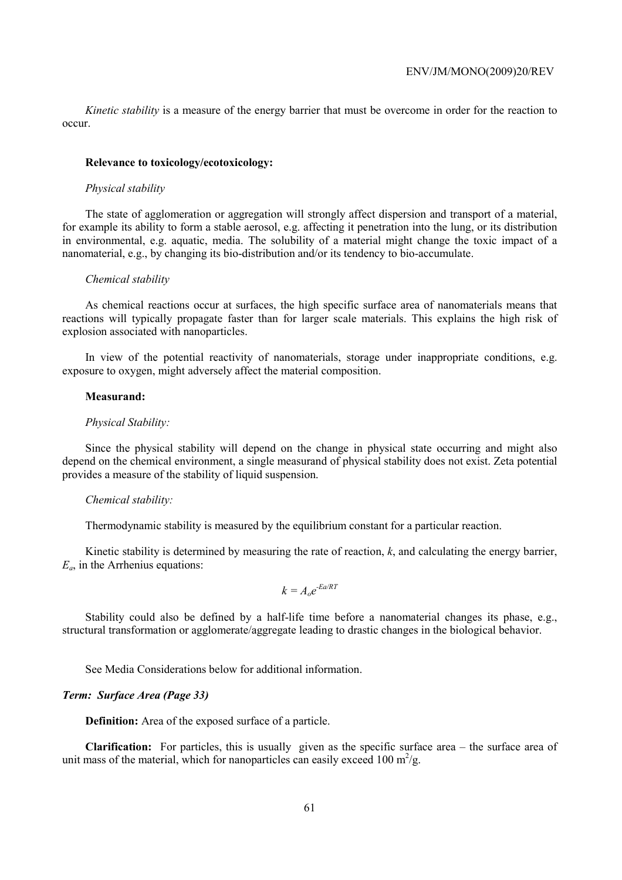*Kinetic stability* is a measure of the energy barrier that must be overcome in order for the reaction to occur.

**Relevance to toxicology/ecotoxicology:**

*Physical stability*

The state of agglomeration or aggregation will strongly affect dispersion and transport of a material, for example its ability to form a stable aerosol, e.g. affecting it penetration into the lung, or its distribution in environmental, e.g. aquatic, media. The solubility of a material might change the toxic impact of a nanomaterial, e.g., by changing its bio-distribution and/or its tendency to bio-accumulate.

*Chemical stability*

As chemical reactions occur at surfaces, the high specific surface area of nanomaterials means that reactions will typically propagate faster than for larger scale materials. This explains the high risk of explosion associated with nanoparticles.

In view of the potential reactivity of nanomaterials, storage under inappropriate conditions, e.g. exposure to oxygen, might adversely affect the material composition.

**Measurand:**

*Physical Stability:*

Since the physical stability will depend on the change in physical state occurring and might also depend on the chemical environment, a single measurand of physical stability does not exist. Zeta potential provides a measure of the stability of liquid suspension.

*Chemical stability:*

Thermodynamic stability is measured by the equilibrium constant for a particular reaction.

Kinetic stability is determined by measuring the rate of reaction, $k$, and calculating the energy barrier, $E_a$, in the Arrhenius equations:

$$k = A_o e^{-Ea/RT}$$

Stability could also be defined by a half-life time before a nanomaterial changes its phase, e.g., structural transformation or agglomerate/aggregate leading to drastic changes in the biological behavior.

See Media Considerations below for additional information.

***Term: Surface Area (Page 33)***

**Definition:** Area of the exposed surface of a particle.

**Clarification:** For particles, this is usually given as the specific surface area – the surface area of unit mass of the material, which for nanoparticles can easily exceed 100 $m^2/g$.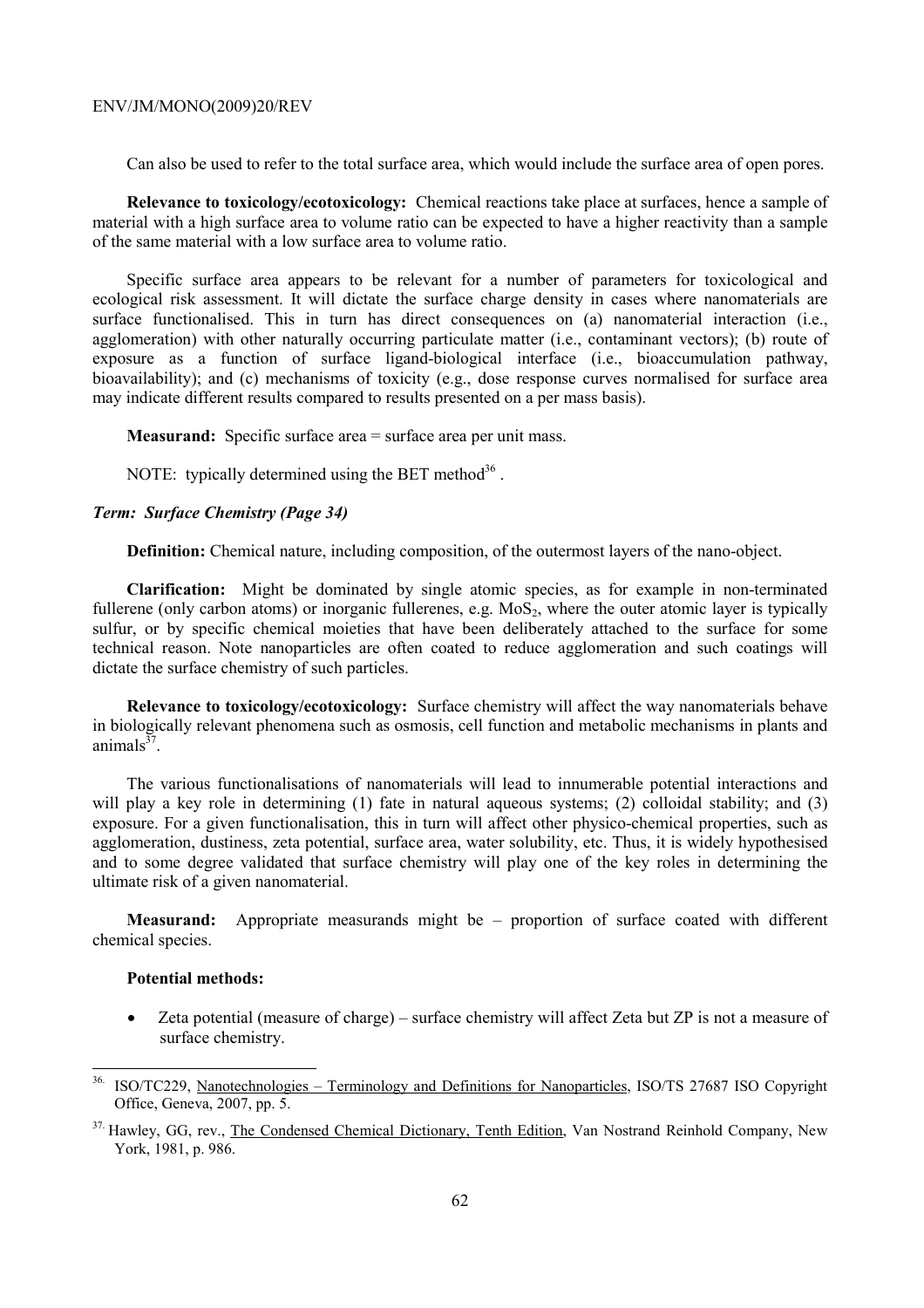Can also be used to refer to the total surface area, which would include the surface area of open pores.

**Relevance to toxicology/ecotoxicology:** Chemical reactions take place at surfaces, hence a sample of material with a high surface area to volume ratio can be expected to have a higher reactivity than a sample of the same material with a low surface area to volume ratio.

Specific surface area appears to be relevant for a number of parameters for toxicological and ecological risk assessment. It will dictate the surface charge density in cases where nanomaterials are surface functionalised. This in turn has direct consequences on (a) nanomaterial interaction (i.e., agglomeration) with other naturally occurring particulate matter (i.e., contaminant vectors); (b) route of exposure as a function of surface ligand-biological interface (i.e., bioaccumulation pathway, bioavailability); and (c) mechanisms of toxicity (e.g., dose response curves normalised for surface area may indicate different results compared to results presented on a per mass basis).

**Measurand:** Specific surface area = surface area per unit mass.

NOTE: typically determined using the BET method[36] .

***Term: Surface Chemistry (Page 34)***

**Definition:** Chemical nature, including composition, of the outermost layers of the nano-object.

**Clarification:** Might be dominated by single atomic species, as for example in non-terminated fullerene (only carbon atoms) or inorganic fullerenes, e.g. $MoS_2$, where the outer atomic layer is typically sulfur, or by specific chemical moieties that have been deliberately attached to the surface for some technical reason. Note nanoparticles are often coated to reduce agglomeration and such coatings will dictate the surface chemistry of such particles.

**Relevance to toxicology/ecotoxicology:** Surface chemistry will affect the way nanomaterials behave in biologically relevant phenomena such as osmosis, cell function and metabolic mechanisms in plants and animals[37].

The various functionalisations of nanomaterials will lead to innumerable potential interactions and will play a key role in determining (1) fate in natural aqueous systems; (2) colloidal stability; and (3) exposure. For a given functionalisation, this in turn will affect other physico-chemical properties, such as agglomeration, dustiness, zeta potential, surface area, water solubility, etc. Thus, it is widely hypothesised and to some degree validated that surface chemistry will play one of the key roles in determining the ultimate risk of a given nanomaterial.

**Measurand:** Appropriate measurands might be – proportion of surface coated with different chemical species.

**Potential methods:**

- Zeta potential (measure of charge) – surface chemistry will affect Zeta but ZP is not a measure of surface chemistry.

---

36. ISO/TC229, Nanotechnologies – Terminology and Definitions for Nanoparticles, ISO/TS 27687 ISO Copyright Office, Geneva, 2007, pp. 5.

37. Hawley, GG, rev., The Condensed Chemical Dictionary, Tenth Edition, Van Nostrand Reinhold Company, New York, 1981, p. 986.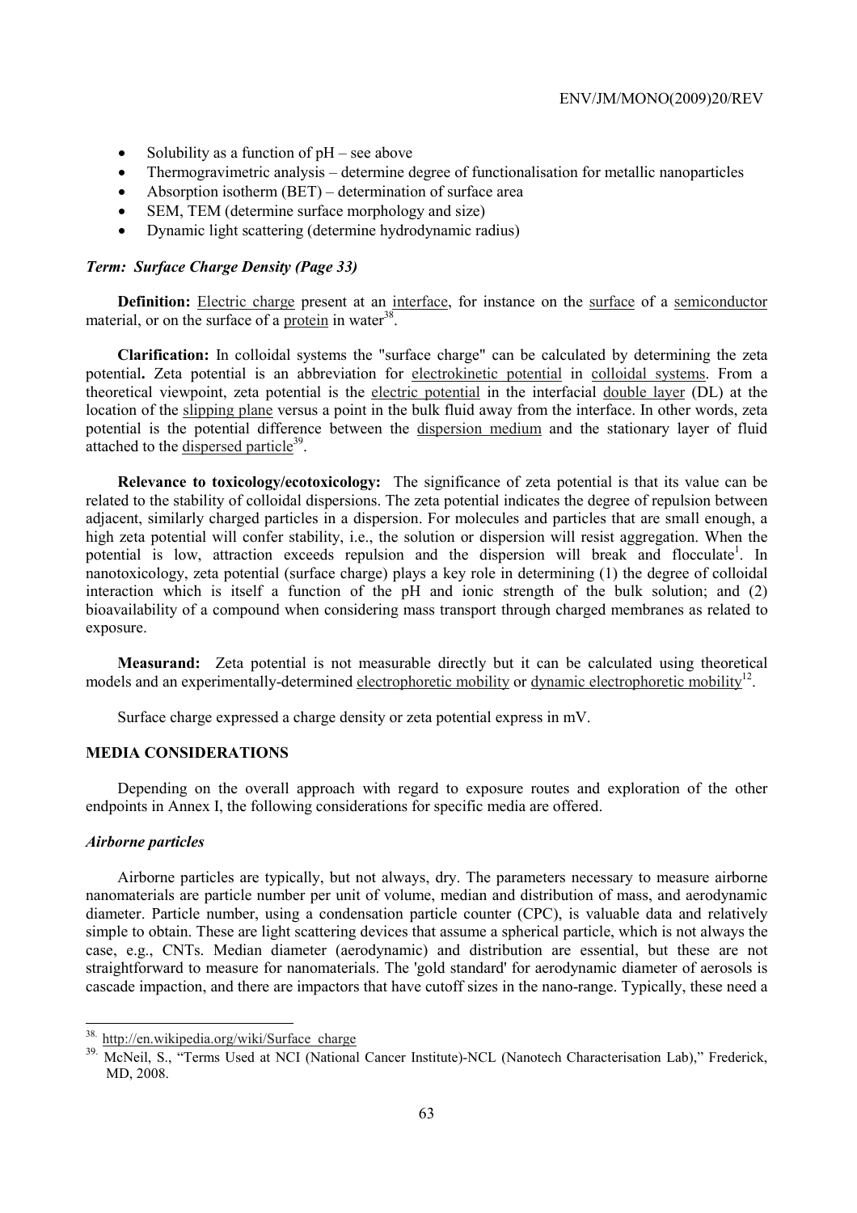- Solubility as a function of pH – see above
- Thermogravimetric analysis – determine degree of functionalisation for metallic nanoparticles
- Absorption isotherm (BET) – determination of surface area
- SEM, TEM (determine surface morphology and size)
- Dynamic light scattering (determine hydrodynamic radius)

### *Term: Surface Charge Density (Page 33)*

**Definition:** Electric charge present at an interface, for instance on the surface of a semiconductor material, or on the surface of a protein in water[38].

**Clarification:** In colloidal systems the "surface charge" can be calculated by determining the zeta potential**.** Zeta potential is an abbreviation for electrokinetic potential in colloidal systems. From a theoretical viewpoint, zeta potential is the electric potential in the interfacial double layer (DL) at the location of the slipping plane versus a point in the bulk fluid away from the interface. In other words, zeta potential is the potential difference between the dispersion medium and the stationary layer of fluid attached to the dispersed particle[39].

**Relevance to toxicology/ecotoxicology:** The significance of zeta potential is that its value can be related to the stability of colloidal dispersions. The zeta potential indicates the degree of repulsion between adjacent, similarly charged particles in a dispersion. For molecules and particles that are small enough, a high zeta potential will confer stability, i.e., the solution or dispersion will resist aggregation. When the potential is low, attraction exceeds repulsion and the dispersion will break and flocculate[1]. In nanotoxicology, zeta potential (surface charge) plays a key role in determining (1) the degree of colloidal interaction which is itself a function of the pH and ionic strength of the bulk solution; and (2) bioavailability of a compound when considering mass transport through charged membranes as related to exposure.

**Measurand:** Zeta potential is not measurable directly but it can be calculated using theoretical models and an experimentally-determined electrophoretic mobility or dynamic electrophoretic mobility[12].

Surface charge expressed a charge density or zeta potential express in mV.

## MEDIA CONSIDERATIONS

Depending on the overall approach with regard to exposure routes and exploration of the other endpoints in Annex I, the following considerations for specific media are offered.

### *Airborne particles*

Airborne particles are typically, but not always, dry. The parameters necessary to measure airborne nanomaterials are particle number per unit of volume, median and distribution of mass, and aerodynamic diameter. Particle number, using a condensation particle counter (CPC), is valuable data and relatively simple to obtain. These are light scattering devices that assume a spherical particle, which is not always the case, e.g., CNTs. Median diameter (aerodynamic) and distribution are essential, but these are not straightforward to measure for nanomaterials. The 'gold standard' for aerodynamic diameter of aerosols is cascade impaction, and there are impactors that have cutoff sizes in the nano-range. Typically, these need a

---

[38]. http://en.wikipedia.org/wiki/Surface_charge

[39]. McNeil, S., "Terms Used at NCI (National Cancer Institute)-NCL (Nanotech Characterisation Lab)," Frederick, MD, 2008.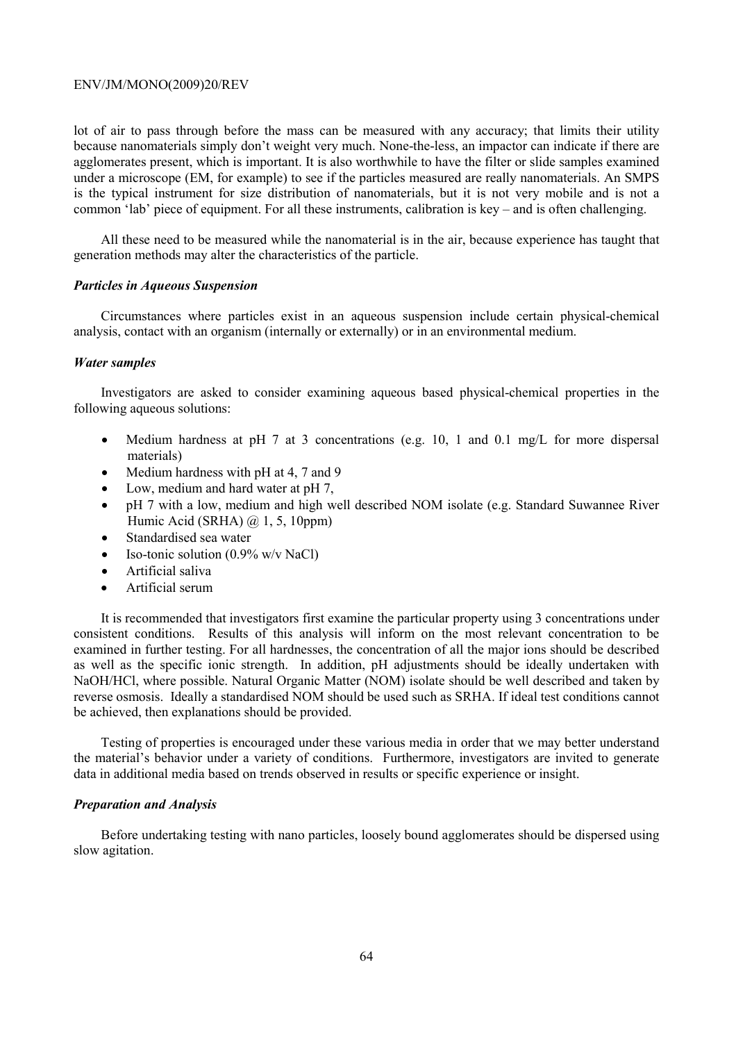lot of air to pass through before the mass can be measured with any accuracy; that limits their utility because nanomaterials simply don't weight very much. None-the-less, an impactor can indicate if there are agglomerates present, which is important. It is also worthwhile to have the filter or slide samples examined under a microscope (EM, for example) to see if the particles measured are really nanomaterials. An SMPS is the typical instrument for size distribution of nanomaterials, but it is not very mobile and is not a common 'lab' piece of equipment. For all these instruments, calibration is key – and is often challenging.

All these need to be measured while the nanomaterial is in the air, because experience has taught that generation methods may alter the characteristics of the particle.

***Particles in Aqueous Suspension***

Circumstances where particles exist in an aqueous suspension include certain physical-chemical analysis, contact with an organism (internally or externally) or in an environmental medium.

***Water samples***

Investigators are asked to consider examining aqueous based physical-chemical properties in the following aqueous solutions:

- Medium hardness at pH 7 at 3 concentrations (e.g. 10, 1 and 0.1 mg/L for more dispersal materials)
- Medium hardness with pH at 4, 7 and 9
- Low, medium and hard water at pH 7,
- pH 7 with a low, medium and high well described NOM isolate (e.g. Standard Suwannee River Humic Acid (SRHA) @ 1, 5, 10ppm)
- Standardised sea water
- Iso-tonic solution (0.9% w/v NaCl)
- Artificial saliva
- Artificial serum

It is recommended that investigators first examine the particular property using 3 concentrations under consistent conditions. Results of this analysis will inform on the most relevant concentration to be examined in further testing. For all hardnesses, the concentration of all the major ions should be described as well as the specific ionic strength. In addition, pH adjustments should be ideally undertaken with NaOH/HCl, where possible. Natural Organic Matter (NOM) isolate should be well described and taken by reverse osmosis. Ideally a standardised NOM should be used such as SRHA. If ideal test conditions cannot be achieved, then explanations should be provided.

Testing of properties is encouraged under these various media in order that we may better understand the material's behavior under a variety of conditions. Furthermore, investigators are invited to generate data in additional media based on trends observed in results or specific experience or insight.

***Preparation and Analysis***

Before undertaking testing with nano particles, loosely bound agglomerates should be dispersed using slow agitation.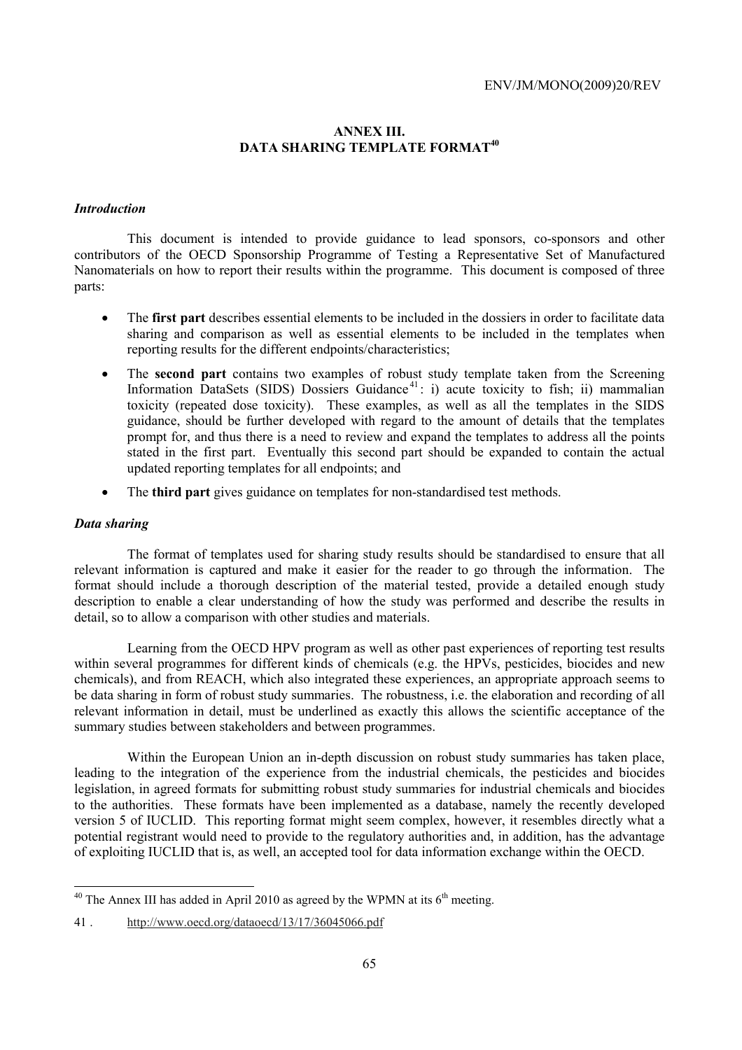# ANNEX III.
# DATA SHARING TEMPLATE FORMAT[40]

### *Introduction*

This document is intended to provide guidance to lead sponsors, co-sponsors and other contributors of the OECD Sponsorship Programme of Testing a Representative Set of Manufactured Nanomaterials on how to report their results within the programme. This document is composed of three parts:

- The **first part** describes essential elements to be included in the dossiers in order to facilitate data sharing and comparison as well as essential elements to be included in the templates when reporting results for the different endpoints/characteristics;
- The **second part** contains two examples of robust study template taken from the Screening Information DataSets (SIDS) Dossiers Guidance[41]: i) acute toxicity to fish; ii) mammalian toxicity (repeated dose toxicity). These examples, as well as all the templates in the SIDS guidance, should be further developed with regard to the amount of details that the templates prompt for, and thus there is a need to review and expand the templates to address all the points stated in the first part. Eventually this second part should be expanded to contain the actual updated reporting templates for all endpoints; and
- The **third part** gives guidance on templates for non-standardised test methods.

### *Data sharing*

The format of templates used for sharing study results should be standardised to ensure that all relevant information is captured and make it easier for the reader to go through the information. The format should include a thorough description of the material tested, provide a detailed enough study description to enable a clear understanding of how the study was performed and describe the results in detail, so to allow a comparison with other studies and materials.

Learning from the OECD HPV program as well as other past experiences of reporting test results within several programmes for different kinds of chemicals (e.g. the HPVs, pesticides, biocides and new chemicals), and from REACH, which also integrated these experiences, an appropriate approach seems to be data sharing in form of robust study summaries. The robustness, i.e. the elaboration and recording of all relevant information in detail, must be underlined as exactly this allows the scientific acceptance of the summary studies between stakeholders and between programmes.

Within the European Union an in-depth discussion on robust study summaries has taken place, leading to the integration of the experience from the industrial chemicals, the pesticides and biocides legislation, in agreed formats for submitting robust study summaries for industrial chemicals and biocides to the authorities. These formats have been implemented as a database, namely the recently developed version 5 of IUCLID. This reporting format might seem complex, however, it resembles directly what a potential registrant would need to provide to the regulatory authorities and, in addition, has the advantage of exploiting IUCLID that is, as well, an accepted tool for data information exchange within the OECD.

---

[40] The Annex III has added in April 2010 as agreed by the WPMN at its 6th meeting.

41 . http://www.oecd.org/dataoecd/13/17/36045066.pdf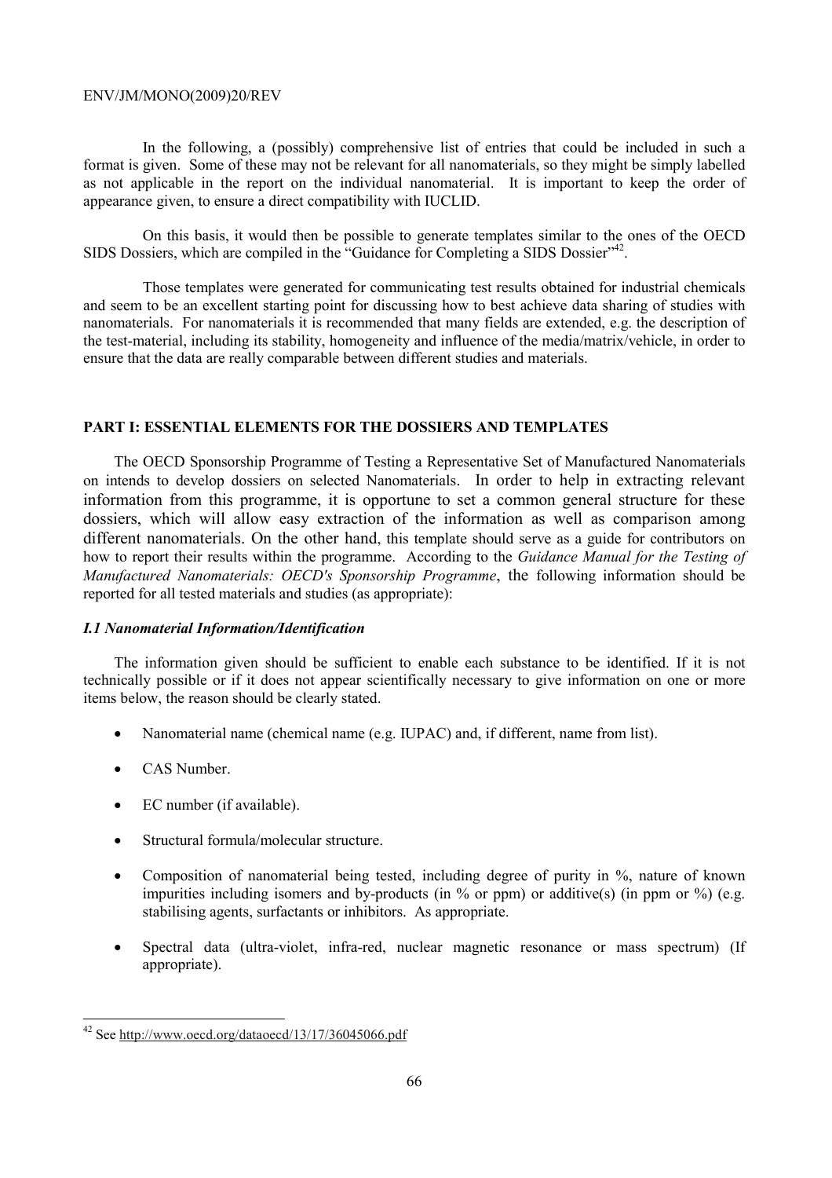In the following, a (possibly) comprehensive list of entries that could be included in such a format is given. Some of these may not be relevant for all nanomaterials, so they might be simply labelled as not applicable in the report on the individual nanomaterial. It is important to keep the order of appearance given, to ensure a direct compatibility with IUCLID.

On this basis, it would then be possible to generate templates similar to the ones of the OECD SIDS Dossiers, which are compiled in the "Guidance for Completing a SIDS Dossier"[42].

Those templates were generated for communicating test results obtained for industrial chemicals and seem to be an excellent starting point for discussing how to best achieve data sharing of studies with nanomaterials. For nanomaterials it is recommended that many fields are extended, e.g. the description of the test-material, including its stability, homogeneity and influence of the media/matrix/vehicle, in order to ensure that the data are really comparable between different studies and materials.

## PART I: ESSENTIAL ELEMENTS FOR THE DOSSIERS AND TEMPLATES

The OECD Sponsorship Programme of Testing a Representative Set of Manufactured Nanomaterials on intends to develop dossiers on selected Nanomaterials. In order to help in extracting relevant information from this programme, it is opportune to set a common general structure for these dossiers, which will allow easy extraction of the information as well as comparison among different nanomaterials. On the other hand, this template should serve as a guide for contributors on how to report their results within the programme. According to the *Guidance Manual for the Testing of Manufactured Nanomaterials: OECD's Sponsorship Programme*, the following information should be reported for all tested materials and studies (as appropriate):

### *I.1 Nanomaterial Information/Identification*

The information given should be sufficient to enable each substance to be identified. If it is not technically possible or if it does not appear scientifically necessary to give information on one or more items below, the reason should be clearly stated.

- Nanomaterial name (chemical name (e.g. IUPAC) and, if different, name from list).
- CAS Number.
- EC number (if available).
- Structural formula/molecular structure.
- Composition of nanomaterial being tested, including degree of purity in %, nature of known impurities including isomers and by-products (in % or ppm) or additive(s) (in ppm or %) (e.g. stabilising agents, surfactants or inhibitors. As appropriate.
- Spectral data (ultra-violet, infra-red, nuclear magnetic resonance or mass spectrum) (If appropriate).

[42] See http://www.oecd.org/dataoecd/13/17/36045066.pdf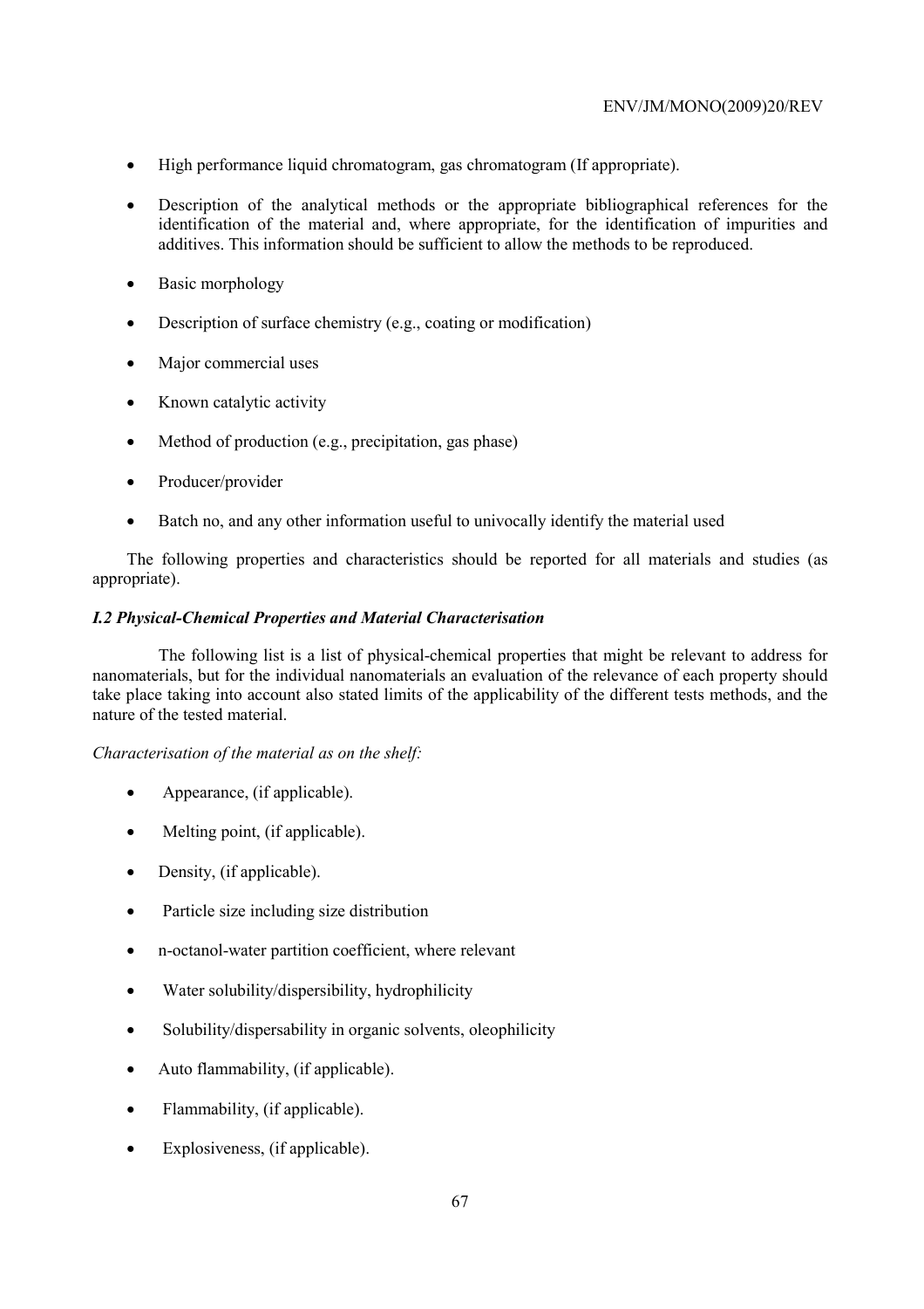- High performance liquid chromatogram, gas chromatogram (If appropriate).
- Description of the analytical methods or the appropriate bibliographical references for the identification of the material and, where appropriate, for the identification of impurities and additives. This information should be sufficient to allow the methods to be reproduced.
- Basic morphology
- Description of surface chemistry (e.g., coating or modification)
- Major commercial uses
- Known catalytic activity
- Method of production (e.g., precipitation, gas phase)
- Producer/provider
- Batch no, and any other information useful to univocally identify the material used

The following properties and characteristics should be reported for all materials and studies (as appropriate).

### *I.2 Physical-Chemical Properties and Material Characterisation*

The following list is a list of physical-chemical properties that might be relevant to address for nanomaterials, but for the individual nanomaterials an evaluation of the relevance of each property should take place taking into account also stated limits of the applicability of the different tests methods, and the nature of the tested material.

*Characterisation of the material as on the shelf:*

- Appearance, (if applicable).
- Melting point, (if applicable).
- Density, (if applicable).
- Particle size including size distribution
- n-octanol-water partition coefficient, where relevant
- Water solubility/dispersibility, hydrophilicity
- Solubility/dispersability in organic solvents, oleophilicity
- Auto flammability, (if applicable).
- Flammability, (if applicable).
- Explosiveness, (if applicable).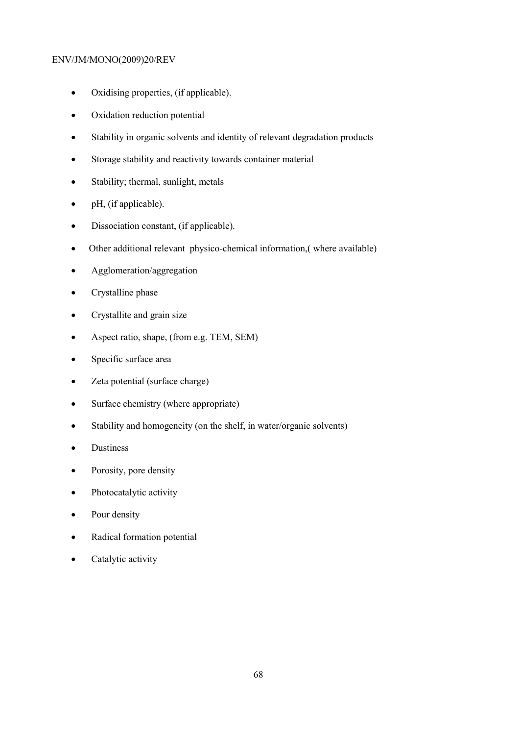- Oxidising properties, (if applicable).
- Oxidation reduction potential
- Stability in organic solvents and identity of relevant degradation products
- Storage stability and reactivity towards container material
- Stability; thermal, sunlight, metals
- pH, (if applicable).
- Dissociation constant, (if applicable).
- Other additional relevant physico-chemical information,( where available)
- Agglomeration/aggregation
- Crystalline phase
- Crystallite and grain size
- Aspect ratio, shape, (from e.g. TEM, SEM)
- Specific surface area
- Zeta potential (surface charge)
- Surface chemistry (where appropriate)
- Stability and homogeneity (on the shelf, in water/organic solvents)
- Dustiness
- Porosity, pore density
- Photocatalytic activity
- Pour density
- Radical formation potential
- Catalytic activity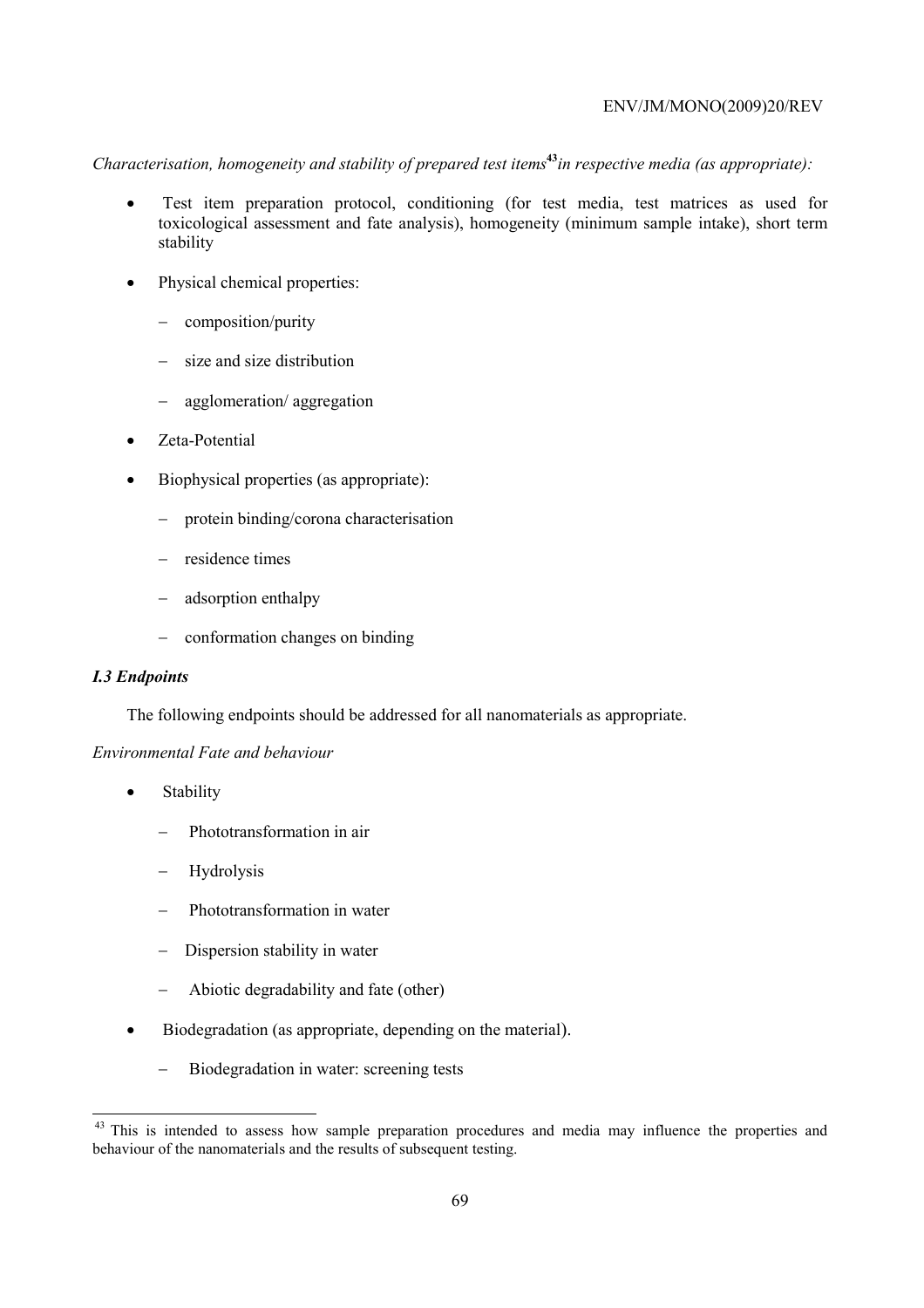*Characterisation, homogeneity and stability of prepared test items[43] in respective media (as appropriate):*

- Test item preparation protocol, conditioning (for test media, test matrices as used for toxicological assessment and fate analysis), homogeneity (minimum sample intake), short term stability
- Physical chemical properties:
  - composition/purity
  - size and size distribution
  - agglomeration/ aggregation
- Zeta-Potential
- Biophysical properties (as appropriate):
  - protein binding/corona characterisation
  - residence times
  - adsorption enthalpy
  - conformation changes on binding

### *I.3 Endpoints*

The following endpoints should be addressed for all nanomaterials as appropriate.

*Environmental Fate and behaviour*

- Stability
  - Phototransformation in air
  - Hydrolysis
  - Phototransformation in water
  - Dispersion stability in water
  - Abiotic degradability and fate (other)
- Biodegradation (as appropriate, depending on the material).
  - Biodegradation in water: screening tests

[43] This is intended to assess how sample preparation procedures and media may influence the properties and behaviour of the nanomaterials and the results of subsequent testing.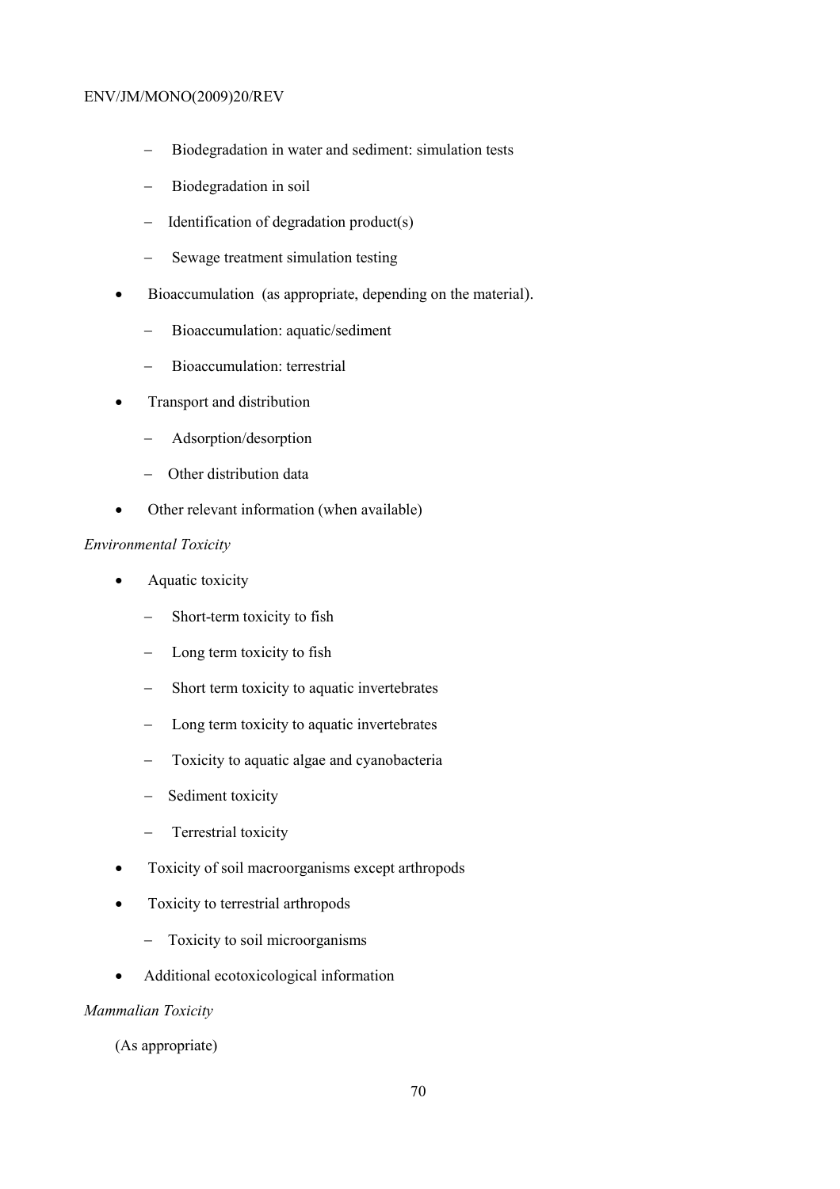- Biodegradation in water and sediment: simulation tests
  - Biodegradation in soil
  - Identification of degradation product(s)
  - Sewage treatment simulation testing
- Bioaccumulation (as appropriate, depending on the material).
  - Bioaccumulation: aquatic/sediment
  - Bioaccumulation: terrestrial
- Transport and distribution
  - Adsorption/desorption
  - Other distribution data
- Other relevant information (when available)

*Environmental Toxicity*

- Aquatic toxicity
  - Short-term toxicity to fish
  - Long term toxicity to fish
  - Short term toxicity to aquatic invertebrates
  - Long term toxicity to aquatic invertebrates
  - Toxicity to aquatic algae and cyanobacteria
  - Sediment toxicity
  - Terrestrial toxicity
- Toxicity of soil macroorganisms except arthropods
- Toxicity to terrestrial arthropods
  - Toxicity to soil microorganisms
- Additional ecotoxicological information

*Mammalian Toxicity*

(As appropriate)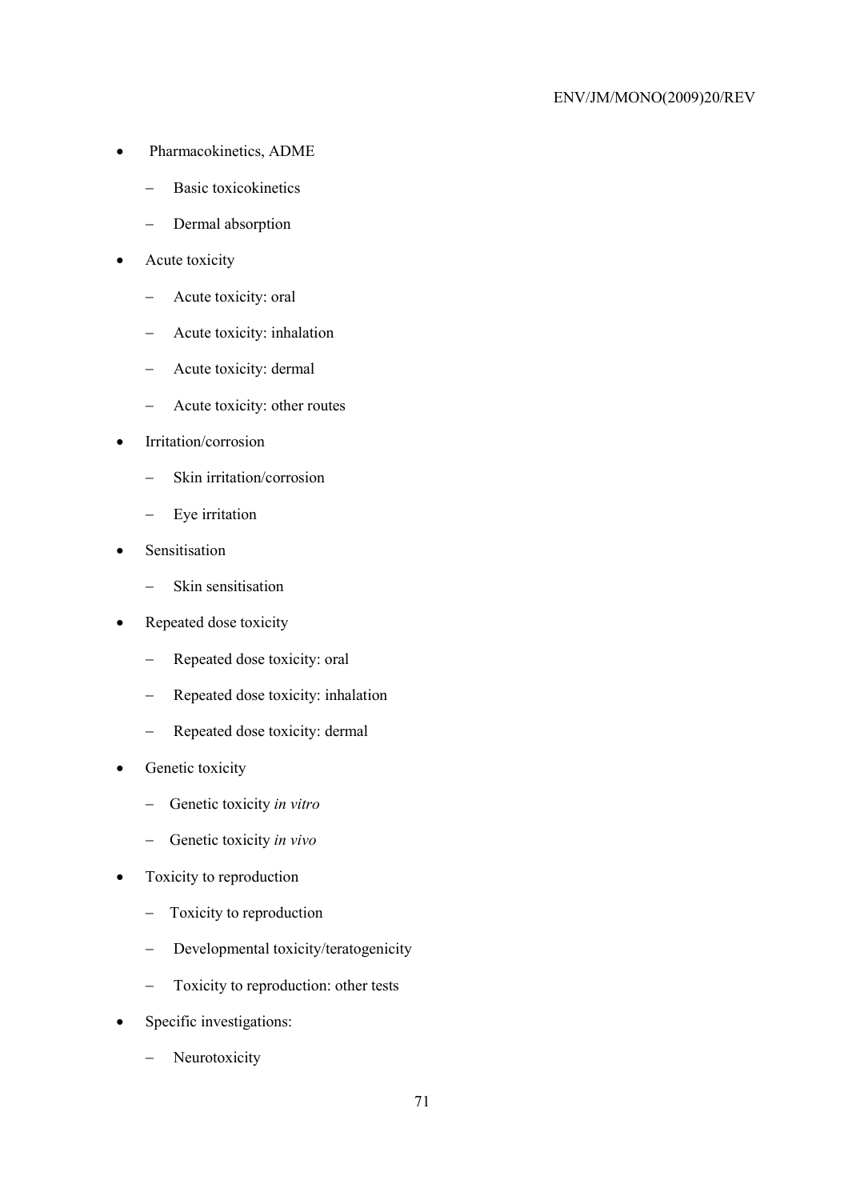- Pharmacokinetics, ADME
  - Basic toxicokinetics
  - Dermal absorption
- Acute toxicity
  - Acute toxicity: oral
  - Acute toxicity: inhalation
  - Acute toxicity: dermal
  - Acute toxicity: other routes
- Irritation/corrosion
  - Skin irritation/corrosion
  - Eye irritation
- Sensitisation
  - Skin sensitisation
- Repeated dose toxicity
  - Repeated dose toxicity: oral
  - Repeated dose toxicity: inhalation
  - Repeated dose toxicity: dermal
- Genetic toxicity
  - Genetic toxicity *in vitro*
  - Genetic toxicity *in vivo*
- Toxicity to reproduction
  - Toxicity to reproduction
  - Developmental toxicity/teratogenicity
  - Toxicity to reproduction: other tests
- Specific investigations:
  - Neurotoxicity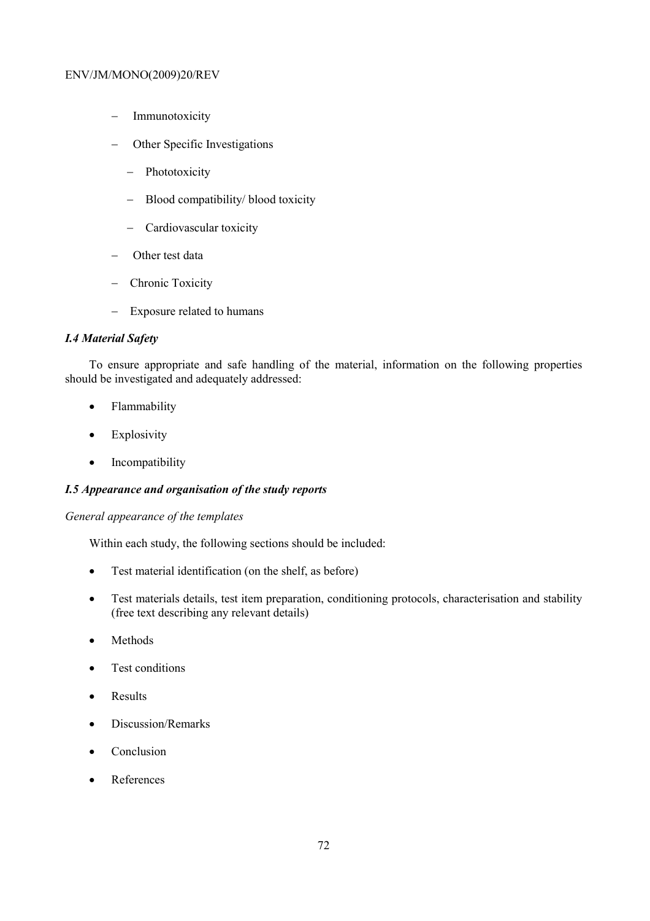- Immunotoxicity
- Other Specific Investigations
  - Phototoxicity
  - Blood compatibility/ blood toxicity
  - Cardiovascular toxicity
- Other test data
- Chronic Toxicity
- Exposure related to humans

### *I.4 Material Safety*

To ensure appropriate and safe handling of the material, information on the following properties should be investigated and adequately addressed:

- Flammability
- Explosivity
- Incompatibility

### *I.5 Appearance and organisation of the study reports*

*General appearance of the templates*

Within each study, the following sections should be included:

- Test material identification (on the shelf, as before)
- Test materials details, test item preparation, conditioning protocols, characterisation and stability (free text describing any relevant details)
- Methods
- Test conditions
- Results
- Discussion/Remarks
- Conclusion
- References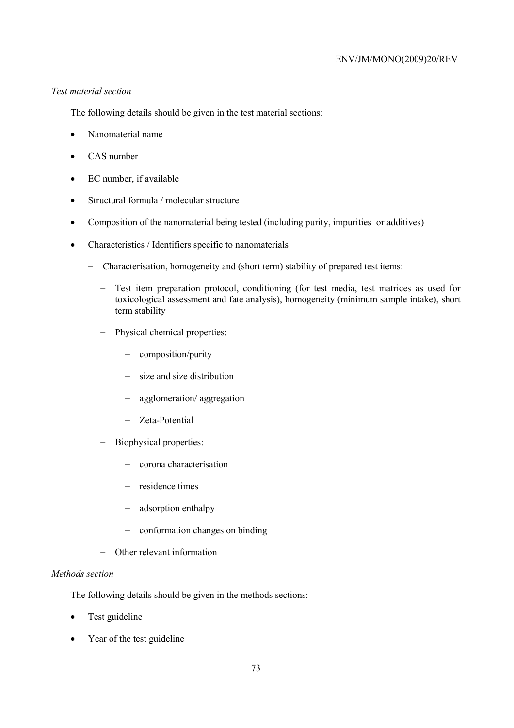*Test material section*

The following details should be given in the test material sections:

- Nanomaterial name
- CAS number
- EC number, if available
- Structural formula / molecular structure
- Composition of the nanomaterial being tested (including purity, impurities or additives)
- Characteristics / Identifiers specific to nanomaterials
  - Characterisation, homogeneity and (short term) stability of prepared test items:
    - Test item preparation protocol, conditioning (for test media, test matrices as used for toxicological assessment and fate analysis), homogeneity (minimum sample intake), short term stability
    - Physical chemical properties:
      - composition/purity
      - size and size distribution
      - agglomeration/ aggregation
      - Zeta-Potential
    - Biophysical properties:
      - corona characterisation
      - residence times
      - adsorption enthalpy
      - conformation changes on binding
    - Other relevant information

*Methods section*

The following details should be given in the methods sections:

- Test guideline
- Year of the test guideline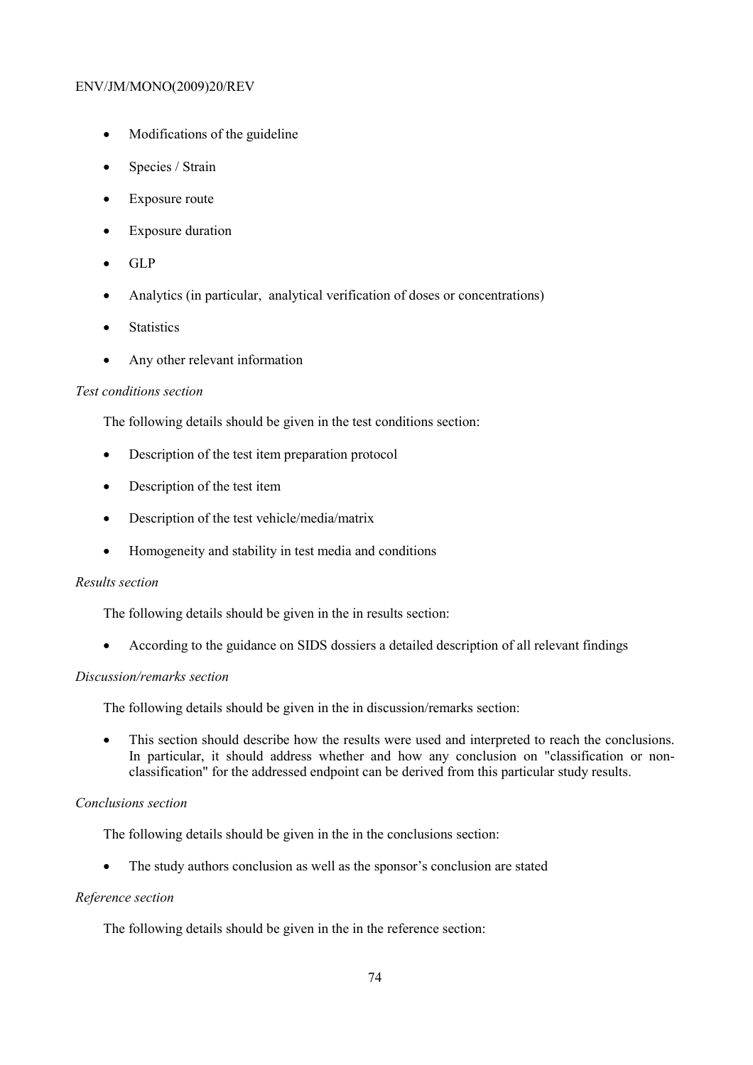- Modifications of the guideline
- Species / Strain
- Exposure route
- Exposure duration
- GLP
- Analytics (in particular, analytical verification of doses or concentrations)
- Statistics
- Any other relevant information

*Test conditions section*

The following details should be given in the test conditions section:

- Description of the test item preparation protocol
- Description of the test item
- Description of the test vehicle/media/matrix
- Homogeneity and stability in test media and conditions

*Results section*

The following details should be given in the in results section:

- According to the guidance on SIDS dossiers a detailed description of all relevant findings

*Discussion/remarks section*

The following details should be given in the in discussion/remarks section:

- This section should describe how the results were used and interpreted to reach the conclusions. In particular, it should address whether and how any conclusion on "classification or non-classification" for the addressed endpoint can be derived from this particular study results.

*Conclusions section*

The following details should be given in the in the conclusions section:

- The study authors conclusion as well as the sponsor's conclusion are stated

*Reference section*

The following details should be given in the in the reference section: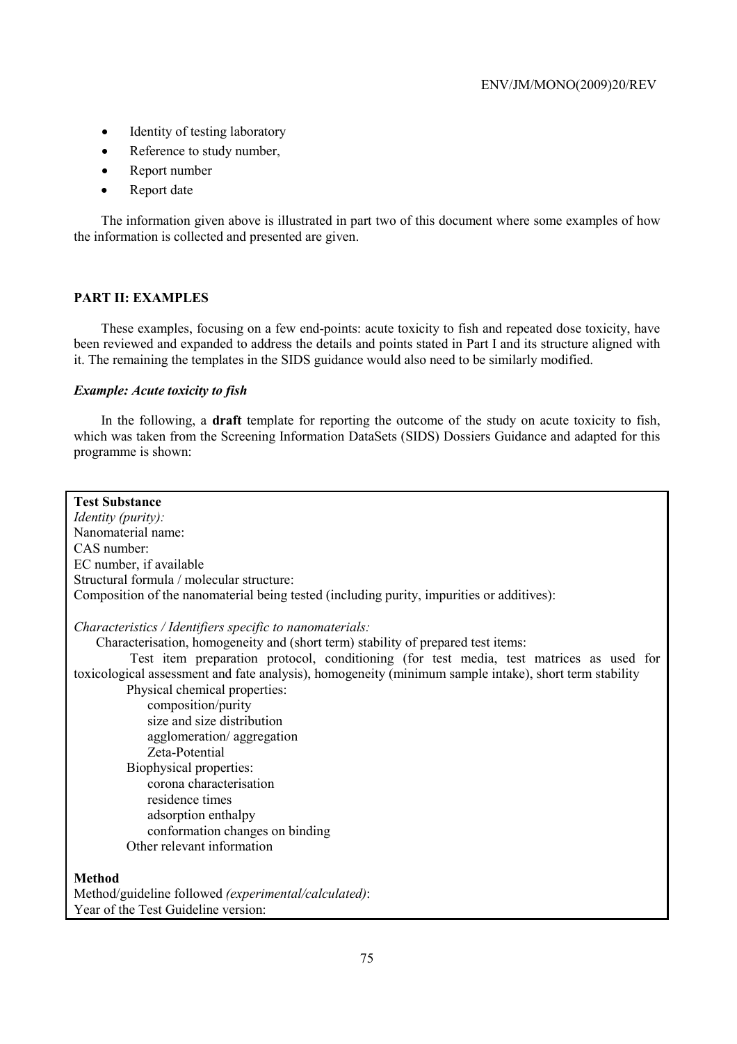- Identity of testing laboratory
- Reference to study number,
- Report number
- Report date

The information given above is illustrated in part two of this document where some examples of how the information is collected and presented are given.

## PART II: EXAMPLES

These examples, focusing on a few end-points: acute toxicity to fish and repeated dose toxicity, have been reviewed and expanded to address the details and points stated in Part I and its structure aligned with it. The remaining the templates in the SIDS guidance would also need to be similarly modified.

### *Example: Acute toxicity to fish*

In the following, a **draft** template for reporting the outcome of the study on acute toxicity to fish, which was taken from the Screening Information DataSets (SIDS) Dossiers Guidance and adapted for this programme is shown:

**Test Substance**
*Identity (purity):*
Nanomaterial name:
CAS number:
EC number, if available
Structural formula / molecular structure:
Composition of the nanomaterial being tested (including purity, impurities or additives):

*Characteristics / Identifiers specific to nanomaterials:*
Characterisation, homogeneity and (short term) stability of prepared test items:
Test item preparation protocol, conditioning (for test media, test matrices as used for toxicological assessment and fate analysis), homogeneity (minimum sample intake), short term stability
Physical chemical properties:
composition/purity
size and size distribution
agglomeration/ aggregation
Zeta-Potential
Biophysical properties:
corona characterisation
residence times
adsorption enthalpy
conformation changes on binding
Other relevant information

**Method**
Method/guideline followed *(experimental/calculated)*:
Year of the Test Guideline version: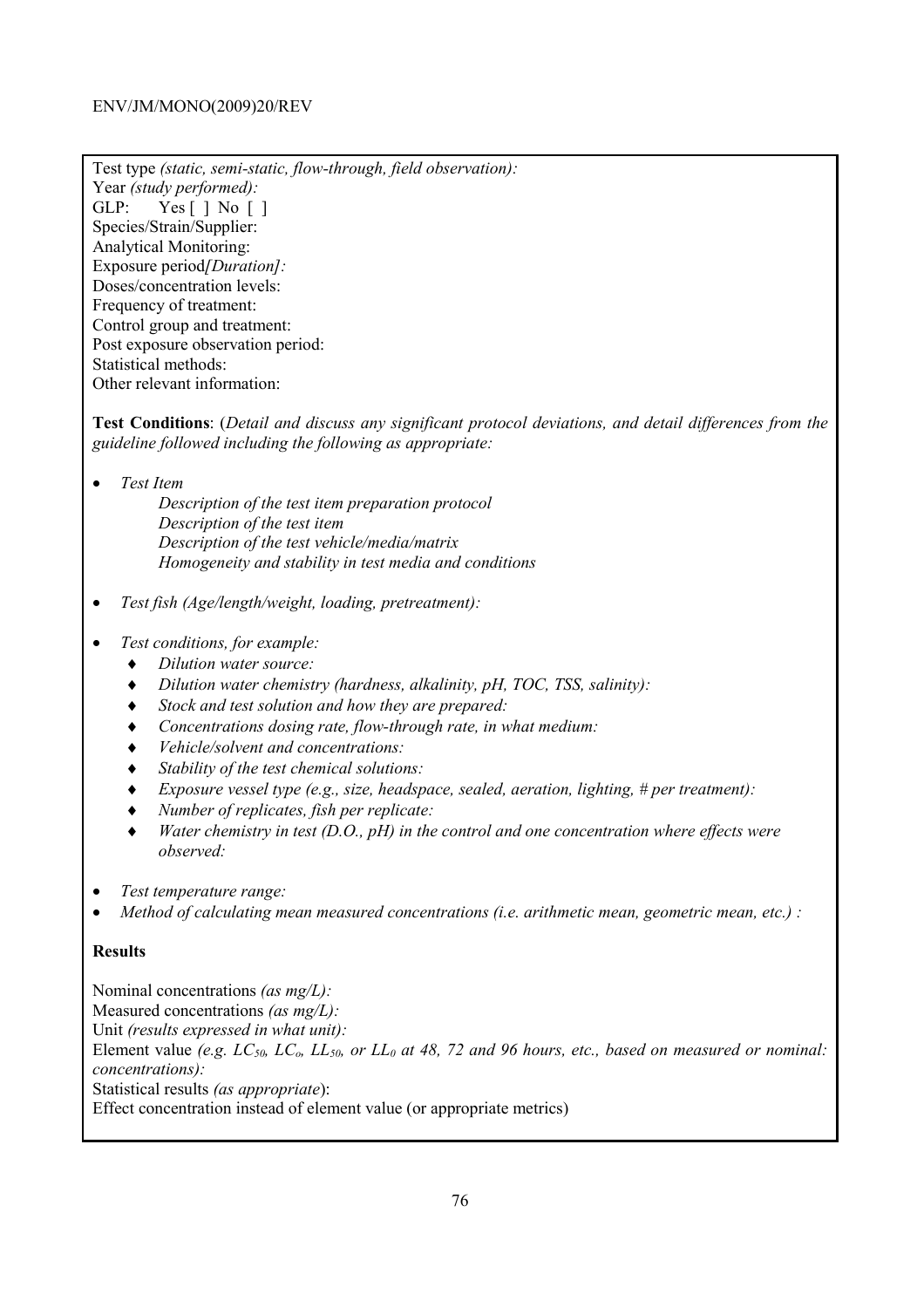Test type *(static, semi-static, flow-through, field observation):*
Year *(study performed):*
GLP: Yes [ ] No [ ]
Species/Strain/Supplier:
Analytical Monitoring:
Exposure period*[Duration]:*
Doses/concentration levels:
Frequency of treatment:
Control group and treatment:
Post exposure observation period:
Statistical methods:
Other relevant information:

**Test Conditions**: (*Detail and discuss any significant protocol deviations, and detail differences from the guideline followed including the following as appropriate:*

- *Test Item*
  - *Description of the test item preparation protocol*
  - *Description of the test item*
  - *Description of the test vehicle/media/matrix*
  - *Homogeneity and stability in test media and conditions*
- *Test fish (Age/length/weight, loading, pretreatment):*
- *Test conditions, for example:*
  - *Dilution water source:*
  - *Dilution water chemistry (hardness, alkalinity, pH, TOC, TSS, salinity):*
  - *Stock and test solution and how they are prepared:*
  - *Concentrations dosing rate, flow-through rate, in what medium:*
  - *Vehicle/solvent and concentrations:*
  - *Stability of the test chemical solutions:*
  - *Exposure vessel type (e.g., size, headspace, sealed, aeration, lighting, # per treatment):*
  - *Number of replicates, fish per replicate:*
  - *Water chemistry in test (D.O., pH) in the control and one concentration where effects were observed:*
- *Test temperature range:*
- *Method of calculating mean measured concentrations (i.e. arithmetic mean, geometric mean, etc.) :*

**Results**

Nominal concentrations *(as mg/L):*
Measured concentrations *(as mg/L):*
Unit *(results expressed in what unit):*
Element value *(e.g. $LC_{50}$, $LC_o$, $LL_{50}$, or $LL_0$ at 48, 72 and 96 hours, etc., based on measured or nominal: concentrations):*
Statistical results *(as appropriate*):
Effect concentration instead of element value (or appropriate metrics)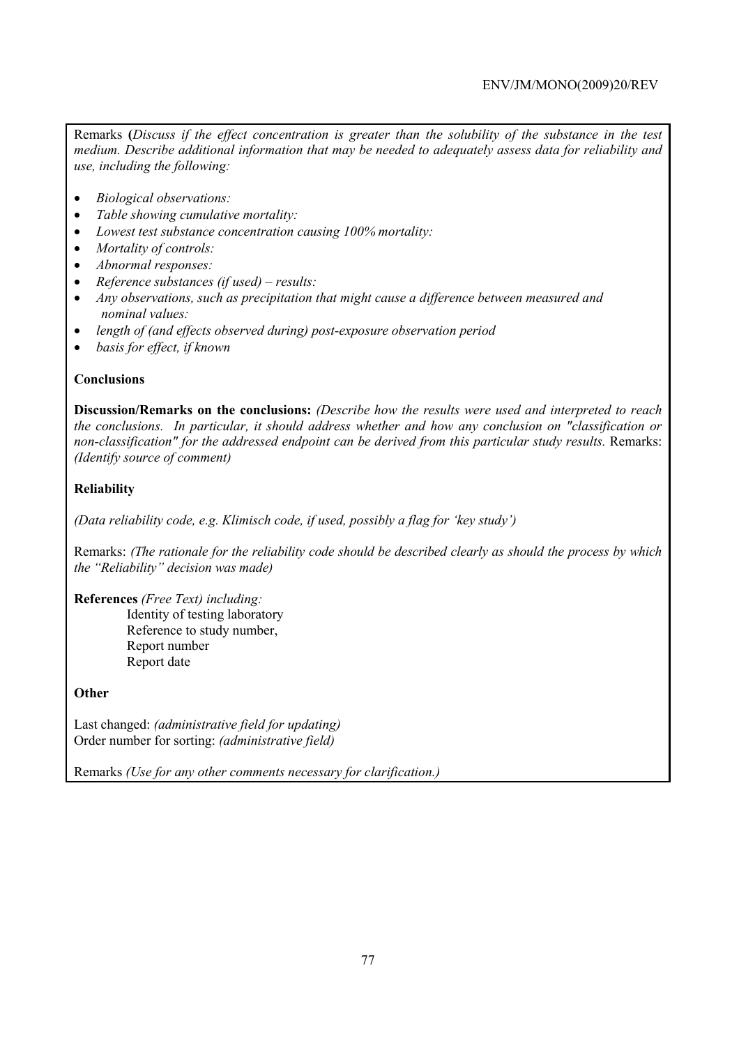Remarks **(***Discuss if the effect concentration is greater than the solubility of the substance in the test medium. Describe additional information that may be needed to adequately assess data for reliability and use, including the following:*

- *Biological observations:*
- *Table showing cumulative mortality:*
- *Lowest test substance concentration causing 100% mortality:*
- *Mortality of controls:*
- *Abnormal responses:*
- *Reference substances (if used) – results:*
- *Any observations, such as precipitation that might cause a difference between measured and nominal values:*
- *length of (and effects observed during) post-exposure observation period*
- *basis for effect, if known*

**Conclusions**

**Discussion/Remarks on the conclusions:** *(Describe how the results were used and interpreted to reach the conclusions. In particular, it should address whether and how any conclusion on "classification or non-classification" for the addressed endpoint can be derived from this particular study results.* Remarks: *(Identify source of comment)*

**Reliability**

*(Data reliability code, e.g. Klimisch code, if used, possibly a flag for 'key study')*

Remarks: *(The rationale for the reliability code should be described clearly as should the process by which the "Reliability" decision was made)*

**References** *(Free Text) including:*

Identity of testing laboratory
Reference to study number,
Report number
Report date

**Other**

Last changed: *(administrative field for updating)*
Order number for sorting: *(administrative field)*

Remarks *(Use for any other comments necessary for clarification.)*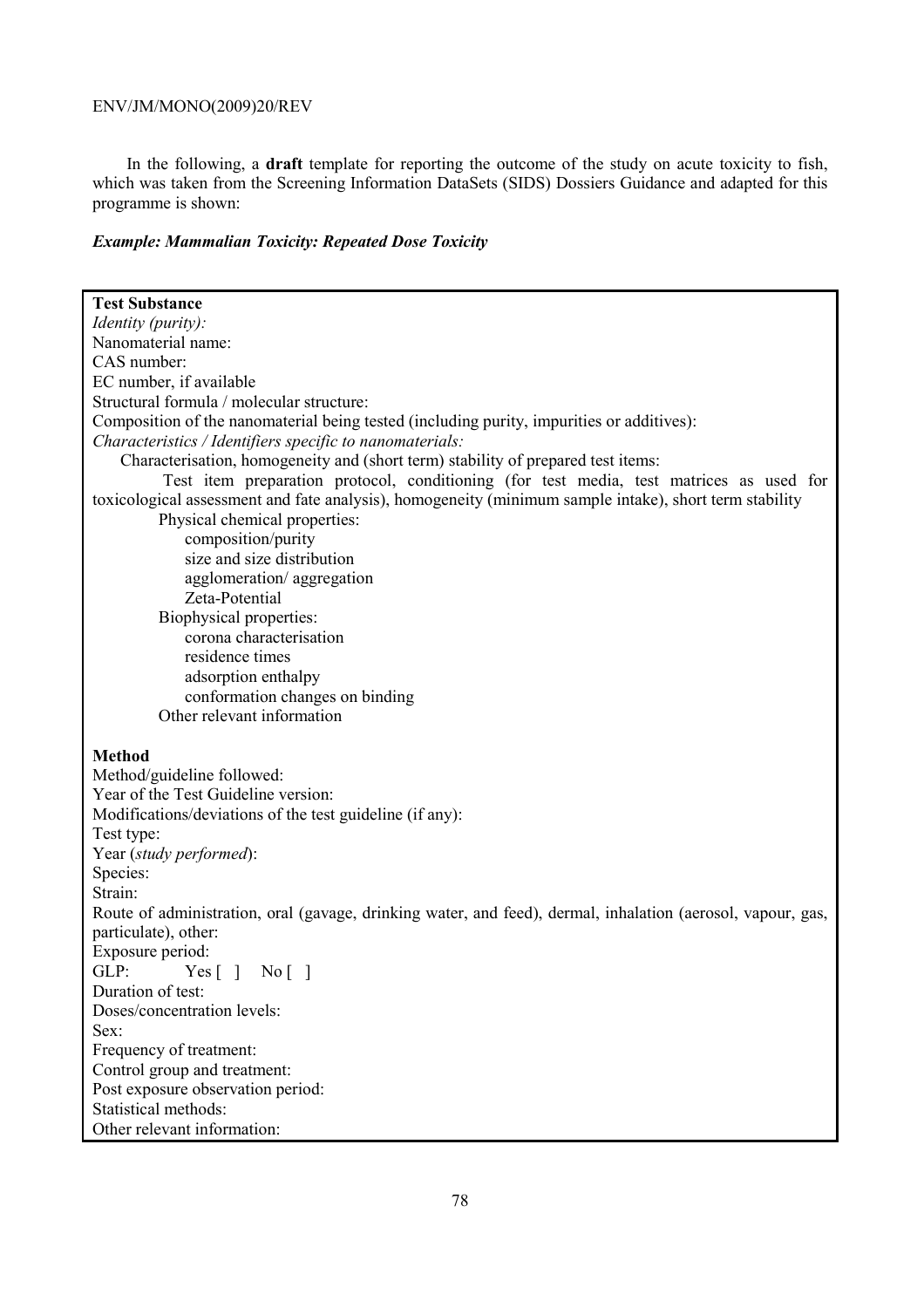In the following, a **draft** template for reporting the outcome of the study on acute toxicity to fish, which was taken from the Screening Information DataSets (SIDS) Dossiers Guidance and adapted for this programme is shown:

***Example: Mammalian Toxicity: Repeated Dose Toxicity***

**Test Substance**
*Identity (purity):*
Nanomaterial name:
CAS number:
EC number, if available
Structural formula / molecular structure:
Composition of the nanomaterial being tested (including purity, impurities or additives):
*Characteristics / Identifiers specific to nanomaterials:*

Characterisation, homogeneity and (short term) stability of prepared test items:

Test item preparation protocol, conditioning (for test media, test matrices as used for toxicological assessment and fate analysis), homogeneity (minimum sample intake), short term stability

- Physical chemical properties:
  - composition/purity
  - size and size distribution
  - agglomeration/ aggregation
  - Zeta-Potential
- Biophysical properties:
  - corona characterisation
  - residence times
  - adsorption enthalpy
  - conformation changes on binding
- Other relevant information

**Method**
Method/guideline followed:
Year of the Test Guideline version:
Modifications/deviations of the test guideline (if any):
Test type:
Year (*study performed*):
Species:
Strain:
Route of administration, oral (gavage, drinking water, and feed), dermal, inhalation (aerosol, vapour, gas, particulate), other:
Exposure period:
GLP: Yes [ ] No [ ]
Duration of test:
Doses/concentration levels:
Sex:
Frequency of treatment:
Control group and treatment:
Post exposure observation period:
Statistical methods:
Other relevant information: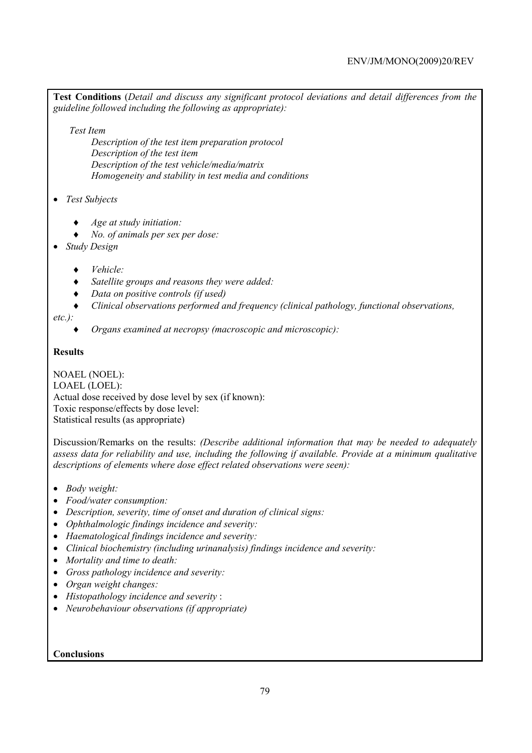**Test Conditions** (*Detail and discuss any significant protocol deviations and detail differences from the guideline followed including the following as appropriate):*

*Test Item*

*Description of the test item preparation protocol*
*Description of the test item*
*Description of the test vehicle/media/matrix*
*Homogeneity and stability in test media and conditions*

- *Test Subjects*
    - ♦ *Age at study initiation:*
    - ♦ *No. of animals per sex per dose:*
- *Study Design*
    - ♦ *Vehicle:*
    - ♦ *Satellite groups and reasons they were added:*
    - ♦ *Data on positive controls (if used)*
    - ♦ *Clinical observations performed and frequency (clinical pathology, functional observations, etc.):*
    - ♦ *Organs examined at necropsy (macroscopic and microscopic):*

**Results**

NOAEL (NOEL):
LOAEL (LOEL):
Actual dose received by dose level by sex (if known):
Toxic response/effects by dose level:
Statistical results (as appropriate)

Discussion/Remarks on the results: *(Describe additional information that may be needed to adequately assess data for reliability and use, including the following if available. Provide at a minimum qualitative descriptions of elements where dose effect related observations were seen):*

- *Body weight:*
- *Food/water consumption:*
- *Description, severity, time of onset and duration of clinical signs:*
- *Ophthalmologic findings incidence and severity:*
- *Haematological findings incidence and severity:*
- *Clinical biochemistry (including urinanalysis) findings incidence and severity:*
- *Mortality and time to death:*
- *Gross pathology incidence and severity:*
- *Organ weight changes:*
- *Histopathology incidence and severity* :
- *Neurobehaviour observations (if appropriate)*

**Conclusions**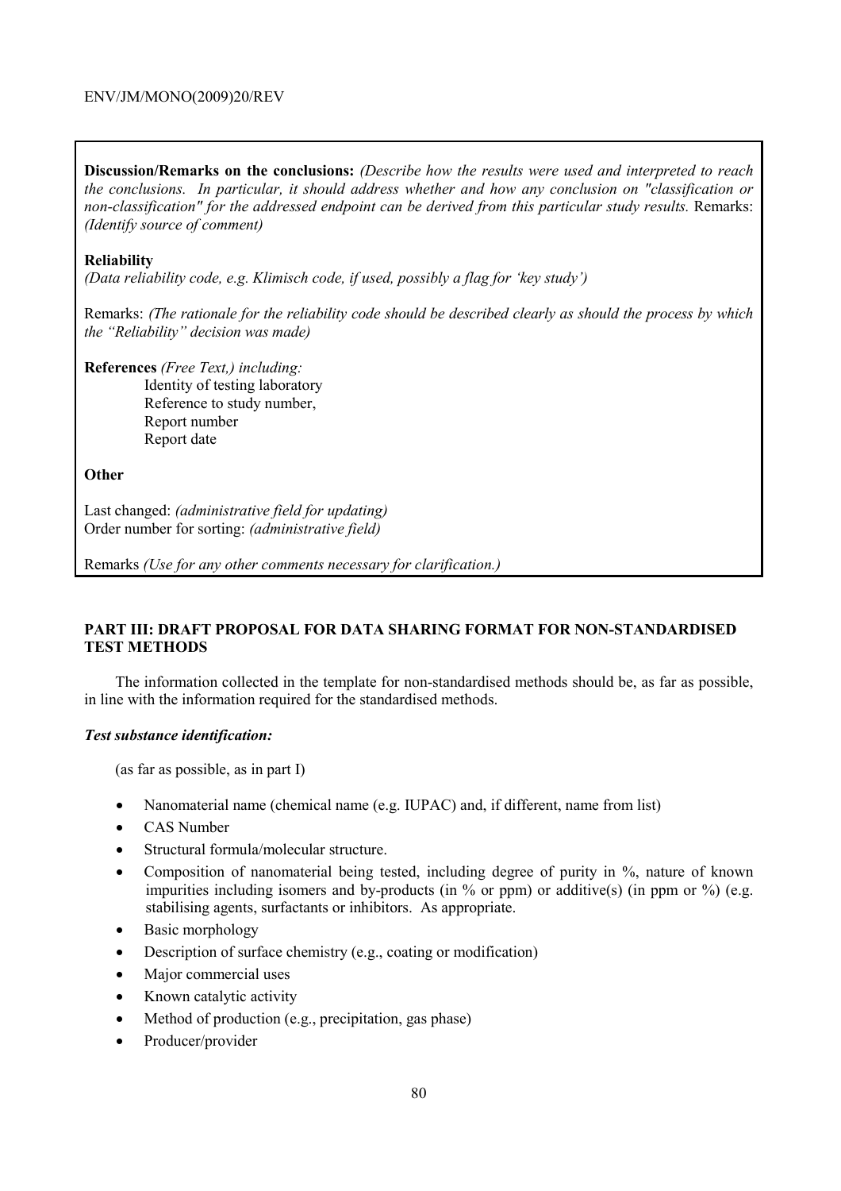**Discussion/Remarks on the conclusions:** *(Describe how the results were used and interpreted to reach the conclusions. In particular, it should address whether and how any conclusion on "classification or non-classification" for the addressed endpoint can be derived from this particular study results.* Remarks: *(Identify source of comment)*

**Reliability**

*(Data reliability code, e.g. Klimisch code, if used, possibly a flag for 'key study')*

Remarks: *(The rationale for the reliability code should be described clearly as should the process by which the "Reliability" decision was made)*

**References** *(Free Text,) including:*

Identity of testing laboratory
Reference to study number,
Report number
Report date

**Other**

Last changed: *(administrative field for updating)*
Order number for sorting: *(administrative field)*

Remarks *(Use for any other comments necessary for clarification.)*

## PART III: DRAFT PROPOSAL FOR DATA SHARING FORMAT FOR NON-STANDARDISED TEST METHODS

The information collected in the template for non-standardised methods should be, as far as possible, in line with the information required for the standardised methods.

### *Test substance identification:*

(as far as possible, as in part I)

- Nanomaterial name (chemical name (e.g. IUPAC) and, if different, name from list)
- CAS Number
- Structural formula/molecular structure.
- Composition of nanomaterial being tested, including degree of purity in %, nature of known impurities including isomers and by-products (in % or ppm) or additive(s) (in ppm or %) (e.g. stabilising agents, surfactants or inhibitors. As appropriate.
- Basic morphology
- Description of surface chemistry (e.g., coating or modification)
- Major commercial uses
- Known catalytic activity
- Method of production (e.g., precipitation, gas phase)
- Producer/provider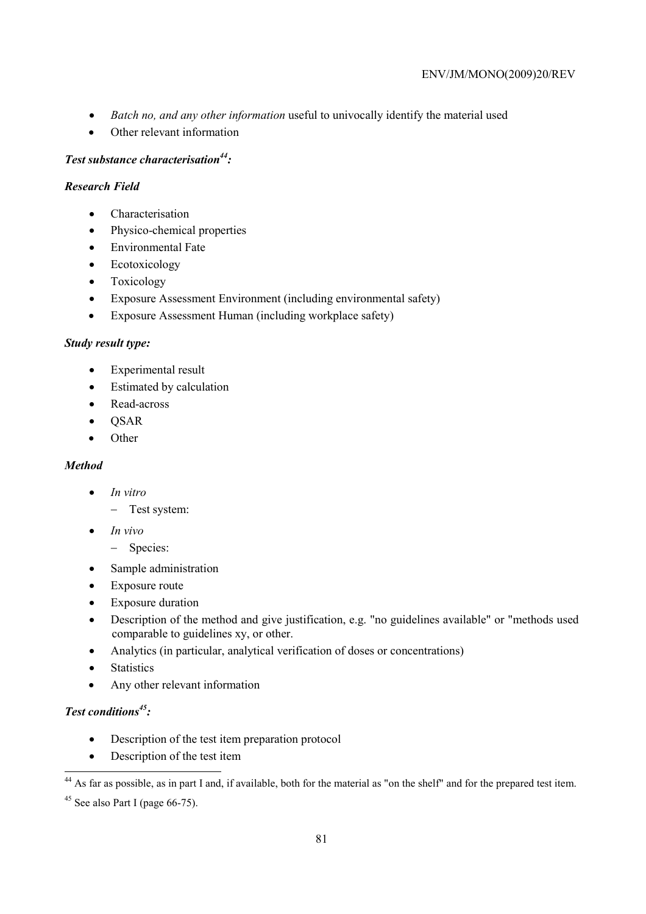- *Batch no, and any other information* useful to univocally identify the material used
- Other relevant information

***Test substance characterisation[44]:***

***Research Field***

- Characterisation
- Physico-chemical properties
- Environmental Fate
- Ecotoxicology
- Toxicology
- Exposure Assessment Environment (including environmental safety)
- Exposure Assessment Human (including workplace safety)

***Study result type:***

- Experimental result
- Estimated by calculation
- Read-across
- QSAR
- Other

***Method***

- *In vitro*
  - Test system:
- *In vivo*
  - Species:
- Sample administration
- Exposure route
- Exposure duration
- Description of the method and give justification, e.g. "no guidelines available" or "methods used comparable to guidelines xy, or other.
- Analytics (in particular, analytical verification of doses or concentrations)
- Statistics
- Any other relevant information

***Test conditions[45]:***

- Description of the test item preparation protocol
- Description of the test item

---

[44] As far as possible, as in part I and, if available, both for the material as "on the shelf" and for the prepared test item.

[45] See also Part I (page 66-75).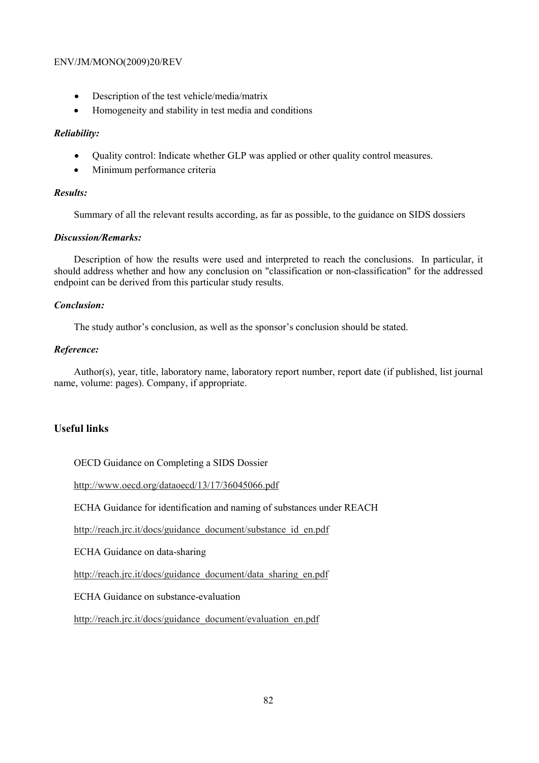- Description of the test vehicle/media/matrix
- Homogeneity and stability in test media and conditions

***Reliability:***

- Quality control: Indicate whether GLP was applied or other quality control measures.
- Minimum performance criteria

***Results:***

Summary of all the relevant results according, as far as possible, to the guidance on SIDS dossiers

***Discussion/Remarks:***

Description of how the results were used and interpreted to reach the conclusions. In particular, it should address whether and how any conclusion on "classification or non-classification" for the addressed endpoint can be derived from this particular study results.

***Conclusion:***

The study author's conclusion, as well as the sponsor's conclusion should be stated.

***Reference:***

Author(s), year, title, laboratory name, laboratory report number, report date (if published, list journal name, volume: pages). Company, if appropriate.

## Useful links

OECD Guidance on Completing a SIDS Dossier

http://www.oecd.org/dataoecd/13/17/36045066.pdf

ECHA Guidance for identification and naming of substances under REACH

http://reach.jrc.it/docs/guidance_document/substance_id_en.pdf

ECHA Guidance on data-sharing

http://reach.jrc.it/docs/guidance_document/data_sharing_en.pdf

ECHA Guidance on substance-evaluation

http://reach.jrc.it/docs/guidance_document/evaluation_en.pdf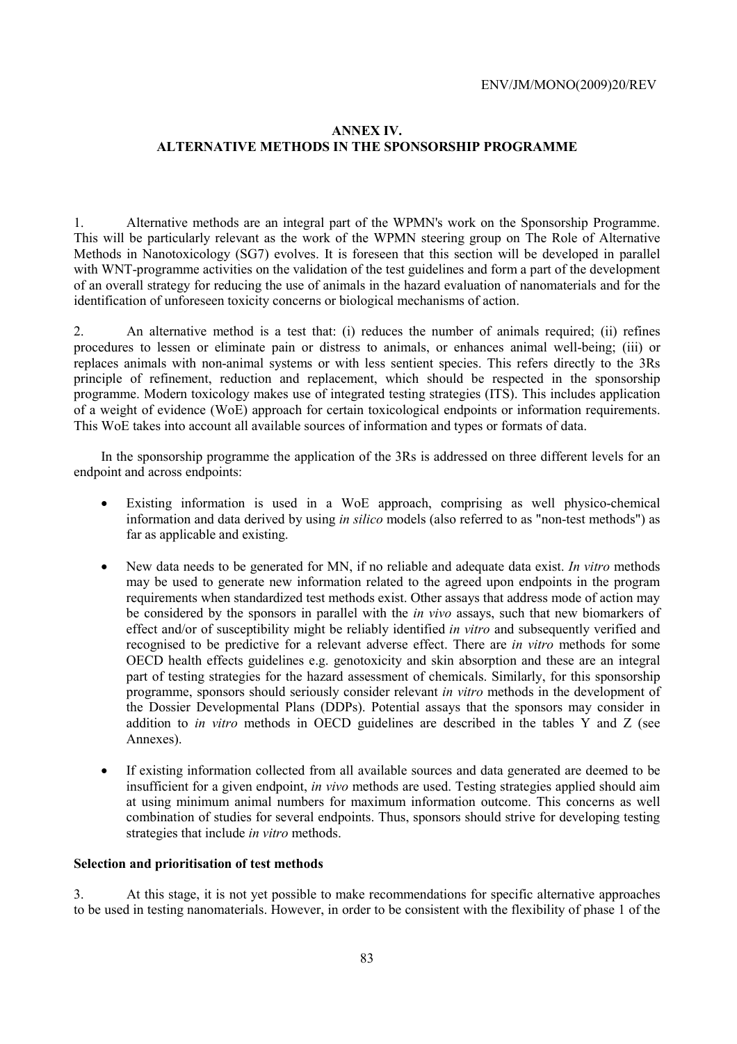# ANNEX IV.
# ALTERNATIVE METHODS IN THE SPONSORSHIP PROGRAMME

1. Alternative methods are an integral part of the WPMN's work on the Sponsorship Programme. This will be particularly relevant as the work of the WPMN steering group on The Role of Alternative Methods in Nanotoxicology (SG7) evolves. It is foreseen that this section will be developed in parallel with WNT-programme activities on the validation of the test guidelines and form a part of the development of an overall strategy for reducing the use of animals in the hazard evaluation of nanomaterials and for the identification of unforeseen toxicity concerns or biological mechanisms of action.

2. An alternative method is a test that: (i) reduces the number of animals required; (ii) refines procedures to lessen or eliminate pain or distress to animals, or enhances animal well-being; (iii) or replaces animals with non-animal systems or with less sentient species. This refers directly to the 3Rs principle of refinement, reduction and replacement, which should be respected in the sponsorship programme. Modern toxicology makes use of integrated testing strategies (ITS). This includes application of a weight of evidence (WoE) approach for certain toxicological endpoints or information requirements. This WoE takes into account all available sources of information and types or formats of data.

In the sponsorship programme the application of the 3Rs is addressed on three different levels for an endpoint and across endpoints:

- Existing information is used in a WoE approach, comprising as well physico-chemical information and data derived by using *in silico* models (also referred to as "non-test methods") as far as applicable and existing.

- New data needs to be generated for MN, if no reliable and adequate data exist. *In vitro* methods may be used to generate new information related to the agreed upon endpoints in the program requirements when standardized test methods exist. Other assays that address mode of action may be considered by the sponsors in parallel with the *in vivo* assays, such that new biomarkers of effect and/or of susceptibility might be reliably identified *in vitro* and subsequently verified and recognised to be predictive for a relevant adverse effect. There are *in vitro* methods for some OECD health effects guidelines e.g. genotoxicity and skin absorption and these are an integral part of testing strategies for the hazard assessment of chemicals. Similarly, for this sponsorship programme, sponsors should seriously consider relevant *in vitro* methods in the development of the Dossier Developmental Plans (DDPs). Potential assays that the sponsors may consider in addition to *in vitro* methods in OECD guidelines are described in the tables Y and Z (see Annexes).

- If existing information collected from all available sources and data generated are deemed to be insufficient for a given endpoint, *in vivo* methods are used. Testing strategies applied should aim at using minimum animal numbers for maximum information outcome. This concerns as well combination of studies for several endpoints. Thus, sponsors should strive for developing testing strategies that include *in vitro* methods.

**Selection and prioritisation of test methods**

3. At this stage, it is not yet possible to make recommendations for specific alternative approaches to be used in testing nanomaterials. However, in order to be consistent with the flexibility of phase 1 of the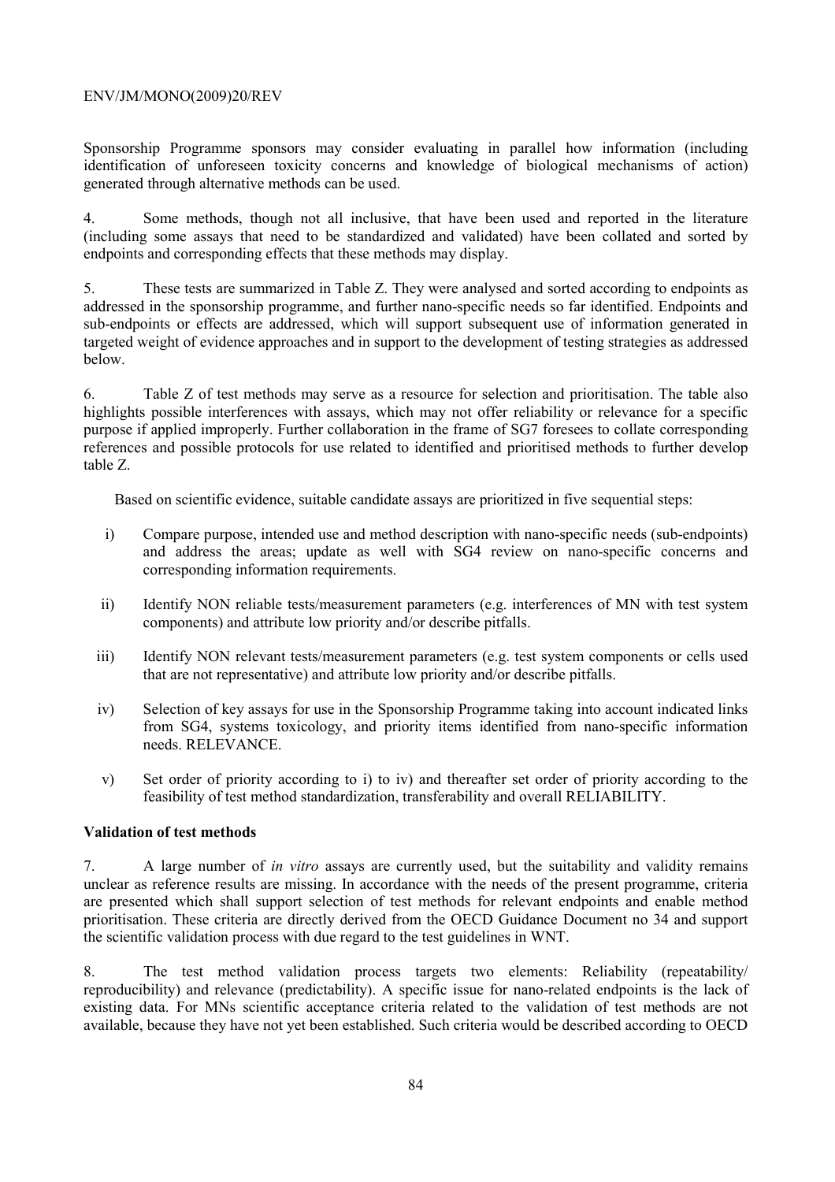Sponsorship Programme sponsors may consider evaluating in parallel how information (including identification of unforeseen toxicity concerns and knowledge of biological mechanisms of action) generated through alternative methods can be used.

4. Some methods, though not all inclusive, that have been used and reported in the literature (including some assays that need to be standardized and validated) have been collated and sorted by endpoints and corresponding effects that these methods may display.

5. These tests are summarized in Table Z. They were analysed and sorted according to endpoints as addressed in the sponsorship programme, and further nano-specific needs so far identified. Endpoints and sub-endpoints or effects are addressed, which will support subsequent use of information generated in targeted weight of evidence approaches and in support to the development of testing strategies as addressed below.

6. Table Z of test methods may serve as a resource for selection and prioritisation. The table also highlights possible interferences with assays, which may not offer reliability or relevance for a specific purpose if applied improperly. Further collaboration in the frame of SG7 foresees to collate corresponding references and possible protocols for use related to identified and prioritised methods to further develop table Z.

Based on scientific evidence, suitable candidate assays are prioritized in five sequential steps:

i) Compare purpose, intended use and method description with nano-specific needs (sub-endpoints) and address the areas; update as well with SG4 review on nano-specific concerns and corresponding information requirements.

ii) Identify NON reliable tests/measurement parameters (e.g. interferences of MN with test system components) and attribute low priority and/or describe pitfalls.

iii) Identify NON relevant tests/measurement parameters (e.g. test system components or cells used that are not representative) and attribute low priority and/or describe pitfalls.

iv) Selection of key assays for use in the Sponsorship Programme taking into account indicated links from SG4, systems toxicology, and priority items identified from nano-specific information needs. RELEVANCE.

v) Set order of priority according to i) to iv) and thereafter set order of priority according to the feasibility of test method standardization, transferability and overall RELIABILITY.

**Validation of test methods**

7. A large number of *in vitro* assays are currently used, but the suitability and validity remains unclear as reference results are missing. In accordance with the needs of the present programme, criteria are presented which shall support selection of test methods for relevant endpoints and enable method prioritisation. These criteria are directly derived from the OECD Guidance Document no 34 and support the scientific validation process with due regard to the test guidelines in WNT.

8. The test method validation process targets two elements: Reliability (repeatability/ reproducibility) and relevance (predictability). A specific issue for nano-related endpoints is the lack of existing data. For MNs scientific acceptance criteria related to the validation of test methods are not available, because they have not yet been established. Such criteria would be described according to OECD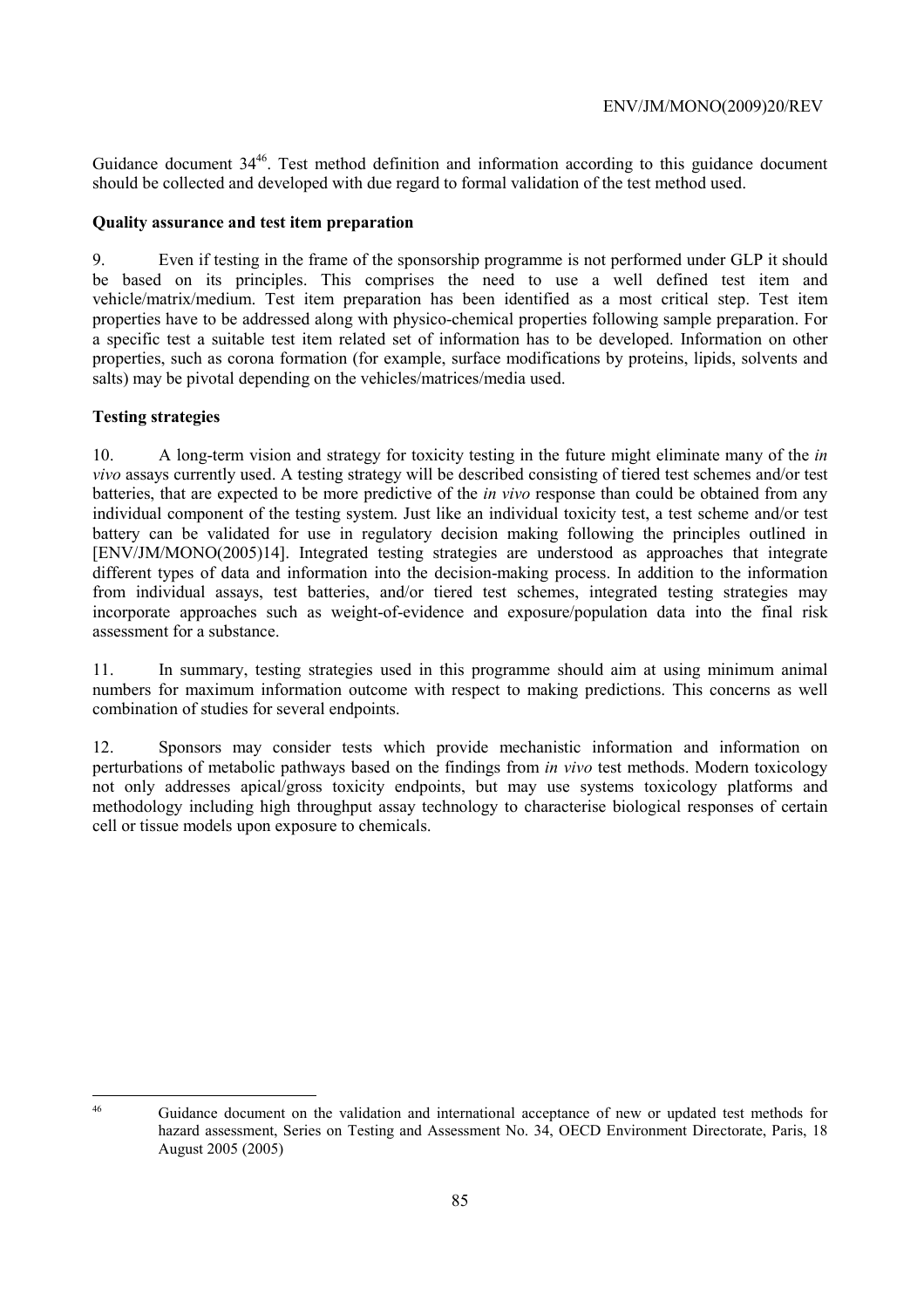Guidance document 34[46]. Test method definition and information according to this guidance document should be collected and developed with due regard to formal validation of the test method used.

**Quality assurance and test item preparation**

9. Even if testing in the frame of the sponsorship programme is not performed under GLP it should be based on its principles. This comprises the need to use a well defined test item and vehicle/matrix/medium. Test item preparation has been identified as a most critical step. Test item properties have to be addressed along with physico-chemical properties following sample preparation. For a specific test a suitable test item related set of information has to be developed. Information on other properties, such as corona formation (for example, surface modifications by proteins, lipids, solvents and salts) may be pivotal depending on the vehicles/matrices/media used.

**Testing strategies**

10. A long-term vision and strategy for toxicity testing in the future might eliminate many of the *in vivo* assays currently used. A testing strategy will be described consisting of tiered test schemes and/or test batteries, that are expected to be more predictive of the *in vivo* response than could be obtained from any individual component of the testing system. Just like an individual toxicity test, a test scheme and/or test battery can be validated for use in regulatory decision making following the principles outlined in [ENV/JM/MONO(2005)14]. Integrated testing strategies are understood as approaches that integrate different types of data and information into the decision-making process. In addition to the information from individual assays, test batteries, and/or tiered test schemes, integrated testing strategies may incorporate approaches such as weight-of-evidence and exposure/population data into the final risk assessment for a substance.

11. In summary, testing strategies used in this programme should aim at using minimum animal numbers for maximum information outcome with respect to making predictions. This concerns as well combination of studies for several endpoints.

12. Sponsors may consider tests which provide mechanistic information and information on perturbations of metabolic pathways based on the findings from *in vivo* test methods. Modern toxicology not only addresses apical/gross toxicity endpoints, but may use systems toxicology platforms and methodology including high throughput assay technology to characterise biological responses of certain cell or tissue models upon exposure to chemicals.

---

[46] Guidance document on the validation and international acceptance of new or updated test methods for hazard assessment, Series on Testing and Assessment No. 34, OECD Environment Directorate, Paris, 18 August 2005 (2005)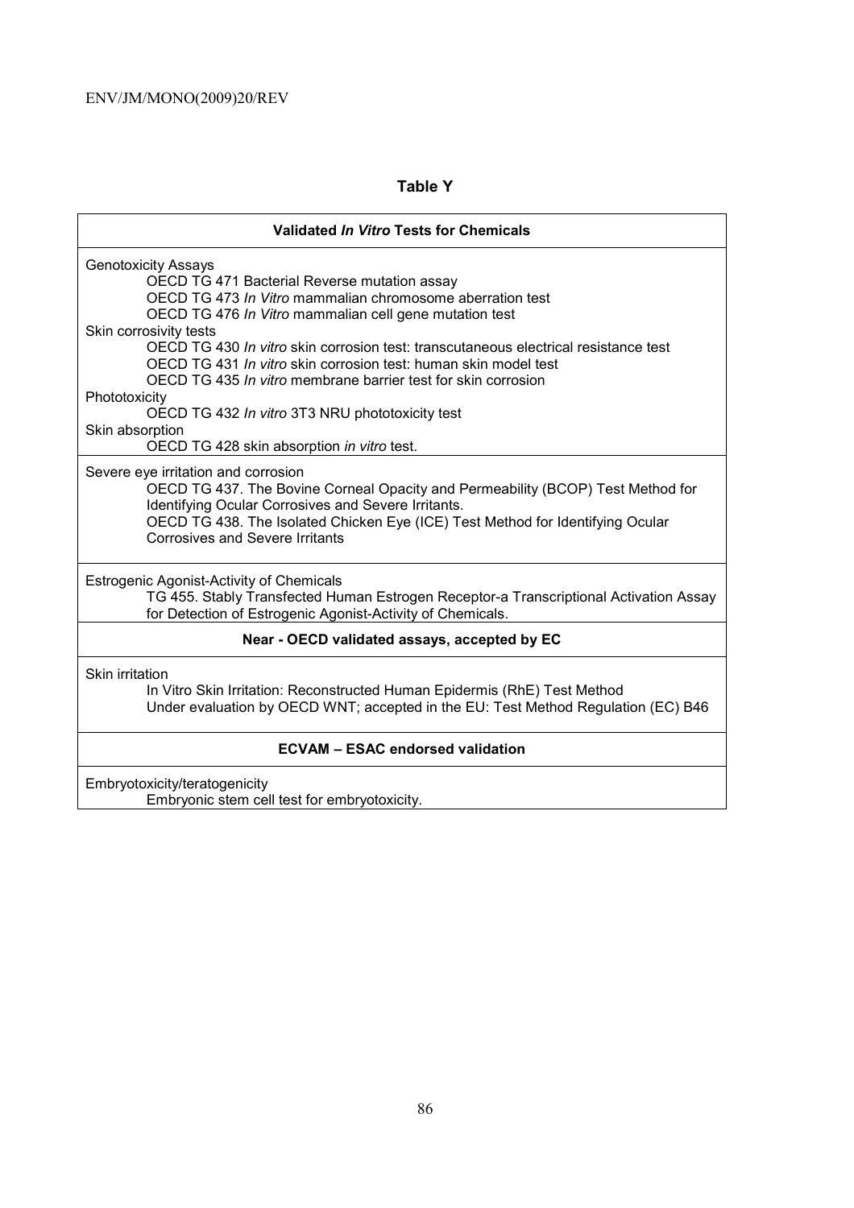## Table Y

| **Validated *In Vitro* Tests for Chemicals** |
|---|
| Genotoxicity Assays<br>OECD TG 471 Bacterial Reverse mutation assay<br>OECD TG 473 *In Vitro* mammalian chromosome aberration test<br>OECD TG 476 *In Vitro* mammalian cell gene mutation test<br>Skin corrosivity tests<br>OECD TG 430 *In vitro* skin corrosion test: transcutaneous electrical resistance test<br>OECD TG 431 *In vitro* skin corrosion test: human skin model test<br>OECD TG 435 *In vitro* membrane barrier test for skin corrosion<br>Phototoxicity<br>OECD TG 432 *In vitro* 3T3 NRU phototoxicity test<br>Skin absorption<br>OECD TG 428 skin absorption *in vitro* test. |
| Severe eye irritation and corrosion<br>OECD TG 437. The Bovine Corneal Opacity and Permeability (BCOP) Test Method for Identifying Ocular Corrosives and Severe Irritants.<br>OECD TG 438. The Isolated Chicken Eye (ICE) Test Method for Identifying Ocular Corrosives and Severe Irritants |
| Estrogenic Agonist-Activity of Chemicals<br>TG 455. Stably Transfected Human Estrogen Receptor-a Transcriptional Activation Assay for Detection of Estrogenic Agonist-Activity of Chemicals. |
| **Near - OECD validated assays, accepted by EC** |
| Skin irritation<br>In Vitro Skin Irritation: Reconstructed Human Epidermis (RhE) Test Method<br>Under evaluation by OECD WNT; accepted in the EU: Test Method Regulation (EC) B46 |
| **ECVAM – ESAC endorsed validation** |
| Embryotoxicity/teratogenicity<br>Embryonic stem cell test for embryotoxicity. |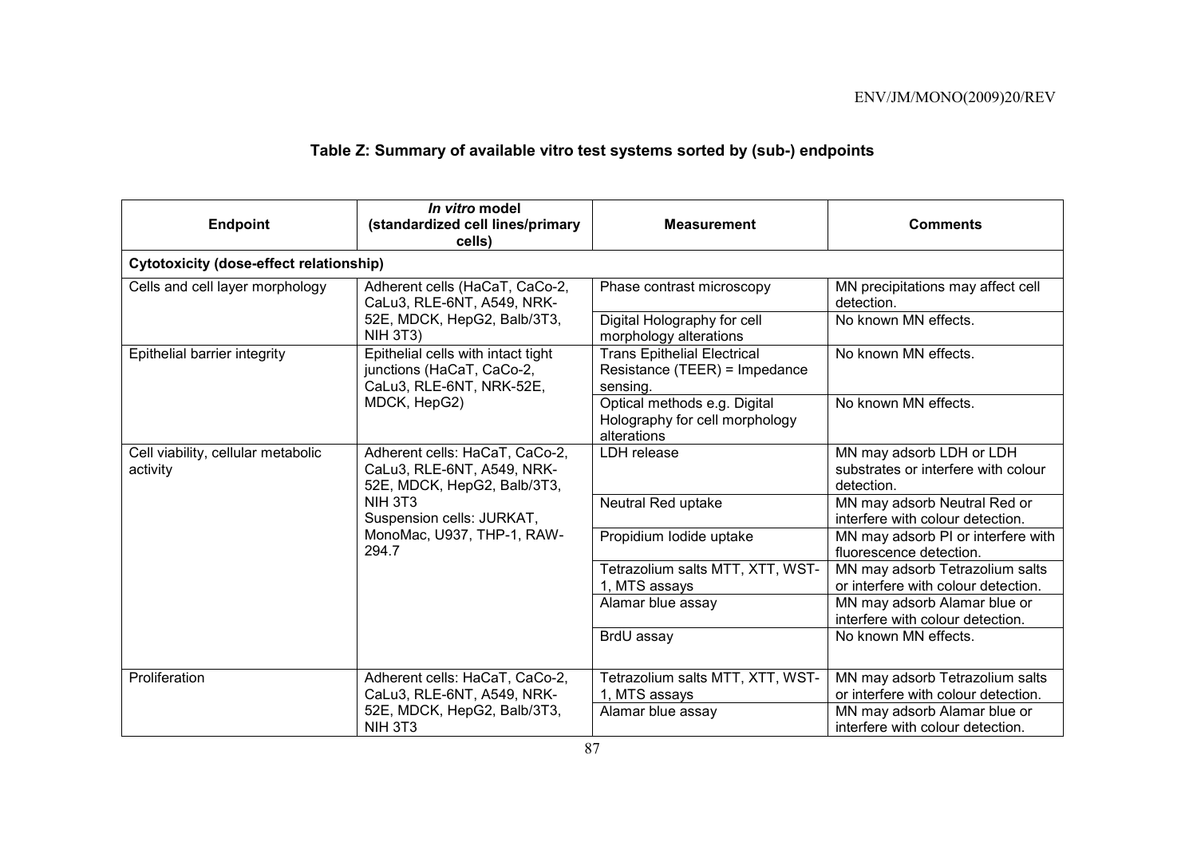## Table Z: Summary of available vitro test systems sorted by (sub-) endpoints

| Endpoint | *In vitro* model (standardized cell lines/primary cells) | Measurement | Comments |
|---|---|---|---|
| **Cytotoxicity (dose-effect relationship)** | | | |
| Cells and cell layer morphology | Adherent cells (HaCaT, CaCo-2, CaLu3, RLE-6NT, A549, NRK-52E, MDCK, HepG2, Balb/3T3, NIH 3T3) | Phase contrast microscopy | MN precipitations may affect cell detection. |
| | | Digital Holography for cell morphology alterations | No known MN effects. |
| Epithelial barrier integrity | Epithelial cells with intact tight junctions (HaCaT, CaCo-2, CaLu3, RLE-6NT, NRK-52E, MDCK, HepG2) | Trans Epithelial Electrical Resistance (TEER) = Impedance sensing. | No known MN effects. |
| | | Optical methods e.g. Digital Holography for cell morphology alterations | No known MN effects. |
| Cell viability, cellular metabolic activity | Adherent cells: HaCaT, CaCo-2, CaLu3, RLE-6NT, A549, NRK-52E, MDCK, HepG2, Balb/3T3, NIH 3T3<br>Suspension cells: JURKAT, MonoMac, U937, THP-1, RAW-294.7 | LDH release | MN may adsorb LDH or LDH substrates or interfere with colour detection. |
| | | Neutral Red uptake | MN may adsorb Neutral Red or interfere with colour detection. |
| | | Propidium Iodide uptake | MN may adsorb PI or interfere with fluorescence detection. |
| | | Tetrazolium salts MTT, XTT, WST-1, MTS assays | MN may adsorb Tetrazolium salts or interfere with colour detection. |
| | | Alamar blue assay | MN may adsorb Alamar blue or interfere with colour detection. |
| | | BrdU assay | No known MN effects. |
| Proliferation | Adherent cells: HaCaT, CaCo-2, CaLu3, RLE-6NT, A549, NRK-52E, MDCK, HepG2, Balb/3T3, NIH 3T3 | Tetrazolium salts MTT, XTT, WST-1, MTS assays | MN may adsorb Tetrazolium salts or interfere with colour detection. |
| | | Alamar blue assay | MN may adsorb Alamar blue or interfere with colour detection. |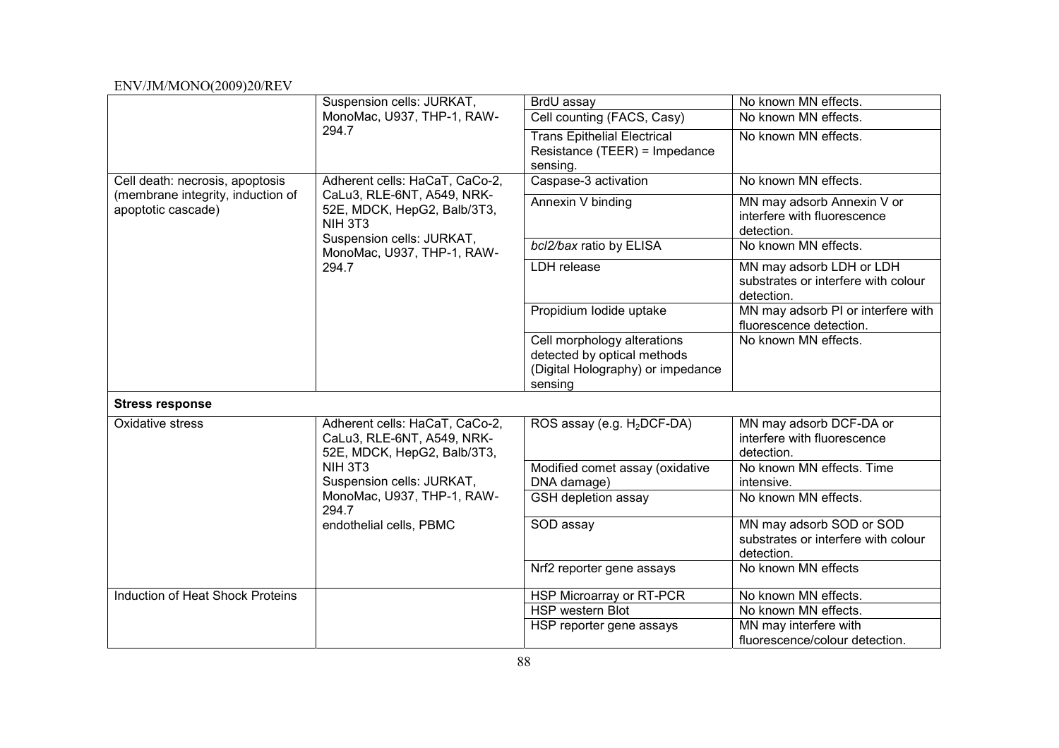| | | | |
|---|---|---|---|
| | Suspension cells: JURKAT, MonoMac, U937, THP-1, RAW-294.7 | BrdU assay | No known MN effects. |
| | | Cell counting (FACS, Casy) | No known MN effects. |
| | | Trans Epithelial Electrical Resistance (TEER) = Impedance sensing. | No known MN effects. |
| Cell death: necrosis, apoptosis (membrane integrity, induction of apoptotic cascade) | Adherent cells: HaCaT, CaCo-2, CaLu3, RLE-6NT, A549, NRK-52E, MDCK, HepG2, Balb/3T3, NIH 3T3 Suspension cells: JURKAT, MonoMac, U937, THP-1, RAW-294.7 | Caspase-3 activation | No known MN effects. |
| | | Annexin V binding | MN may adsorb Annexin V or interfere with fluorescence detection. |
| | | *bcl2/bax* ratio by ELISA | No known MN effects. |
| | | LDH release | MN may adsorb LDH or LDH substrates or interfere with colour detection. |
| | | Propidium Iodide uptake | MN may adsorb PI or interfere with fluorescence detection. |
| | | Cell morphology alterations detected by optical methods (Digital Holography) or impedance sensing | No known MN effects. |
| **Stress response** | | | |
| Oxidative stress | Adherent cells: HaCaT, CaCo-2, CaLu3, RLE-6NT, A549, NRK-52E, MDCK, HepG2, Balb/3T3, NIH 3T3 Suspension cells: JURKAT, MonoMac, U937, THP-1, RAW-294.7 endothelial cells, PBMC | ROS assay (e.g. $H_2$DCF-DA) | MN may adsorb DCF-DA or interfere with fluorescence detection. |
| | | Modified comet assay (oxidative DNA damage) | No known MN effects. Time intensive. |
| | | GSH depletion assay | No known MN effects. |
| | | SOD assay | MN may adsorb SOD or SOD substrates or interfere with colour detection. |
| | | Nrf2 reporter gene assays | No known MN effects |
| Induction of Heat Shock Proteins | | HSP Microarray or RT-PCR | No known MN effects. |
| | | HSP western Blot | No known MN effects. |
| | | HSP reporter gene assays | MN may interfere with fluorescence/colour detection. |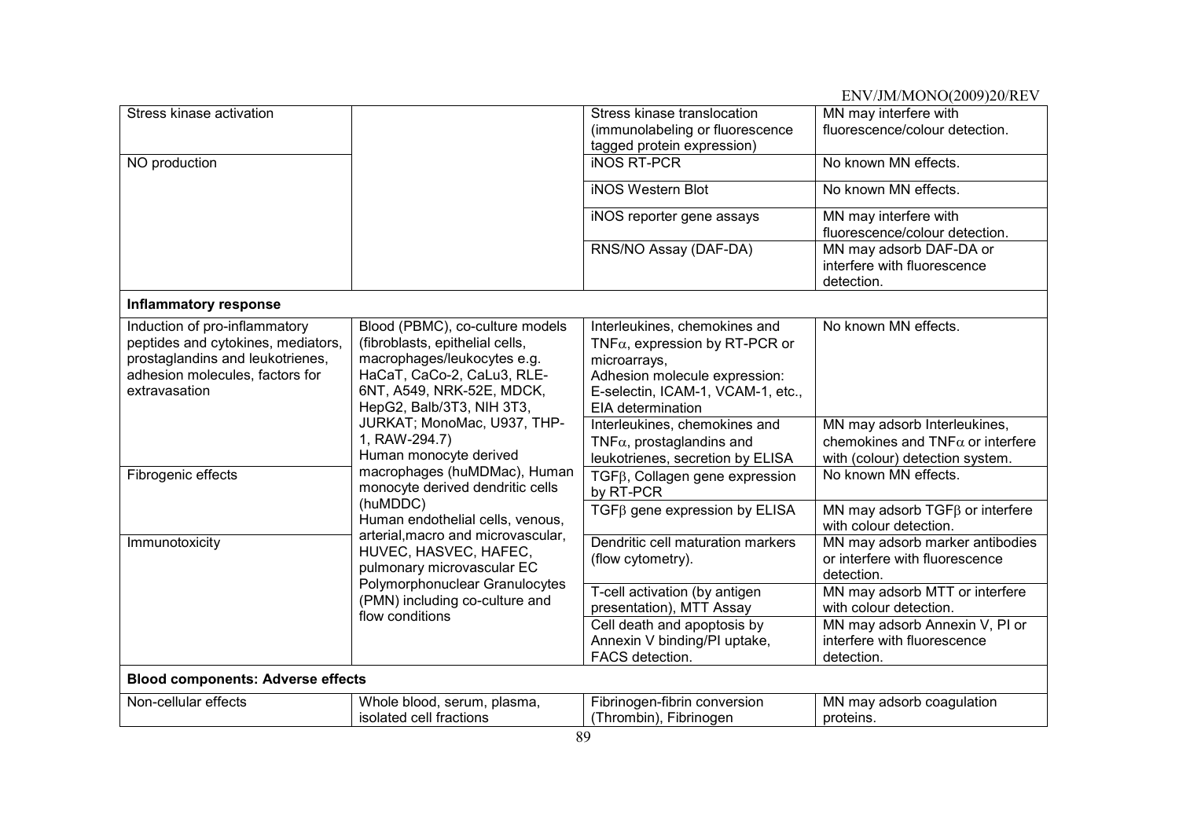| | | | |
|---|---|---|---|
| Stress kinase activation | | Stress kinase translocation (immunolabeling or fluorescence tagged protein expression) | MN may interfere with fluorescence/colour detection. |
| NO production | | iNOS RT-PCR | No known MN effects. |
| | | iNOS Western Blot | No known MN effects. |
| | | iNOS reporter gene assays | MN may interfere with fluorescence/colour detection. |
| | | RNS/NO Assay (DAF-DA) | MN may adsorb DAF-DA or interfere with fluorescence detection. |
| **Inflammatory response** | | | |
| Induction of pro-inflammatory peptides and cytokines, mediators, prostaglandins and leukotrienes, adhesion molecules, factors for extravasation | Blood (PBMC), co-culture models (fibroblasts, epithelial cells, macrophages/leukocytes e.g. HaCaT, CaCo-2, CaLu3, RLE-6NT, A549, NRK-52E, MDCK, HepG2, Balb/3T3, NIH 3T3, JURKAT; MonoMac, U937, THP-1, RAW-294.7) Human monocyte derived macrophages (huMDMac), Human monocyte derived dendritic cells (huMDDC) Human endothelial cells, venous, arterial,macro and microvascular, HUVEC, HASVEC, HAFEC, pulmonary microvascular EC Polymorphonuclear Granulocytes (PMN) including co-culture and flow conditions | Interleukines, chemokines and TNF$\alpha$, expression by RT-PCR or microarrays, Adhesion molecule expression: E-selectin, ICAM-1, VCAM-1, etc., EIA determination | No known MN effects. |
| | | Interleukines, chemokines and TNF$\alpha$, prostaglandins and leukotrienes, secretion by ELISA | MN may adsorb Interleukines, chemokines and TNF$\alpha$ or interfere with (colour) detection system. |
| Fibrogenic effects | | TGF$\beta$, Collagen gene expression by RT-PCR | No known MN effects. |
| | | TGF$\beta$ gene expression by ELISA | MN may adsorb TGF$\beta$ or interfere with colour detection. |
| Immunotoxicity | | Dendritic cell maturation markers (flow cytometry). | MN may adsorb marker antibodies or interfere with fluorescence detection. |
| | | T-cell activation (by antigen presentation), MTT Assay | MN may adsorb MTT or interfere with colour detection. |
| | | Cell death and apoptosis by Annexin V binding/PI uptake, FACS detection. | MN may adsorb Annexin V, PI or interfere with fluorescence detection. |
| **Blood components: Adverse effects** | | | |
| Non-cellular effects | Whole blood, serum, plasma, isolated cell fractions | Fibrinogen-fibrin conversion (Thrombin), Fibrinogen | MN may adsorb coagulation proteins. |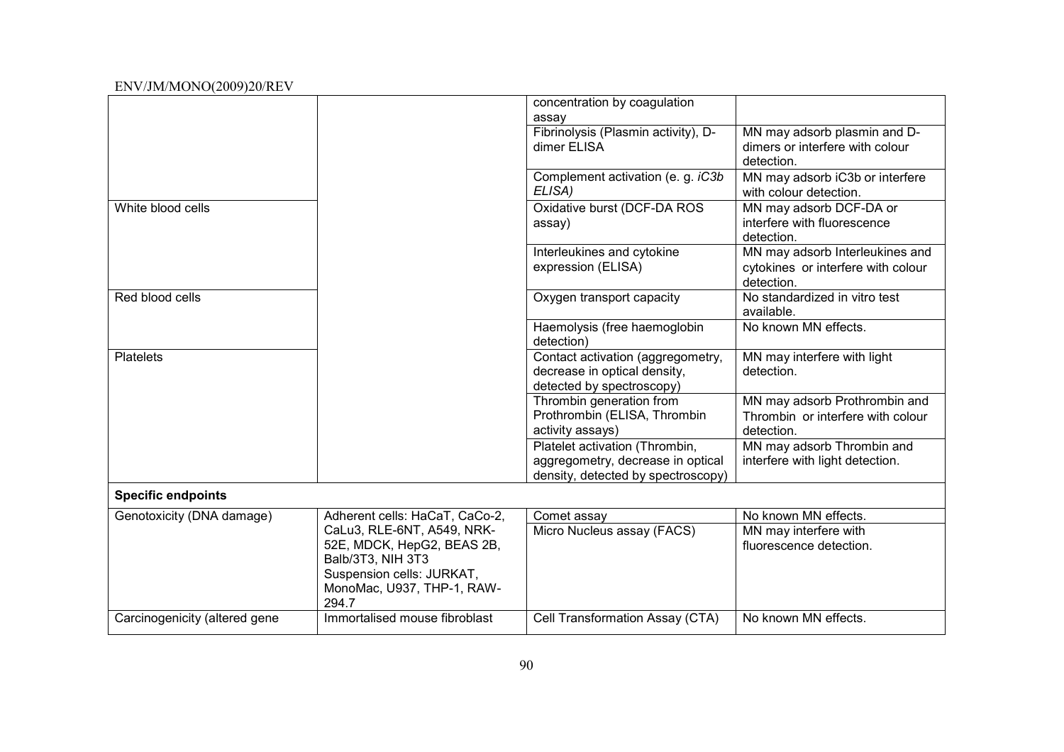| | | | |
|---|---|---|---|
| | | concentration by coagulation assay | |
| | | Fibrinolysis (Plasmin activity), D-dimer ELISA | MN may adsorb plasmin and D-dimers or interfere with colour detection. |
| | | Complement activation (e. g. *iC3b ELISA)* | MN may adsorb iC3b or interfere with colour detection. |
| White blood cells | | Oxidative burst (DCF-DA ROS assay) | MN may adsorb DCF-DA or interfere with fluorescence detection. |
| | | Interleukines and cytokine expression (ELISA) | MN may adsorb Interleukines and cytokines or interfere with colour detection. |
| Red blood cells | | Oxygen transport capacity | No standardized in vitro test available. |
| | | Haemolysis (free haemoglobin detection) | No known MN effects. |
| Platelets | | Contact activation (aggregometry, decrease in optical density, detected by spectroscopy) | MN may interfere with light detection. |
| | | Thrombin generation from Prothrombin (ELISA, Thrombin activity assays) | MN may adsorb Prothrombin and Thrombin or interfere with colour detection. |
| | | Platelet activation (Thrombin, aggregometry, decrease in optical density, detected by spectroscopy) | MN may adsorb Thrombin and interfere with light detection. |
| **Specific endpoints** | | | |
| Genotoxicity (DNA damage) | Adherent cells: HaCaT, CaCo-2, CaLu3, RLE-6NT, A549, NRK-52E, MDCK, HepG2, BEAS 2B, Balb/3T3, NIH 3T3<br>Suspension cells: JURKAT, MonoMac, U937, THP-1, RAW-294.7 | Comet assay | No known MN effects. |
| | | Micro Nucleus assay (FACS) | MN may interfere with fluorescence detection. |
| Carcinogenicity (altered gene | Immortalised mouse fibroblast | Cell Transformation Assay (CTA) | No known MN effects. |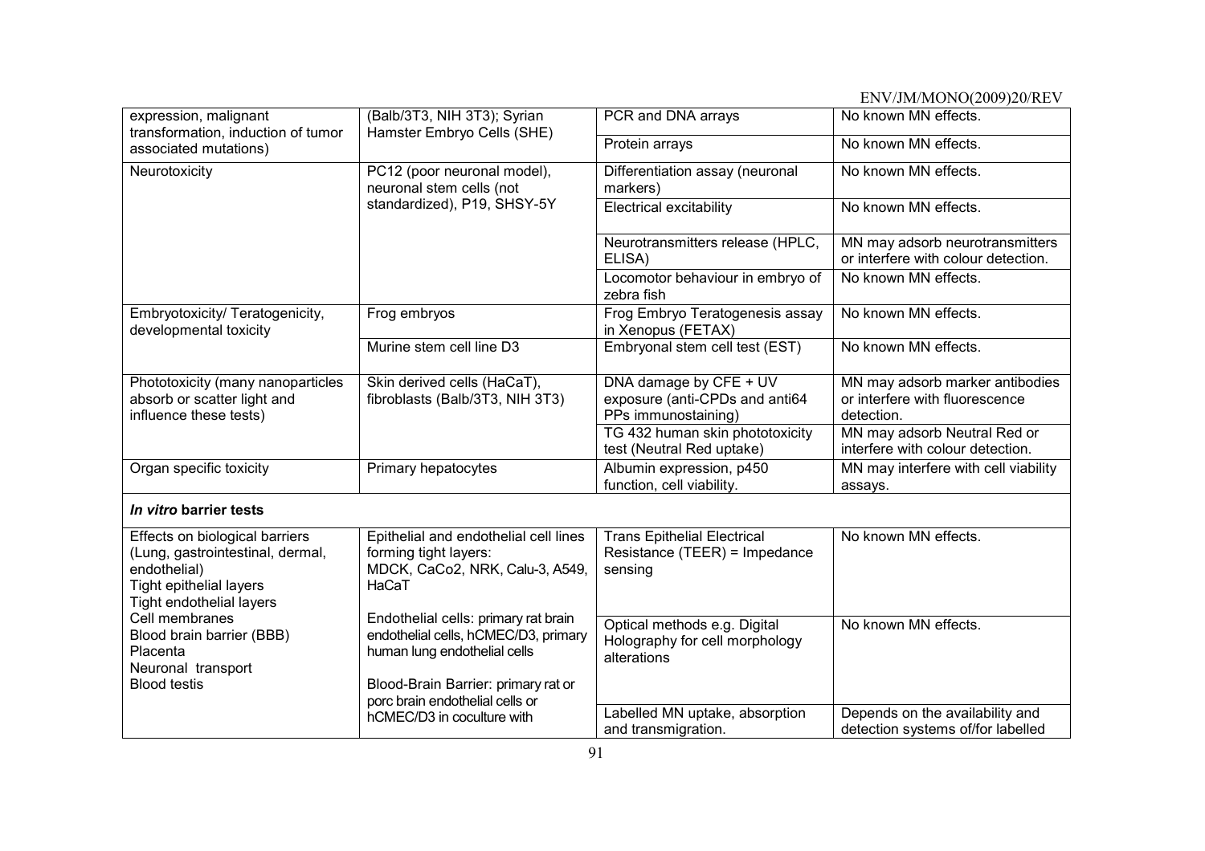| | | | |
|---|---|---|---|
| expression, malignant transformation, induction of tumor associated mutations) | (Balb/3T3, NIH 3T3); Syrian Hamster Embryo Cells (SHE) | PCR and DNA arrays | No known MN effects. |
| | | Protein arrays | No known MN effects. |
| Neurotoxicity | PC12 (poor neuronal model), neuronal stem cells (not standardized), P19, SHSY-5Y | Differentiation assay (neuronal markers) | No known MN effects. |
| | | Electrical excitability | No known MN effects. |
| | | Neurotransmitters release (HPLC, ELISA) | MN may adsorb neurotransmitters or interfere with colour detection. |
| | | Locomotor behaviour in embryo of zebra fish | No known MN effects. |
| Embryotoxicity/ Teratogenicity, developmental toxicity | Frog embryos | Frog Embryo Teratogenesis assay in Xenopus (FETAX) | No known MN effects. |
| | Murine stem cell line D3 | Embryonal stem cell test (EST) | No known MN effects. |
| Phototoxicity (many nanoparticles absorb or scatter light and influence these tests) | Skin derived cells (HaCaT), fibroblasts (Balb/3T3, NIH 3T3) | DNA damage by CFE + UV exposure (anti-CPDs and anti64 PPs immunostaining) | MN may adsorb marker antibodies or interfere with fluorescence detection. |
| | | TG 432 human skin phototoxicity test (Neutral Red uptake) | MN may adsorb Neutral Red or interfere with colour detection. |
| Organ specific toxicity | Primary hepatocytes | Albumin expression, p450 function, cell viability. | MN may interfere with cell viability assays. |
| ***In vitro* barrier tests** | | | |
| Effects on biological barriers (Lung, gastrointestinal, dermal, endothelial) Tight epithelial layers Tight endothelial layers Cell membranes Blood brain barrier (BBB) Placenta Neuronal transport Blood testis | Epithelial and endothelial cell lines forming tight layers: MDCK, CaCo2, NRK, Calu-3, A549, HaCaT Endothelial cells: primary rat brain endothelial cells, hCMEC/D3, primary human lung endothelial cells Blood-Brain Barrier: primary rat or porc brain endothelial cells or hCMEC/D3 in coculture with | Trans Epithelial Electrical Resistance (TEER) = Impedance sensing | No known MN effects. |
| | | Optical methods e.g. Digital Holography for cell morphology alterations | No known MN effects. |
| | | Labelled MN uptake, absorption and transmigration. | Depends on the availability and detection systems of/for labelled |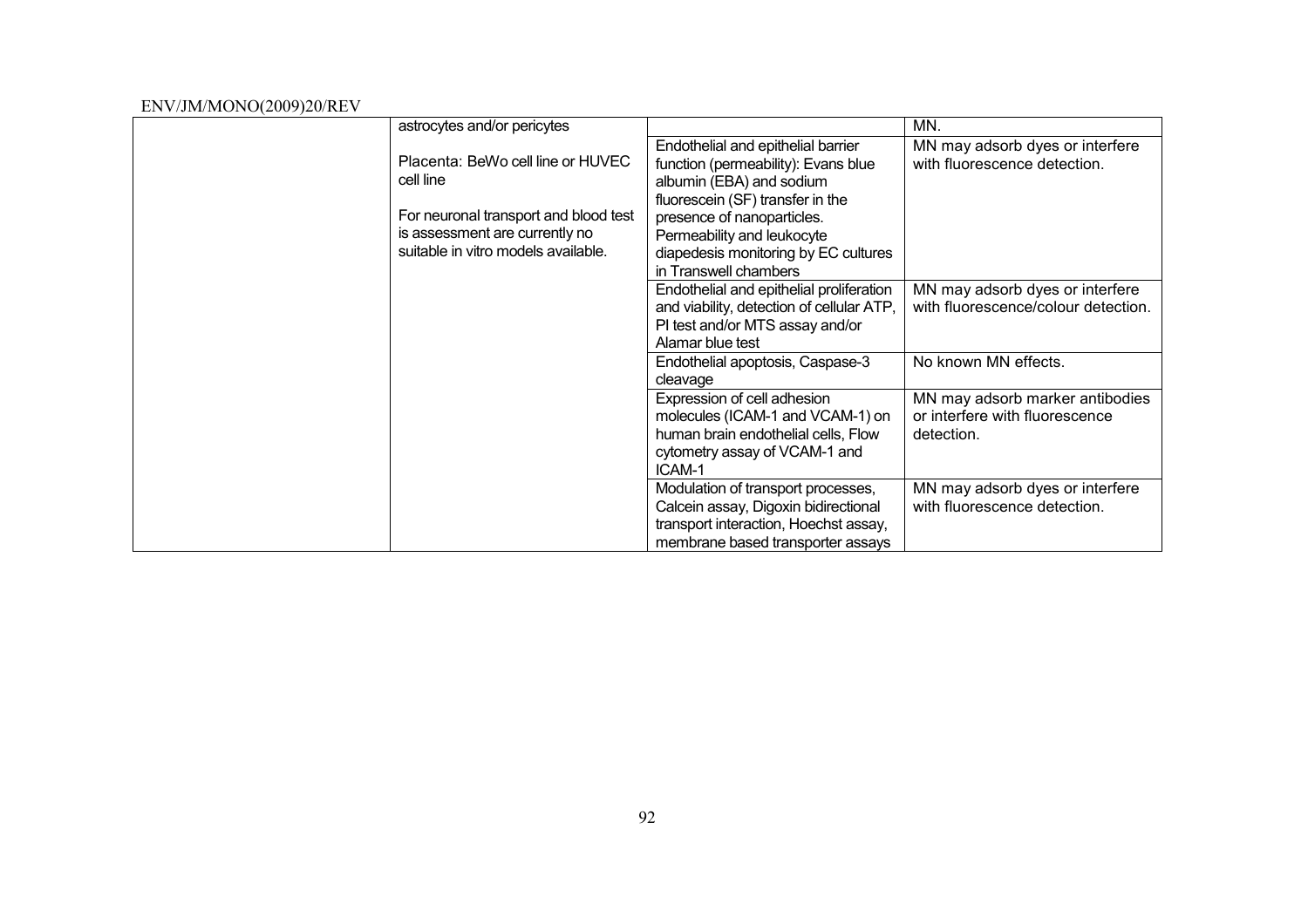| | | | |
|---|---|---|---|
| | astrocytes and/or pericytes<br><br>Placenta: BeWo cell line or HUVEC cell line<br><br>For neuronal transport and blood test is assessment are currently no suitable in vitro models available. | | MN. |
| | | Endothelial and epithelial barrier function (permeability): Evans blue albumin (EBA) and sodium fluorescein (SF) transfer in the presence of nanoparticles. Permeability and leukocyte diapedesis monitoring by EC cultures in Transwell chambers | MN may adsorb dyes or interfere with fluorescence detection. |
| | | Endothelial and epithelial proliferation and viability, detection of cellular ATP, PI test and/or MTS assay and/or Alamar blue test | MN may adsorb dyes or interfere with fluorescence/colour detection. |
| | | Endothelial apoptosis, Caspase-3 cleavage | No known MN effects. |
| | | Expression of cell adhesion molecules (ICAM-1 and VCAM-1) on human brain endothelial cells, Flow cytometry assay of VCAM-1 and ICAM-1 | MN may adsorb marker antibodies or interfere with fluorescence detection. |
| | | Modulation of transport processes, Calcein assay, Digoxin bidirectional transport interaction, Hoechst assay, membrane based transporter assays | MN may adsorb dyes or interfere with fluorescence detection. |